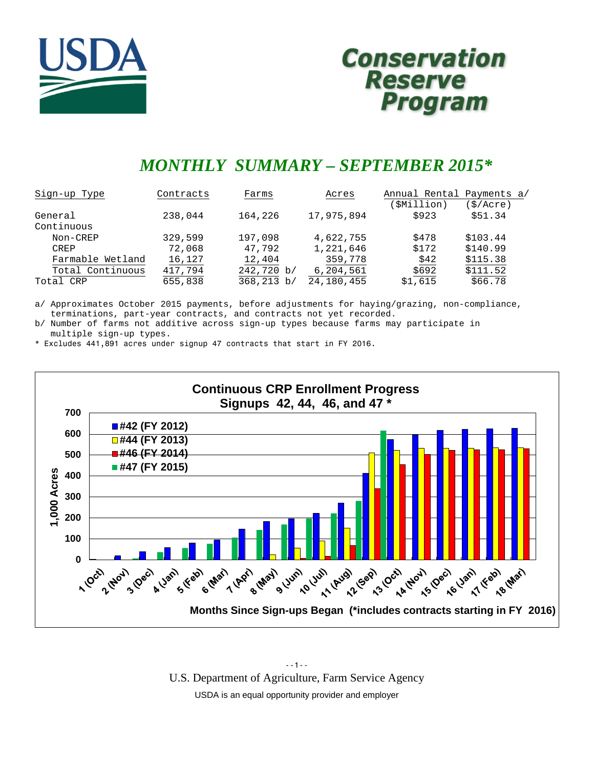# Conservation Reserve Program

## *MONTHLY SUMMARY – SEPTEMBER 2015**

| Sign-up Type | Contracts | Farms | Acres | Annual Rental Payments a/ ($Million) | Annual Rental Payments a/ ($/Acre) |
|---|---|---|---|---|---|
| General | 238,044 | 164,226 | 17,975,894 | $923 | $51.34 |
| Continuous | | | | | |
| Non-CREP | 329,599 | 197,098 | 4,622,755 | $478 | $103.44 |
| CREP | 72,068 | 47,792 | 1,221,646 | $172 | $140.99 |
| Farmable Wetland | 16,127 | 12,404 | 359,778 | $42 | $115.38 |
| Total Continuous | 417,794 | 242,720 b/ | 6,204,561 | $692 | $111.52 |
| Total CRP | 655,838 | 368,213 b/ | 24,180,455 | $1,615 | $66.78 |

a/ Approximates October 2015 payments, before adjustments for haying/grazing, non-compliance, terminations, part-year contracts, and contracts not yet recorded.

b/ Number of farms not additive across sign-up types because farms may participate in multiple sign-up types.

* Excludes 441,891 acres under signup 47 contracts that start in FY 2016.

**Continuous CRP Enrollment Progress**
**Signups 42, 44, 46, and 47 ***

Legend: #42 (FY 2012); #44 (FY 2013); #46 (FY 2014); #47 (FY 2015)

Y-axis: 1,000 Acres (0–700)

X-axis: Months Since Sign-ups Began (*includes contracts starting in FY 2016): 1 (Oct), 2 (Nov), 3 (Dec), 4 (Jan), 5 (Feb), 6 (Mar), 7 (Apr), 8 (May), 9 (Jun), 10 (Jul), 11 (Aug), 12 (Sep), 13 (Oct), 14 (Nov), 15 (Dec), 16 (Jan), 17 (Feb), 18 (Mar)

U.S. Department of Agriculture, Farm Service Agency

USDA is an equal opportunity provider and employer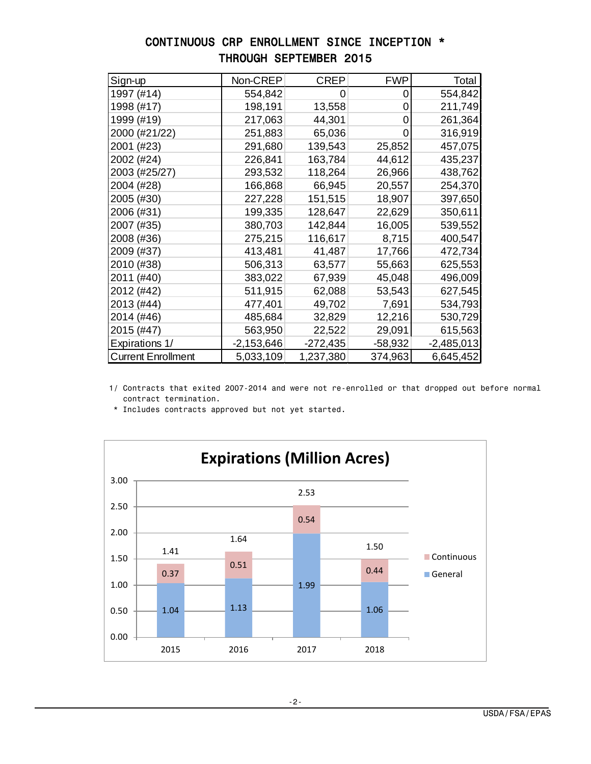# CONTINUOUS CRP ENROLLMENT SINCE INCEPTION *
# THROUGH SEPTEMBER 2015

| Sign-up | Non-CREP | CREP | FWP | Total |
|---|---|---|---|---|
| 1997 (#14) | 554,842 | 0 | 0 | 554,842 |
| 1998 (#17) | 198,191 | 13,558 | 0 | 211,749 |
| 1999 (#19) | 217,063 | 44,301 | 0 | 261,364 |
| 2000 (#21/22) | 251,883 | 65,036 | 0 | 316,919 |
| 2001 (#23) | 291,680 | 139,543 | 25,852 | 457,075 |
| 2002 (#24) | 226,841 | 163,784 | 44,612 | 435,237 |
| 2003 (#25/27) | 293,532 | 118,264 | 26,966 | 438,762 |
| 2004 (#28) | 166,868 | 66,945 | 20,557 | 254,370 |
| 2005 (#30) | 227,228 | 151,515 | 18,907 | 397,650 |
| 2006 (#31) | 199,335 | 128,647 | 22,629 | 350,611 |
| 2007 (#35) | 380,703 | 142,844 | 16,005 | 539,552 |
| 2008 (#36) | 275,215 | 116,617 | 8,715 | 400,547 |
| 2009 (#37) | 413,481 | 41,487 | 17,766 | 472,734 |
| 2010 (#38) | 506,313 | 63,577 | 55,663 | 625,553 |
| 2011 (#40) | 383,022 | 67,939 | 45,048 | 496,009 |
| 2012 (#42) | 511,915 | 62,088 | 53,543 | 627,545 |
| 2013 (#44) | 477,401 | 49,702 | 7,691 | 534,793 |
| 2014 (#46) | 485,684 | 32,829 | 12,216 | 530,729 |
| 2015 (#47) | 563,950 | 22,522 | 29,091 | 615,563 |
| Expirations 1/ | -2,153,646 | -272,435 | -58,932 | -2,485,013 |
| Current Enrollment | 5,033,109 | 1,237,380 | 374,963 | 6,645,452 |

1/ Contracts that exited 2007-2014 and were not re-enrolled or that dropped out before normal contract termination.

\* Includes contracts approved but not yet started.

## Expirations (Million Acres)

| Year | General | Continuous | Total |
|---|---|---|---|
| 2015 | 1.04 | 0.37 | 1.41 |
| 2016 | 1.13 | 0.51 | 1.64 |
| 2017 | 1.99 | 0.54 | 2.53 |
| 2018 | 1.06 | 0.44 | 1.50 |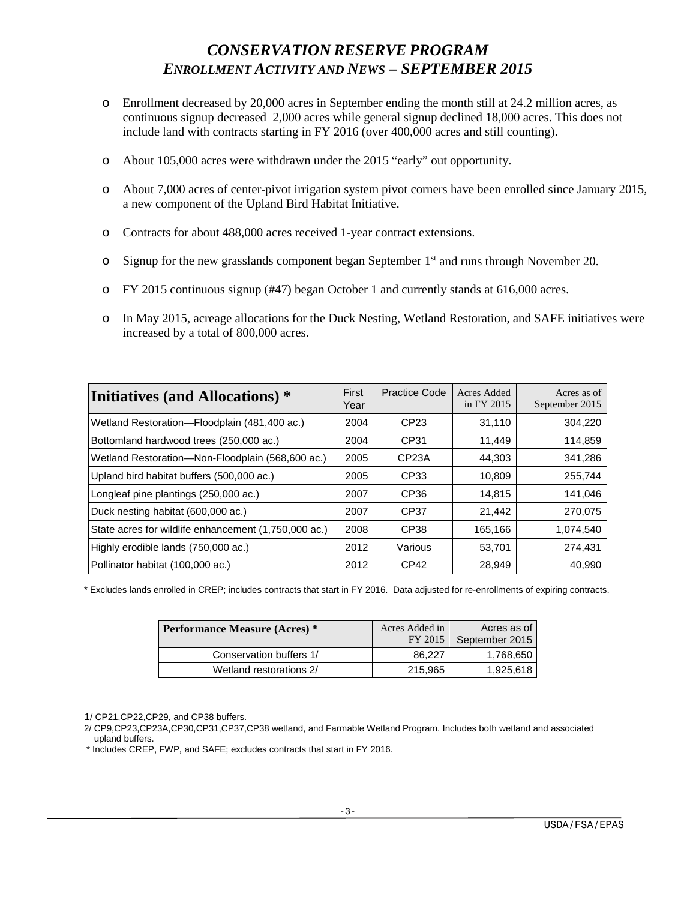# *CONSERVATION RESERVE PROGRAM*
## *ENROLLMENT ACTIVITY AND NEWS – SEPTEMBER 2015*

- Enrollment decreased by 20,000 acres in September ending the month still at 24.2 million acres, as continuous signup decreased 2,000 acres while general signup declined 18,000 acres. This does not include land with contracts starting in FY 2016 (over 400,000 acres and still counting).
- About 105,000 acres were withdrawn under the 2015 "early" out opportunity.
- About 7,000 acres of center-pivot irrigation system pivot corners have been enrolled since January 2015, a new component of the Upland Bird Habitat Initiative.
- Contracts for about 488,000 acres received 1-year contract extensions.
- Signup for the new grasslands component began September 1st and runs through November 20.
- FY 2015 continuous signup (#47) began October 1 and currently stands at 616,000 acres.
- In May 2015, acreage allocations for the Duck Nesting, Wetland Restoration, and SAFE initiatives were increased by a total of 800,000 acres.

| **Initiatives (and Allocations) *** | First Year | Practice Code | Acres Added in FY 2015 | Acres as of September 2015 |
|---|---|---|---|---|
| Wetland Restoration—Floodplain (481,400 ac.) | 2004 | CP23 | 31,110 | 304,220 |
| Bottomland hardwood trees (250,000 ac.) | 2004 | CP31 | 11,449 | 114,859 |
| Wetland Restoration—Non-Floodplain (568,600 ac.) | 2005 | CP23A | 44,303 | 341,286 |
| Upland bird habitat buffers (500,000 ac.) | 2005 | CP33 | 10,809 | 255,744 |
| Longleaf pine plantings (250,000 ac.) | 2007 | CP36 | 14,815 | 141,046 |
| Duck nesting habitat (600,000 ac.) | 2007 | CP37 | 21,442 | 270,075 |
| State acres for wildlife enhancement (1,750,000 ac.) | 2008 | CP38 | 165,166 | 1,074,540 |
| Highly erodible lands (750,000 ac.) | 2012 | Various | 53,701 | 274,431 |
| Pollinator habitat (100,000 ac.) | 2012 | CP42 | 28,949 | 40,990 |

\* Excludes lands enrolled in CREP; includes contracts that start in FY 2016. Data adjusted for re-enrollments of expiring contracts.

| **Performance Measure (Acres) *** | Acres Added in FY 2015 | Acres as of September 2015 |
|---|---|---|
| Conservation buffers 1/ | 86,227 | 1,768,650 |
| Wetland restorations 2/ | 215,965 | 1,925,618 |

1/ CP21,CP22,CP29, and CP38 buffers.

2/ CP9,CP23,CP23A,CP30,CP31,CP37,CP38 wetland, and Farmable Wetland Program. Includes both wetland and associated upland buffers.

\* Includes CREP, FWP, and SAFE; excludes contracts that start in FY 2016.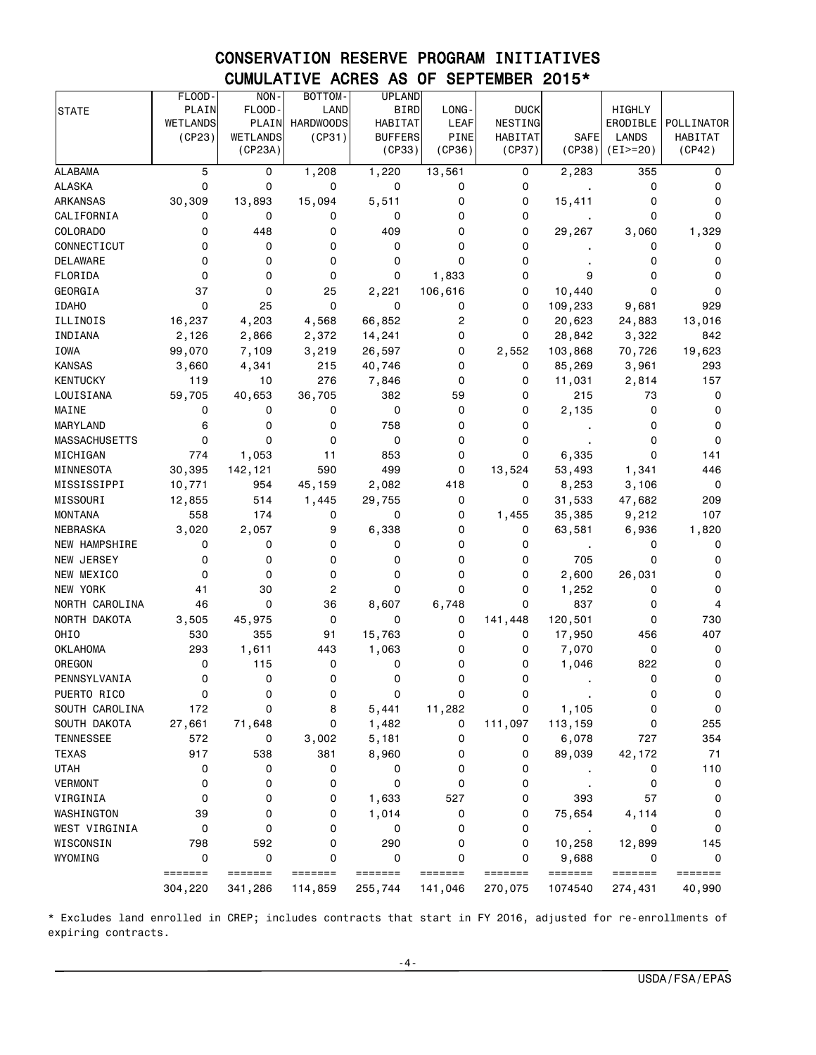# CONSERVATION RESERVE PROGRAM INITIATIVES

## CUMULATIVE ACRES AS OF SEPTEMBER 2015*

| STATE | FLOOD-PLAIN WETLANDS (CP23) | NON-FLOOD-PLAIN WETLANDS (CP23A) | BOTTOM-LAND HARDWOODS (CP31) | UPLAND BIRD HABITAT BUFFERS (CP33) | LONG-LEAF PINE (CP36) | DUCK NESTING HABITAT (CP37) | SAFE (CP38) | HIGHLY ERODIBLE LANDS (EI>=20) | POLLINATOR HABITAT (CP42) |
|---|---|---|---|---|---|---|---|---|---|
| ALABAMA | 5 | 0 | 1,208 | 1,220 | 13,561 | 0 | 2,283 | 355 | 0 |
| ALASKA | 0 | 0 | 0 | 0 | 0 | 0 | . | 0 | 0 |
| ARKANSAS | 30,309 | 13,893 | 15,094 | 5,511 | 0 | 0 | 15,411 | 0 | 0 |
| CALIFORNIA | 0 | 0 | 0 | 0 | 0 | 0 | . | 0 | 0 |
| COLORADO | 0 | 448 | 0 | 409 | 0 | 0 | 29,267 | 3,060 | 1,329 |
| CONNECTICUT | 0 | 0 | 0 | 0 | 0 | 0 | . | 0 | 0 |
| DELAWARE | 0 | 0 | 0 | 0 | 0 | 0 | . | 0 | 0 |
| FLORIDA | 0 | 0 | 0 | 0 | 1,833 | 0 | 9 | 0 | 0 |
| GEORGIA | 37 | 0 | 25 | 2,221 | 106,616 | 0 | 10,440 | 0 | 0 |
| IDAHO | 0 | 25 | 0 | 0 | 0 | 0 | 109,233 | 9,681 | 929 |
| ILLINOIS | 16,237 | 4,203 | 4,568 | 66,852 | 2 | 0 | 20,623 | 24,883 | 13,016 |
| INDIANA | 2,126 | 2,866 | 2,372 | 14,241 | 0 | 0 | 28,842 | 3,322 | 842 |
| IOWA | 99,070 | 7,109 | 3,219 | 26,597 | 0 | 2,552 | 103,868 | 70,726 | 19,623 |
| KANSAS | 3,660 | 4,341 | 215 | 40,746 | 0 | 0 | 85,269 | 3,961 | 293 |
| KENTUCKY | 119 | 10 | 276 | 7,846 | 0 | 0 | 11,031 | 2,814 | 157 |
| LOUISIANA | 59,705 | 40,653 | 36,705 | 382 | 59 | 0 | 215 | 73 | 0 |
| MAINE | 0 | 0 | 0 | 0 | 0 | 0 | 2,135 | 0 | 0 |
| MARYLAND | 6 | 0 | 0 | 758 | 0 | 0 | . | 0 | 0 |
| MASSACHUSETTS | 0 | 0 | 0 | 0 | 0 | 0 | . | 0 | 0 |
| MICHIGAN | 774 | 1,053 | 11 | 853 | 0 | 0 | 6,335 | 0 | 141 |
| MINNESOTA | 30,395 | 142,121 | 590 | 499 | 0 | 13,524 | 53,493 | 1,341 | 446 |
| MISSISSIPPI | 10,771 | 954 | 45,159 | 2,082 | 418 | 0 | 8,253 | 3,106 | 0 |
| MISSOURI | 12,855 | 514 | 1,445 | 29,755 | 0 | 0 | 31,533 | 47,682 | 209 |
| MONTANA | 558 | 174 | 0 | 0 | 0 | 1,455 | 35,385 | 9,212 | 107 |
| NEBRASKA | 3,020 | 2,057 | 9 | 6,338 | 0 | 0 | 63,581 | 6,936 | 1,820 |
| NEW HAMPSHIRE | 0 | 0 | 0 | 0 | 0 | 0 | . | 0 | 0 |
| NEW JERSEY | 0 | 0 | 0 | 0 | 0 | 0 | 705 | 0 | 0 |
| NEW MEXICO | 0 | 0 | 0 | 0 | 0 | 0 | 2,600 | 26,031 | 0 |
| NEW YORK | 41 | 30 | 2 | 0 | 0 | 0 | 1,252 | 0 | 0 |
| NORTH CAROLINA | 46 | 0 | 36 | 8,607 | 6,748 | 0 | 837 | 0 | 4 |
| NORTH DAKOTA | 3,505 | 45,975 | 0 | 0 | 0 | 141,448 | 120,501 | 0 | 730 |
| OHIO | 530 | 355 | 91 | 15,763 | 0 | 0 | 17,950 | 456 | 407 |
| OKLAHOMA | 293 | 1,611 | 443 | 1,063 | 0 | 0 | 7,070 | 0 | 0 |
| OREGON | 0 | 115 | 0 | 0 | 0 | 0 | 1,046 | 822 | 0 |
| PENNSYLVANIA | 0 | 0 | 0 | 0 | 0 | 0 | . | 0 | 0 |
| PUERTO RICO | 0 | 0 | 0 | 0 | 0 | 0 | . | 0 | 0 |
| SOUTH CAROLINA | 172 | 0 | 8 | 5,441 | 11,282 | 0 | 1,105 | 0 | 0 |
| SOUTH DAKOTA | 27,661 | 71,648 | 0 | 1,482 | 0 | 111,097 | 113,159 | 0 | 255 |
| TENNESSEE | 572 | 0 | 3,002 | 5,181 | 0 | 0 | 6,078 | 727 | 354 |
| TEXAS | 917 | 538 | 381 | 8,960 | 0 | 0 | 89,039 | 42,172 | 71 |
| UTAH | 0 | 0 | 0 | 0 | 0 | 0 | . | 0 | 110 |
| VERMONT | 0 | 0 | 0 | 0 | 0 | 0 | . | 0 | 0 |
| VIRGINIA | 0 | 0 | 0 | 1,633 | 527 | 0 | 393 | 57 | 0 |
| WASHINGTON | 39 | 0 | 0 | 1,014 | 0 | 0 | 75,654 | 4,114 | 0 |
| WEST VIRGINIA | 0 | 0 | 0 | 0 | 0 | 0 | . | 0 | 0 |
| WISCONSIN | 798 | 592 | 0 | 290 | 0 | 0 | 10,258 | 12,899 | 145 |
| WYOMING | 0 | 0 | 0 | 0 | 0 | 0 | 9,688 | 0 | 0 |
| | ======= | ======= | ======= | ======= | ======= | ======= | ======= | ======= | ======= |
| | 304,220 | 341,286 | 114,859 | 255,744 | 141,046 | 270,075 | 1074540 | 274,431 | 40,990 |

* Excludes land enrolled in CREP; includes contracts that start in FY 2016, adjusted for re-enrollments of expiring contracts.

USDA/FSA/EPAS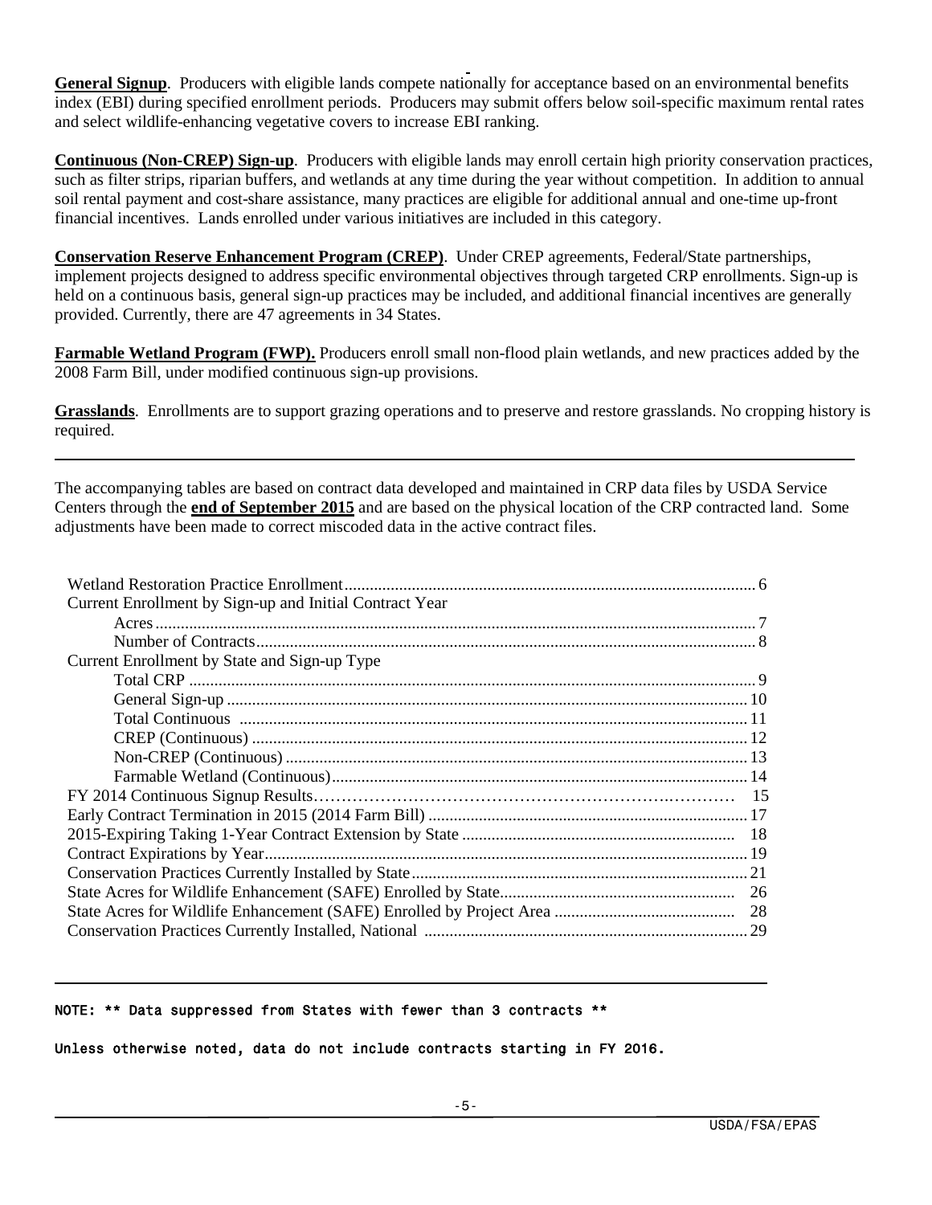**General Signup**. Producers with eligible lands compete nationally for acceptance based on an environmental benefits index (EBI) during specified enrollment periods. Producers may submit offers below soil-specific maximum rental rates and select wildlife-enhancing vegetative covers to increase EBI ranking.

**Continuous (Non-CREP) Sign-up**. Producers with eligible lands may enroll certain high priority conservation practices, such as filter strips, riparian buffers, and wetlands at any time during the year without competition. In addition to annual soil rental payment and cost-share assistance, many practices are eligible for additional annual and one-time up-front financial incentives. Lands enrolled under various initiatives are included in this category.

**Conservation Reserve Enhancement Program (CREP)**. Under CREP agreements, Federal/State partnerships, implement projects designed to address specific environmental objectives through targeted CRP enrollments. Sign-up is held on a continuous basis, general sign-up practices may be included, and additional financial incentives are generally provided. Currently, there are 47 agreements in 34 States.

**Farmable Wetland Program (FWP).** Producers enroll small non-flood plain wetlands, and new practices added by the 2008 Farm Bill, under modified continuous sign-up provisions.

**Grasslands**. Enrollments are to support grazing operations and to preserve and restore grasslands. No cropping history is required.

---

The accompanying tables are based on contract data developed and maintained in CRP data files by USDA Service Centers through the **end of September 2015** and are based on the physical location of the CRP contracted land. Some adjustments have been made to correct miscoded data in the active contract files.

| Contents | Page |
|---|---|
| Wetland Restoration Practice Enrollment | 6 |
| Current Enrollment by Sign-up and Initial Contract Year | |
| Acres | 7 |
| Number of Contracts | 8 |
| Current Enrollment by State and Sign-up Type | |
| Total CRP | 9 |
| General Sign-up | 10 |
| Total Continuous | 11 |
| CREP (Continuous) | 12 |
| Non-CREP (Continuous) | 13 |
| Farmable Wetland (Continuous) | 14 |
| FY 2014 Continuous Signup Results | 15 |
| Early Contract Termination in 2015 (2014 Farm Bill) | 17 |
| 2015-Expiring Taking 1-Year Contract Extension by State | 18 |
| Contract Expirations by Year | 19 |
| Conservation Practices Currently Installed by State | 21 |
| State Acres for Wildlife Enhancement (SAFE) Enrolled by State | 26 |
| State Acres for Wildlife Enhancement (SAFE) Enrolled by Project Area | 28 |
| Conservation Practices Currently Installed, National | 29 |

---

NOTE: ** Data suppressed from States with fewer than 3 contracts **

Unless otherwise noted, data do not include contracts starting in FY 2016.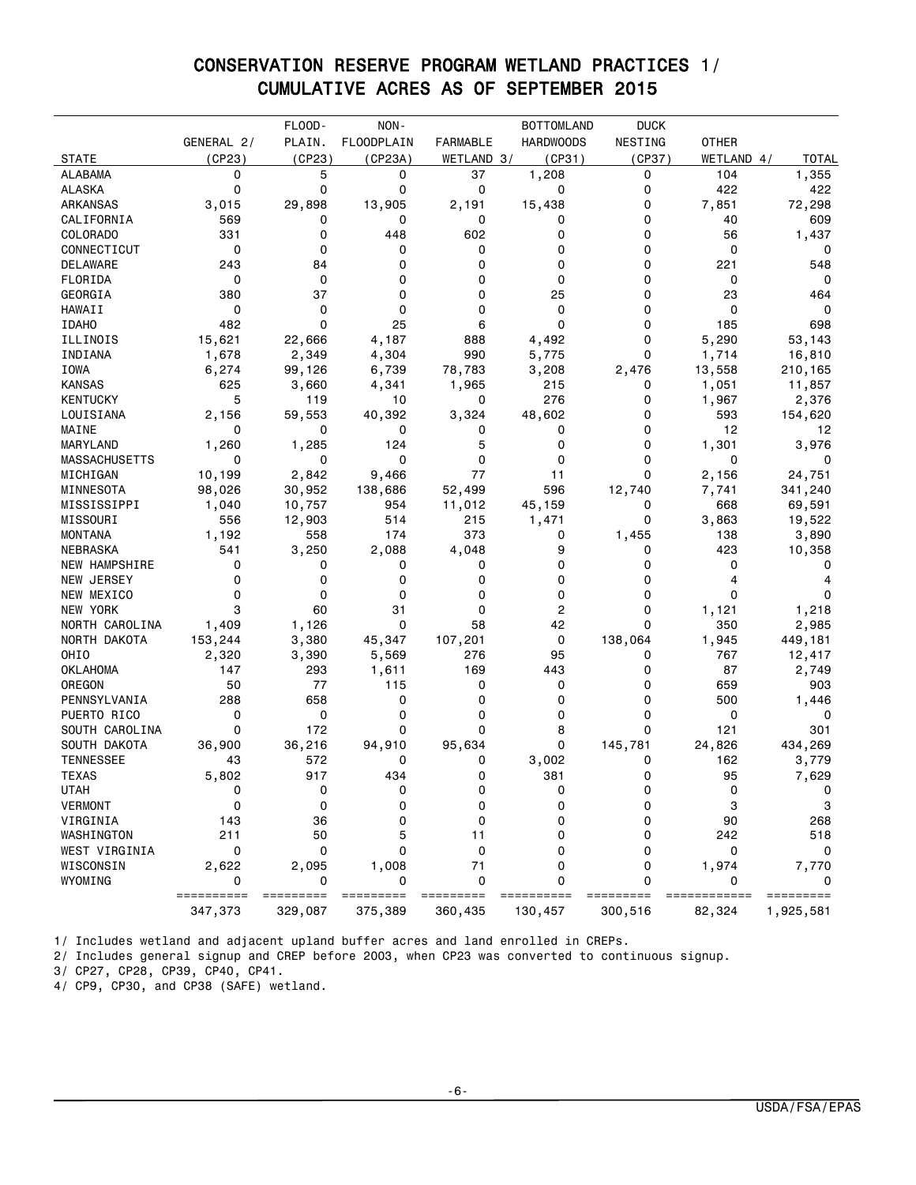# CONSERVATION RESERVE PROGRAM WETLAND PRACTICES 1/
## CUMULATIVE ACRES AS OF SEPTEMBER 2015

| STATE | GENERAL 2/ (CP23) | FLOOD-PLAIN. (CP23) | NON-FLOODPLAIN (CP23A) | FARMABLE WETLAND 3/ | BOTTOMLAND HARDWOODS (CP31) | DUCK NESTING (CP37) | OTHER WETLAND 4/ | TOTAL |
|---|---|---|---|---|---|---|---|---|
| ALABAMA | 0 | 5 | 0 | 37 | 1,208 | 0 | 104 | 1,355 |
| ALASKA | 0 | 0 | 0 | 0 | 0 | 0 | 422 | 422 |
| ARKANSAS | 3,015 | 29,898 | 13,905 | 2,191 | 15,438 | 0 | 7,851 | 72,298 |
| CALIFORNIA | 569 | 0 | 0 | 0 | 0 | 0 | 40 | 609 |
| COLORADO | 331 | 0 | 448 | 602 | 0 | 0 | 56 | 1,437 |
| CONNECTICUT | 0 | 0 | 0 | 0 | 0 | 0 | 0 | 0 |
| DELAWARE | 243 | 84 | 0 | 0 | 0 | 0 | 221 | 548 |
| FLORIDA | 0 | 0 | 0 | 0 | 0 | 0 | 0 | 0 |
| GEORGIA | 380 | 37 | 0 | 0 | 25 | 0 | 23 | 464 |
| HAWAII | 0 | 0 | 0 | 0 | 0 | 0 | 0 | 0 |
| IDAHO | 482 | 0 | 25 | 6 | 0 | 0 | 185 | 698 |
| ILLINOIS | 15,621 | 22,666 | 4,187 | 888 | 4,492 | 0 | 5,290 | 53,143 |
| INDIANA | 1,678 | 2,349 | 4,304 | 990 | 5,775 | 0 | 1,714 | 16,810 |
| IOWA | 6,274 | 99,126 | 6,739 | 78,783 | 3,208 | 2,476 | 13,558 | 210,165 |
| KANSAS | 625 | 3,660 | 4,341 | 1,965 | 215 | 0 | 1,051 | 11,857 |
| KENTUCKY | 5 | 119 | 10 | 0 | 276 | 0 | 1,967 | 2,376 |
| LOUISIANA | 2,156 | 59,553 | 40,392 | 3,324 | 48,602 | 0 | 593 | 154,620 |
| MAINE | 0 | 0 | 0 | 0 | 0 | 0 | 12 | 12 |
| MARYLAND | 1,260 | 1,285 | 124 | 5 | 0 | 0 | 1,301 | 3,976 |
| MASSACHUSETTS | 0 | 0 | 0 | 0 | 0 | 0 | 0 | 0 |
| MICHIGAN | 10,199 | 2,842 | 9,466 | 77 | 11 | 0 | 2,156 | 24,751 |
| MINNESOTA | 98,026 | 30,952 | 138,686 | 52,499 | 596 | 12,740 | 7,741 | 341,240 |
| MISSISSIPPI | 1,040 | 10,757 | 954 | 11,012 | 45,159 | 0 | 668 | 69,591 |
| MISSOURI | 556 | 12,903 | 514 | 215 | 1,471 | 0 | 3,863 | 19,522 |
| MONTANA | 1,192 | 558 | 174 | 373 | 0 | 1,455 | 138 | 3,890 |
| NEBRASKA | 541 | 3,250 | 2,088 | 4,048 | 9 | 0 | 423 | 10,358 |
| NEW HAMPSHIRE | 0 | 0 | 0 | 0 | 0 | 0 | 0 | 0 |
| NEW JERSEY | 0 | 0 | 0 | 0 | 0 | 0 | 4 | 4 |
| NEW MEXICO | 0 | 0 | 0 | 0 | 0 | 0 | 0 | 0 |
| NEW YORK | 3 | 60 | 31 | 0 | 2 | 0 | 1,121 | 1,218 |
| NORTH CAROLINA | 1,409 | 1,126 | 0 | 58 | 42 | 0 | 350 | 2,985 |
| NORTH DAKOTA | 153,244 | 3,380 | 45,347 | 107,201 | 0 | 138,064 | 1,945 | 449,181 |
| OHIO | 2,320 | 3,390 | 5,569 | 276 | 95 | 0 | 767 | 12,417 |
| OKLAHOMA | 147 | 293 | 1,611 | 169 | 443 | 0 | 87 | 2,749 |
| OREGON | 50 | 77 | 115 | 0 | 0 | 0 | 659 | 903 |
| PENNSYLVANIA | 288 | 658 | 0 | 0 | 0 | 0 | 500 | 1,446 |
| PUERTO RICO | 0 | 0 | 0 | 0 | 0 | 0 | 0 | 0 |
| SOUTH CAROLINA | 0 | 172 | 0 | 0 | 8 | 0 | 121 | 301 |
| SOUTH DAKOTA | 36,900 | 36,216 | 94,910 | 95,634 | 0 | 145,781 | 24,826 | 434,269 |
| TENNESSEE | 43 | 572 | 0 | 0 | 3,002 | 0 | 162 | 3,779 |
| TEXAS | 5,802 | 917 | 434 | 0 | 381 | 0 | 95 | 7,629 |
| UTAH | 0 | 0 | 0 | 0 | 0 | 0 | 0 | 0 |
| VERMONT | 0 | 0 | 0 | 0 | 0 | 0 | 3 | 3 |
| VIRGINIA | 143 | 36 | 0 | 0 | 0 | 0 | 90 | 268 |
| WASHINGTON | 211 | 50 | 5 | 11 | 0 | 0 | 242 | 518 |
| WEST VIRGINIA | 0 | 0 | 0 | 0 | 0 | 0 | 0 | 0 |
| WISCONSIN | 2,622 | 2,095 | 1,008 | 71 | 0 | 0 | 1,974 | 7,770 |
| WYOMING | 0 | 0 | 0 | 0 | 0 | 0 | 0 | 0 |
| | 347,373 | 329,087 | 375,389 | 360,435 | 130,457 | 300,516 | 82,324 | 1,925,581 |

1/ Includes wetland and adjacent upland buffer acres and land enrolled in CREPs.
2/ Includes general signup and CREP before 2003, when CP23 was converted to continuous signup.
3/ CP27, CP28, CP39, CP40, CP41.
4/ CP9, CP30, and CP38 (SAFE) wetland.

USDA/FSA/EPAS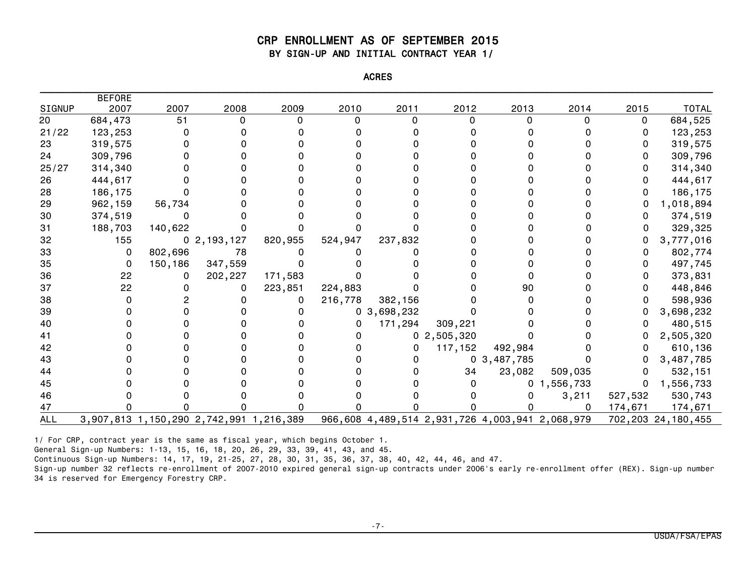# CRP ENROLLMENT AS OF SEPTEMBER 2015

## BY SIGN-UP AND INITIAL CONTRACT YEAR 1/

ACRES

| SIGNUP | BEFORE 2007 | 2007 | 2008 | 2009 | 2010 | 2011 | 2012 | 2013 | 2014 | 2015 | TOTAL |
|---|---|---|---|---|---|---|---|---|---|---|---|
| 20 | 684,473 | 51 | 0 | 0 | 0 | 0 | 0 | 0 | 0 | 0 | 684,525 |
| 21/22 | 123,253 | 0 | 0 | 0 | 0 | 0 | 0 | 0 | 0 | 0 | 123,253 |
| 23 | 319,575 | 0 | 0 | 0 | 0 | 0 | 0 | 0 | 0 | 0 | 319,575 |
| 24 | 309,796 | 0 | 0 | 0 | 0 | 0 | 0 | 0 | 0 | 0 | 309,796 |
| 25/27 | 314,340 | 0 | 0 | 0 | 0 | 0 | 0 | 0 | 0 | 0 | 314,340 |
| 26 | 444,617 | 0 | 0 | 0 | 0 | 0 | 0 | 0 | 0 | 0 | 444,617 |
| 28 | 186,175 | 0 | 0 | 0 | 0 | 0 | 0 | 0 | 0 | 0 | 186,175 |
| 29 | 962,159 | 56,734 | 0 | 0 | 0 | 0 | 0 | 0 | 0 | 0 | 1,018,894 |
| 30 | 374,519 | 0 | 0 | 0 | 0 | 0 | 0 | 0 | 0 | 0 | 374,519 |
| 31 | 188,703 | 140,622 | 0 | 0 | 0 | 0 | 0 | 0 | 0 | 0 | 329,325 |
| 32 | 155 | 0 | 2,193,127 | 820,955 | 524,947 | 237,832 | 0 | 0 | 0 | 0 | 3,777,016 |
| 33 | 0 | 802,696 | 78 | 0 | 0 | 0 | 0 | 0 | 0 | 0 | 802,774 |
| 35 | 0 | 150,186 | 347,559 | 0 | 0 | 0 | 0 | 0 | 0 | 0 | 497,745 |
| 36 | 22 | 0 | 202,227 | 171,583 | 0 | 0 | 0 | 0 | 0 | 0 | 373,831 |
| 37 | 22 | 0 | 0 | 223,851 | 224,883 | 0 | 0 | 90 | 0 | 0 | 448,846 |
| 38 | 0 | 2 | 0 | 0 | 216,778 | 382,156 | 0 | 0 | 0 | 0 | 598,936 |
| 39 | 0 | 0 | 0 | 0 | 0 | 3,698,232 | 0 | 0 | 0 | 0 | 3,698,232 |
| 40 | 0 | 0 | 0 | 0 | 0 | 171,294 | 309,221 | 0 | 0 | 0 | 480,515 |
| 41 | 0 | 0 | 0 | 0 | 0 | 0 | 2,505,320 | 0 | 0 | 0 | 2,505,320 |
| 42 | 0 | 0 | 0 | 0 | 0 | 0 | 117,152 | 492,984 | 0 | 0 | 610,136 |
| 43 | 0 | 0 | 0 | 0 | 0 | 0 | 0 | 3,487,785 | 0 | 0 | 3,487,785 |
| 44 | 0 | 0 | 0 | 0 | 0 | 0 | 34 | 23,082 | 509,035 | 0 | 532,151 |
| 45 | 0 | 0 | 0 | 0 | 0 | 0 | 0 | 0 | 1,556,733 | 0 | 1,556,733 |
| 46 | 0 | 0 | 0 | 0 | 0 | 0 | 0 | 0 | 3,211 | 527,532 | 530,743 |
| 47 | 0 | 0 | 0 | 0 | 0 | 0 | 0 | 0 | 0 | 174,671 | 174,671 |
| ALL | 3,907,813 | 1,150,290 | 2,742,991 | 1,216,389 | 966,608 | 4,489,514 | 2,931,726 | 4,003,941 | 2,068,979 | 702,203 | 24,180,455 |

1/ For CRP, contract year is the same as fiscal year, which begins October 1.

General Sign-up Numbers: 1-13, 15, 16, 18, 20, 26, 29, 33, 39, 41, 43, and 45.

Continuous Sign-up Numbers: 14, 17, 19, 21-25, 27, 28, 30, 31, 35, 36, 37, 38, 40, 42, 44, 46, and 47.

Sign-up number 32 reflects re-enrollment of 2007-2010 expired general sign-up contracts under 2006's early re-enrollment offer (REX). Sign-up number 34 is reserved for Emergency Forestry CRP.

USDA/FSA/EPAS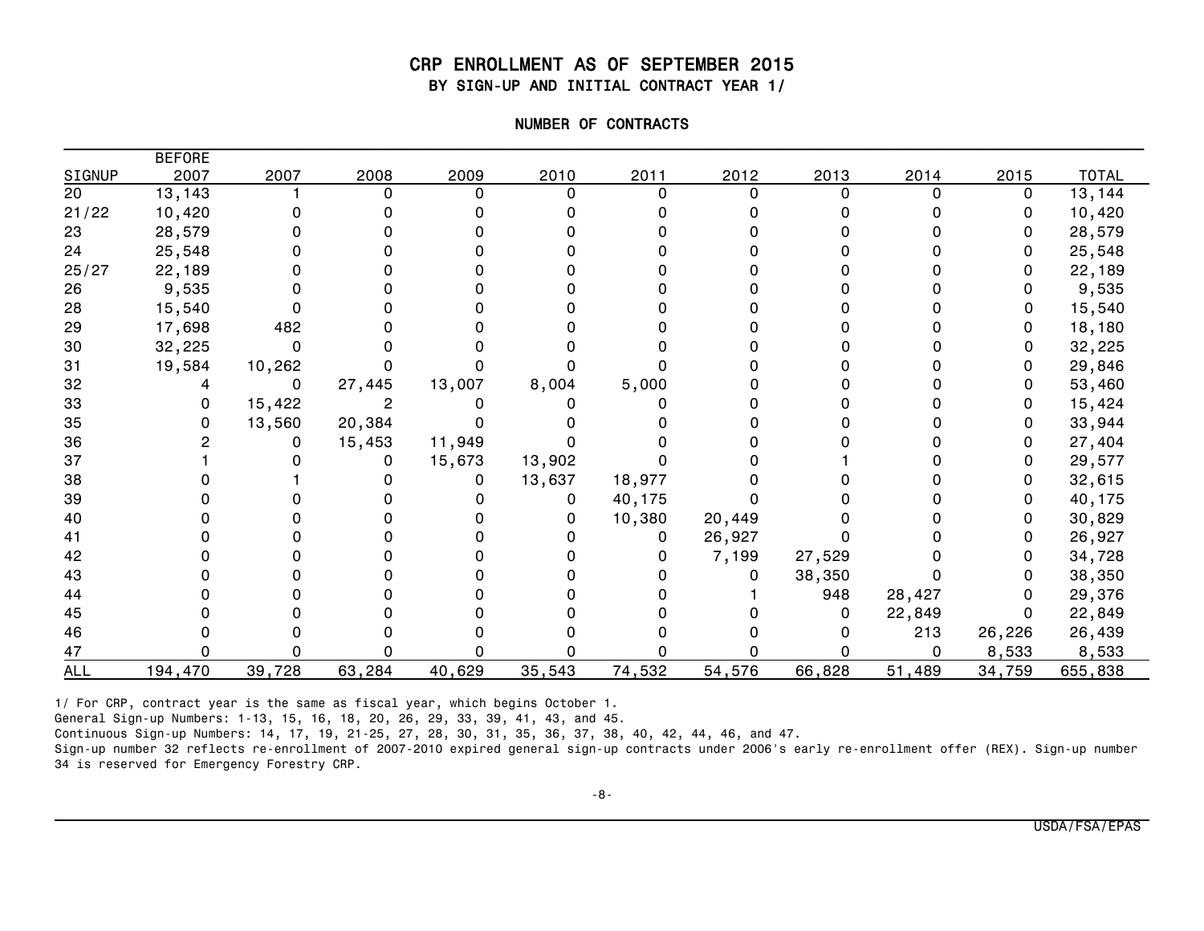# CRP ENROLLMENT AS OF SEPTEMBER 2015

## BY SIGN-UP AND INITIAL CONTRACT YEAR 1/

### NUMBER OF CONTRACTS

| SIGNUP | BEFORE 2007 | 2007 | 2008 | 2009 | 2010 | 2011 | 2012 | 2013 | 2014 | 2015 | TOTAL |
|---|---|---|---|---|---|---|---|---|---|---|---|
| 20 | 13,143 | 1 | 0 | 0 | 0 | 0 | 0 | 0 | 0 | 0 | 13,144 |
| 21/22 | 10,420 | 0 | 0 | 0 | 0 | 0 | 0 | 0 | 0 | 0 | 10,420 |
| 23 | 28,579 | 0 | 0 | 0 | 0 | 0 | 0 | 0 | 0 | 0 | 28,579 |
| 24 | 25,548 | 0 | 0 | 0 | 0 | 0 | 0 | 0 | 0 | 0 | 25,548 |
| 25/27 | 22,189 | 0 | 0 | 0 | 0 | 0 | 0 | 0 | 0 | 0 | 22,189 |
| 26 | 9,535 | 0 | 0 | 0 | 0 | 0 | 0 | 0 | 0 | 0 | 9,535 |
| 28 | 15,540 | 0 | 0 | 0 | 0 | 0 | 0 | 0 | 0 | 0 | 15,540 |
| 29 | 17,698 | 482 | 0 | 0 | 0 | 0 | 0 | 0 | 0 | 0 | 18,180 |
| 30 | 32,225 | 0 | 0 | 0 | 0 | 0 | 0 | 0 | 0 | 0 | 32,225 |
| 31 | 19,584 | 10,262 | 0 | 0 | 0 | 0 | 0 | 0 | 0 | 0 | 29,846 |
| 32 | 4 | 0 | 27,445 | 13,007 | 8,004 | 5,000 | 0 | 0 | 0 | 0 | 53,460 |
| 33 | 0 | 15,422 | 2 | 0 | 0 | 0 | 0 | 0 | 0 | 0 | 15,424 |
| 35 | 0 | 13,560 | 20,384 | 0 | 0 | 0 | 0 | 0 | 0 | 0 | 33,944 |
| 36 | 2 | 0 | 15,453 | 11,949 | 0 | 0 | 0 | 0 | 0 | 0 | 27,404 |
| 37 | 1 | 0 | 0 | 15,673 | 13,902 | 0 | 0 | 1 | 0 | 0 | 29,577 |
| 38 | 0 | 1 | 0 | 0 | 13,637 | 18,977 | 0 | 0 | 0 | 0 | 32,615 |
| 39 | 0 | 0 | 0 | 0 | 0 | 40,175 | 0 | 0 | 0 | 0 | 40,175 |
| 40 | 0 | 0 | 0 | 0 | 0 | 10,380 | 20,449 | 0 | 0 | 0 | 30,829 |
| 41 | 0 | 0 | 0 | 0 | 0 | 0 | 26,927 | 0 | 0 | 0 | 26,927 |
| 42 | 0 | 0 | 0 | 0 | 0 | 0 | 7,199 | 27,529 | 0 | 0 | 34,728 |
| 43 | 0 | 0 | 0 | 0 | 0 | 0 | 0 | 38,350 | 0 | 0 | 38,350 |
| 44 | 0 | 0 | 0 | 0 | 0 | 0 | 1 | 948 | 28,427 | 0 | 29,376 |
| 45 | 0 | 0 | 0 | 0 | 0 | 0 | 0 | 0 | 22,849 | 0 | 22,849 |
| 46 | 0 | 0 | 0 | 0 | 0 | 0 | 0 | 0 | 213 | 26,226 | 26,439 |
| 47 | 0 | 0 | 0 | 0 | 0 | 0 | 0 | 0 | 0 | 8,533 | 8,533 |
| ALL | 194,470 | 39,728 | 63,284 | 40,629 | 35,543 | 74,532 | 54,576 | 66,828 | 51,489 | 34,759 | 655,838 |

1/ For CRP, contract year is the same as fiscal year, which begins October 1.

General Sign-up Numbers: 1-13, 15, 16, 18, 20, 26, 29, 33, 39, 41, 43, and 45.

Continuous Sign-up Numbers: 14, 17, 19, 21-25, 27, 28, 30, 31, 35, 36, 37, 38, 40, 42, 44, 46, and 47.

Sign-up number 32 reflects re-enrollment of 2007-2010 expired general sign-up contracts under 2006's early re-enrollment offer (REX). Sign-up number 34 is reserved for Emergency Forestry CRP.

USDA/FSA/EPAS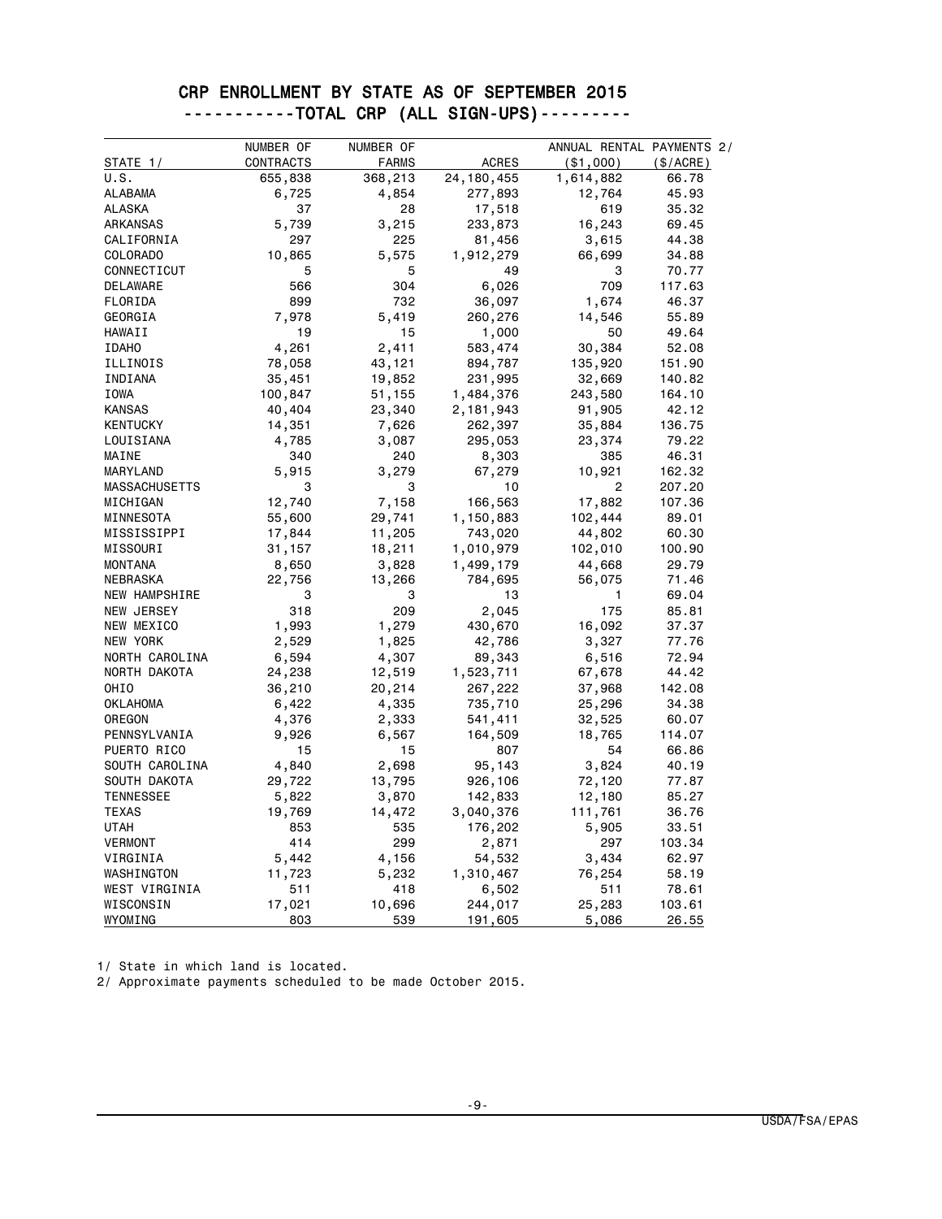# CRP ENROLLMENT BY STATE AS OF SEPTEMBER 2015

## -----------TOTAL CRP (ALL SIGN-UPS)---------

| STATE 1/ | NUMBER OF CONTRACTS | NUMBER OF FARMS | ACRES | ANNUAL RENTAL PAYMENTS 2/ ($1,000) | ($/ACRE) |
|---|---|---|---|---|---|
| U.S. | 655,838 | 368,213 | 24,180,455 | 1,614,882 | 66.78 |
| ALABAMA | 6,725 | 4,854 | 277,893 | 12,764 | 45.93 |
| ALASKA | 37 | 28 | 17,518 | 619 | 35.32 |
| ARKANSAS | 5,739 | 3,215 | 233,873 | 16,243 | 69.45 |
| CALIFORNIA | 297 | 225 | 81,456 | 3,615 | 44.38 |
| COLORADO | 10,865 | 5,575 | 1,912,279 | 66,699 | 34.88 |
| CONNECTICUT | 5 | 5 | 49 | 3 | 70.77 |
| DELAWARE | 566 | 304 | 6,026 | 709 | 117.63 |
| FLORIDA | 899 | 732 | 36,097 | 1,674 | 46.37 |
| GEORGIA | 7,978 | 5,419 | 260,276 | 14,546 | 55.89 |
| HAWAII | 19 | 15 | 1,000 | 50 | 49.64 |
| IDAHO | 4,261 | 2,411 | 583,474 | 30,384 | 52.08 |
| ILLINOIS | 78,058 | 43,121 | 894,787 | 135,920 | 151.90 |
| INDIANA | 35,451 | 19,852 | 231,995 | 32,669 | 140.82 |
| IOWA | 100,847 | 51,155 | 1,484,376 | 243,580 | 164.10 |
| KANSAS | 40,404 | 23,340 | 2,181,943 | 91,905 | 42.12 |
| KENTUCKY | 14,351 | 7,626 | 262,397 | 35,884 | 136.75 |
| LOUISIANA | 4,785 | 3,087 | 295,053 | 23,374 | 79.22 |
| MAINE | 340 | 240 | 8,303 | 385 | 46.31 |
| MARYLAND | 5,915 | 3,279 | 67,279 | 10,921 | 162.32 |
| MASSACHUSETTS | 3 | 3 | 10 | 2 | 207.20 |
| MICHIGAN | 12,740 | 7,158 | 166,563 | 17,882 | 107.36 |
| MINNESOTA | 55,600 | 29,741 | 1,150,883 | 102,444 | 89.01 |
| MISSISSIPPI | 17,844 | 11,205 | 743,020 | 44,802 | 60.30 |
| MISSOURI | 31,157 | 18,211 | 1,010,979 | 102,010 | 100.90 |
| MONTANA | 8,650 | 3,828 | 1,499,179 | 44,668 | 29.79 |
| NEBRASKA | 22,756 | 13,266 | 784,695 | 56,075 | 71.46 |
| NEW HAMPSHIRE | 3 | 3 | 13 | 1 | 69.04 |
| NEW JERSEY | 318 | 209 | 2,045 | 175 | 85.81 |
| NEW MEXICO | 1,993 | 1,279 | 430,670 | 16,092 | 37.37 |
| NEW YORK | 2,529 | 1,825 | 42,786 | 3,327 | 77.76 |
| NORTH CAROLINA | 6,594 | 4,307 | 89,343 | 6,516 | 72.94 |
| NORTH DAKOTA | 24,238 | 12,519 | 1,523,711 | 67,678 | 44.42 |
| OHIO | 36,210 | 20,214 | 267,222 | 37,968 | 142.08 |
| OKLAHOMA | 6,422 | 4,335 | 735,710 | 25,296 | 34.38 |
| OREGON | 4,376 | 2,333 | 541,411 | 32,525 | 60.07 |
| PENNSYLVANIA | 9,926 | 6,567 | 164,509 | 18,765 | 114.07 |
| PUERTO RICO | 15 | 15 | 807 | 54 | 66.86 |
| SOUTH CAROLINA | 4,840 | 2,698 | 95,143 | 3,824 | 40.19 |
| SOUTH DAKOTA | 29,722 | 13,795 | 926,106 | 72,120 | 77.87 |
| TENNESSEE | 5,822 | 3,870 | 142,833 | 12,180 | 85.27 |
| TEXAS | 19,769 | 14,472 | 3,040,376 | 111,761 | 36.76 |
| UTAH | 853 | 535 | 176,202 | 5,905 | 33.51 |
| VERMONT | 414 | 299 | 2,871 | 297 | 103.34 |
| VIRGINIA | 5,442 | 4,156 | 54,532 | 3,434 | 62.97 |
| WASHINGTON | 11,723 | 5,232 | 1,310,467 | 76,254 | 58.19 |
| WEST VIRGINIA | 511 | 418 | 6,502 | 511 | 78.61 |
| WISCONSIN | 17,021 | 10,696 | 244,017 | 25,283 | 103.61 |
| WYOMING | 803 | 539 | 191,605 | 5,086 | 26.55 |

1/ State in which land is located.

2/ Approximate payments scheduled to be made October 2015.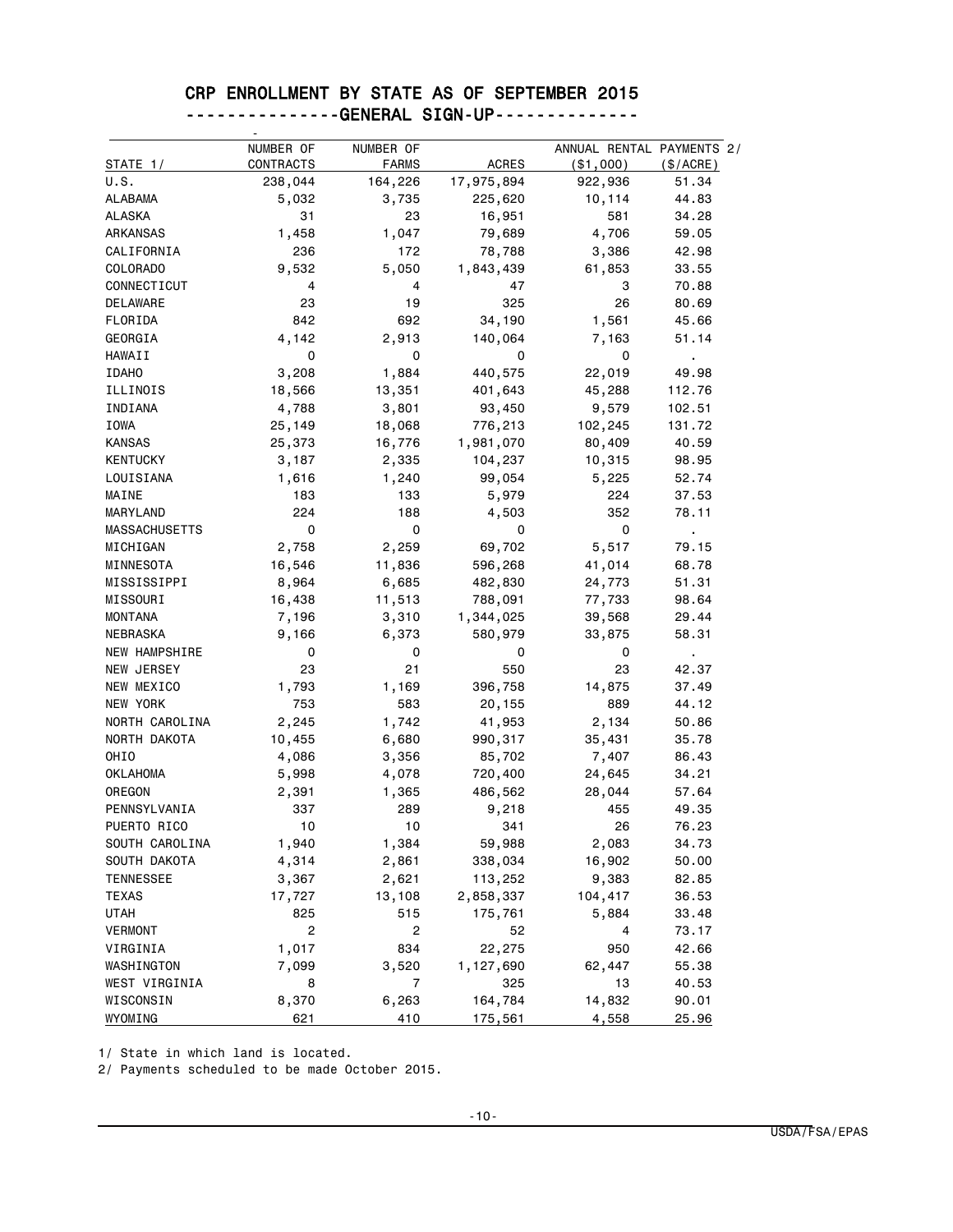# CRP ENROLLMENT BY STATE AS OF SEPTEMBER 2015

## ---------------GENERAL SIGN-UP--------------

| STATE 1/ | NUMBER OF CONTRACTS | NUMBER OF FARMS | ACRES | ANNUAL RENTAL PAYMENTS 2/ ($1,000) | ($/ACRE) |
|---|---|---|---|---|---|
| U.S. | 238,044 | 164,226 | 17,975,894 | 922,936 | 51.34 |
| ALABAMA | 5,032 | 3,735 | 225,620 | 10,114 | 44.83 |
| ALASKA | 31 | 23 | 16,951 | 581 | 34.28 |
| ARKANSAS | 1,458 | 1,047 | 79,689 | 4,706 | 59.05 |
| CALIFORNIA | 236 | 172 | 78,788 | 3,386 | 42.98 |
| COLORADO | 9,532 | 5,050 | 1,843,439 | 61,853 | 33.55 |
| CONNECTICUT | 4 | 4 | 47 | 3 | 70.88 |
| DELAWARE | 23 | 19 | 325 | 26 | 80.69 |
| FLORIDA | 842 | 692 | 34,190 | 1,561 | 45.66 |
| GEORGIA | 4,142 | 2,913 | 140,064 | 7,163 | 51.14 |
| HAWAII | 0 | 0 | 0 | 0 | . |
| IDAHO | 3,208 | 1,884 | 440,575 | 22,019 | 49.98 |
| ILLINOIS | 18,566 | 13,351 | 401,643 | 45,288 | 112.76 |
| INDIANA | 4,788 | 3,801 | 93,450 | 9,579 | 102.51 |
| IOWA | 25,149 | 18,068 | 776,213 | 102,245 | 131.72 |
| KANSAS | 25,373 | 16,776 | 1,981,070 | 80,409 | 40.59 |
| KENTUCKY | 3,187 | 2,335 | 104,237 | 10,315 | 98.95 |
| LOUISIANA | 1,616 | 1,240 | 99,054 | 5,225 | 52.74 |
| MAINE | 183 | 133 | 5,979 | 224 | 37.53 |
| MARYLAND | 224 | 188 | 4,503 | 352 | 78.11 |
| MASSACHUSETTS | 0 | 0 | 0 | 0 | . |
| MICHIGAN | 2,758 | 2,259 | 69,702 | 5,517 | 79.15 |
| MINNESOTA | 16,546 | 11,836 | 596,268 | 41,014 | 68.78 |
| MISSISSIPPI | 8,964 | 6,685 | 482,830 | 24,773 | 51.31 |
| MISSOURI | 16,438 | 11,513 | 788,091 | 77,733 | 98.64 |
| MONTANA | 7,196 | 3,310 | 1,344,025 | 39,568 | 29.44 |
| NEBRASKA | 9,166 | 6,373 | 580,979 | 33,875 | 58.31 |
| NEW HAMPSHIRE | 0 | 0 | 0 | 0 | . |
| NEW JERSEY | 23 | 21 | 550 | 23 | 42.37 |
| NEW MEXICO | 1,793 | 1,169 | 396,758 | 14,875 | 37.49 |
| NEW YORK | 753 | 583 | 20,155 | 889 | 44.12 |
| NORTH CAROLINA | 2,245 | 1,742 | 41,953 | 2,134 | 50.86 |
| NORTH DAKOTA | 10,455 | 6,680 | 990,317 | 35,431 | 35.78 |
| OHIO | 4,086 | 3,356 | 85,702 | 7,407 | 86.43 |
| OKLAHOMA | 5,998 | 4,078 | 720,400 | 24,645 | 34.21 |
| OREGON | 2,391 | 1,365 | 486,562 | 28,044 | 57.64 |
| PENNSYLVANIA | 337 | 289 | 9,218 | 455 | 49.35 |
| PUERTO RICO | 10 | 10 | 341 | 26 | 76.23 |
| SOUTH CAROLINA | 1,940 | 1,384 | 59,988 | 2,083 | 34.73 |
| SOUTH DAKOTA | 4,314 | 2,861 | 338,034 | 16,902 | 50.00 |
| TENNESSEE | 3,367 | 2,621 | 113,252 | 9,383 | 82.85 |
| TEXAS | 17,727 | 13,108 | 2,858,337 | 104,417 | 36.53 |
| UTAH | 825 | 515 | 175,761 | 5,884 | 33.48 |
| VERMONT | 2 | 2 | 52 | 4 | 73.17 |
| VIRGINIA | 1,017 | 834 | 22,275 | 950 | 42.66 |
| WASHINGTON | 7,099 | 3,520 | 1,127,690 | 62,447 | 55.38 |
| WEST VIRGINIA | 8 | 7 | 325 | 13 | 40.53 |
| WISCONSIN | 8,370 | 6,263 | 164,784 | 14,832 | 90.01 |
| WYOMING | 621 | 410 | 175,561 | 4,558 | 25.96 |

1/ State in which land is located.

2/ Payments scheduled to be made October 2015.

USDA/FSA/EPAS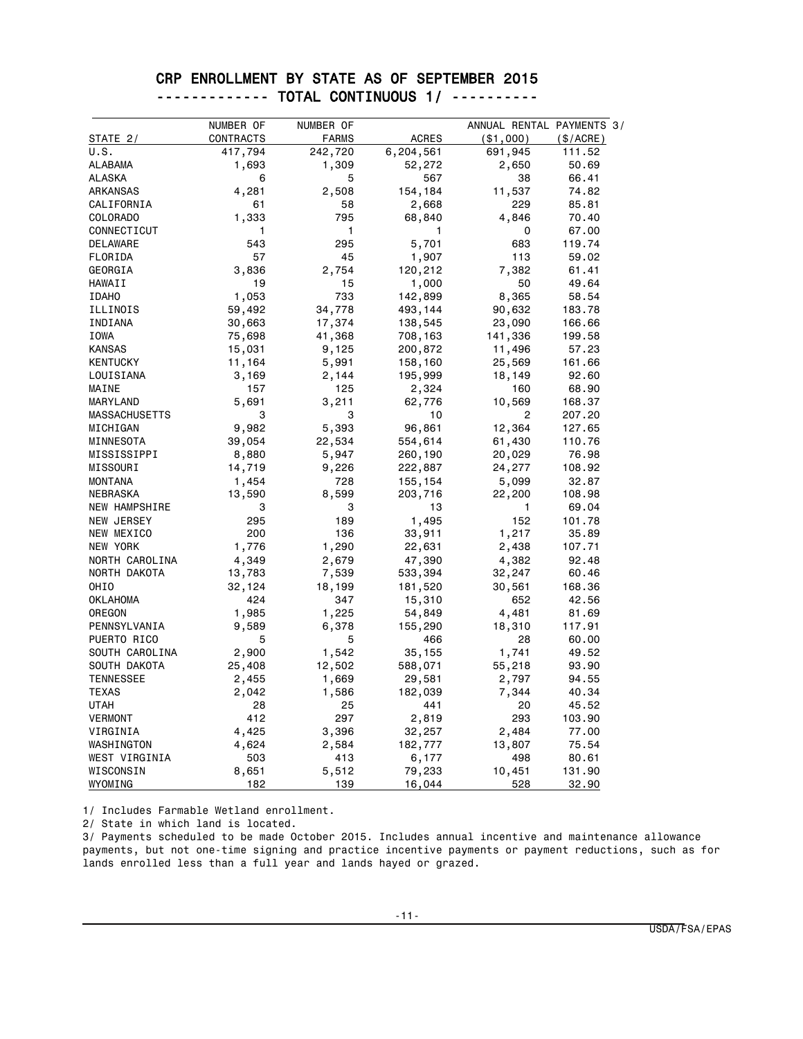# CRP ENROLLMENT BY STATE AS OF SEPTEMBER 2015

## ------------- TOTAL CONTINUOUS 1/ ----------

| STATE 2/ | NUMBER OF CONTRACTS | NUMBER OF FARMS | ACRES | ANNUAL RENTAL PAYMENTS 3/ ($1,000) | ($/ACRE) |
|---|---|---|---|---|---|
| U.S. | 417,794 | 242,720 | 6,204,561 | 691,945 | 111.52 |
| ALABAMA | 1,693 | 1,309 | 52,272 | 2,650 | 50.69 |
| ALASKA | 6 | 5 | 567 | 38 | 66.41 |
| ARKANSAS | 4,281 | 2,508 | 154,184 | 11,537 | 74.82 |
| CALIFORNIA | 61 | 58 | 2,668 | 229 | 85.81 |
| COLORADO | 1,333 | 795 | 68,840 | 4,846 | 70.40 |
| CONNECTICUT | 1 | 1 | 1 | 0 | 67.00 |
| DELAWARE | 543 | 295 | 5,701 | 683 | 119.74 |
| FLORIDA | 57 | 45 | 1,907 | 113 | 59.02 |
| GEORGIA | 3,836 | 2,754 | 120,212 | 7,382 | 61.41 |
| HAWAII | 19 | 15 | 1,000 | 50 | 49.64 |
| IDAHO | 1,053 | 733 | 142,899 | 8,365 | 58.54 |
| ILLINOIS | 59,492 | 34,778 | 493,144 | 90,632 | 183.78 |
| INDIANA | 30,663 | 17,374 | 138,545 | 23,090 | 166.66 |
| IOWA | 75,698 | 41,368 | 708,163 | 141,336 | 199.58 |
| KANSAS | 15,031 | 9,125 | 200,872 | 11,496 | 57.23 |
| KENTUCKY | 11,164 | 5,991 | 158,160 | 25,569 | 161.66 |
| LOUISIANA | 3,169 | 2,144 | 195,999 | 18,149 | 92.60 |
| MAINE | 157 | 125 | 2,324 | 160 | 68.90 |
| MARYLAND | 5,691 | 3,211 | 62,776 | 10,569 | 168.37 |
| MASSACHUSETTS | 3 | 3 | 10 | 2 | 207.20 |
| MICHIGAN | 9,982 | 5,393 | 96,861 | 12,364 | 127.65 |
| MINNESOTA | 39,054 | 22,534 | 554,614 | 61,430 | 110.76 |
| MISSISSIPPI | 8,880 | 5,947 | 260,190 | 20,029 | 76.98 |
| MISSOURI | 14,719 | 9,226 | 222,887 | 24,277 | 108.92 |
| MONTANA | 1,454 | 728 | 155,154 | 5,099 | 32.87 |
| NEBRASKA | 13,590 | 8,599 | 203,716 | 22,200 | 108.98 |
| NEW HAMPSHIRE | 3 | 3 | 13 | 1 | 69.04 |
| NEW JERSEY | 295 | 189 | 1,495 | 152 | 101.78 |
| NEW MEXICO | 200 | 136 | 33,911 | 1,217 | 35.89 |
| NEW YORK | 1,776 | 1,290 | 22,631 | 2,438 | 107.71 |
| NORTH CAROLINA | 4,349 | 2,679 | 47,390 | 4,382 | 92.48 |
| NORTH DAKOTA | 13,783 | 7,539 | 533,394 | 32,247 | 60.46 |
| OHIO | 32,124 | 18,199 | 181,520 | 30,561 | 168.36 |
| OKLAHOMA | 424 | 347 | 15,310 | 652 | 42.56 |
| OREGON | 1,985 | 1,225 | 54,849 | 4,481 | 81.69 |
| PENNSYLVANIA | 9,589 | 6,378 | 155,290 | 18,310 | 117.91 |
| PUERTO RICO | 5 | 5 | 466 | 28 | 60.00 |
| SOUTH CAROLINA | 2,900 | 1,542 | 35,155 | 1,741 | 49.52 |
| SOUTH DAKOTA | 25,408 | 12,502 | 588,071 | 55,218 | 93.90 |
| TENNESSEE | 2,455 | 1,669 | 29,581 | 2,797 | 94.55 |
| TEXAS | 2,042 | 1,586 | 182,039 | 7,344 | 40.34 |
| UTAH | 28 | 25 | 441 | 20 | 45.52 |
| VERMONT | 412 | 297 | 2,819 | 293 | 103.90 |
| VIRGINIA | 4,425 | 3,396 | 32,257 | 2,484 | 77.00 |
| WASHINGTON | 4,624 | 2,584 | 182,777 | 13,807 | 75.54 |
| WEST VIRGINIA | 503 | 413 | 6,177 | 498 | 80.61 |
| WISCONSIN | 8,651 | 5,512 | 79,233 | 10,451 | 131.90 |
| WYOMING | 182 | 139 | 16,044 | 528 | 32.90 |

1/ Includes Farmable Wetland enrollment.

2/ State in which land is located.

3/ Payments scheduled to be made October 2015. Includes annual incentive and maintenance allowance payments, but not one-time signing and practice incentive payments or payment reductions, such as for lands enrolled less than a full year and lands hayed or grazed.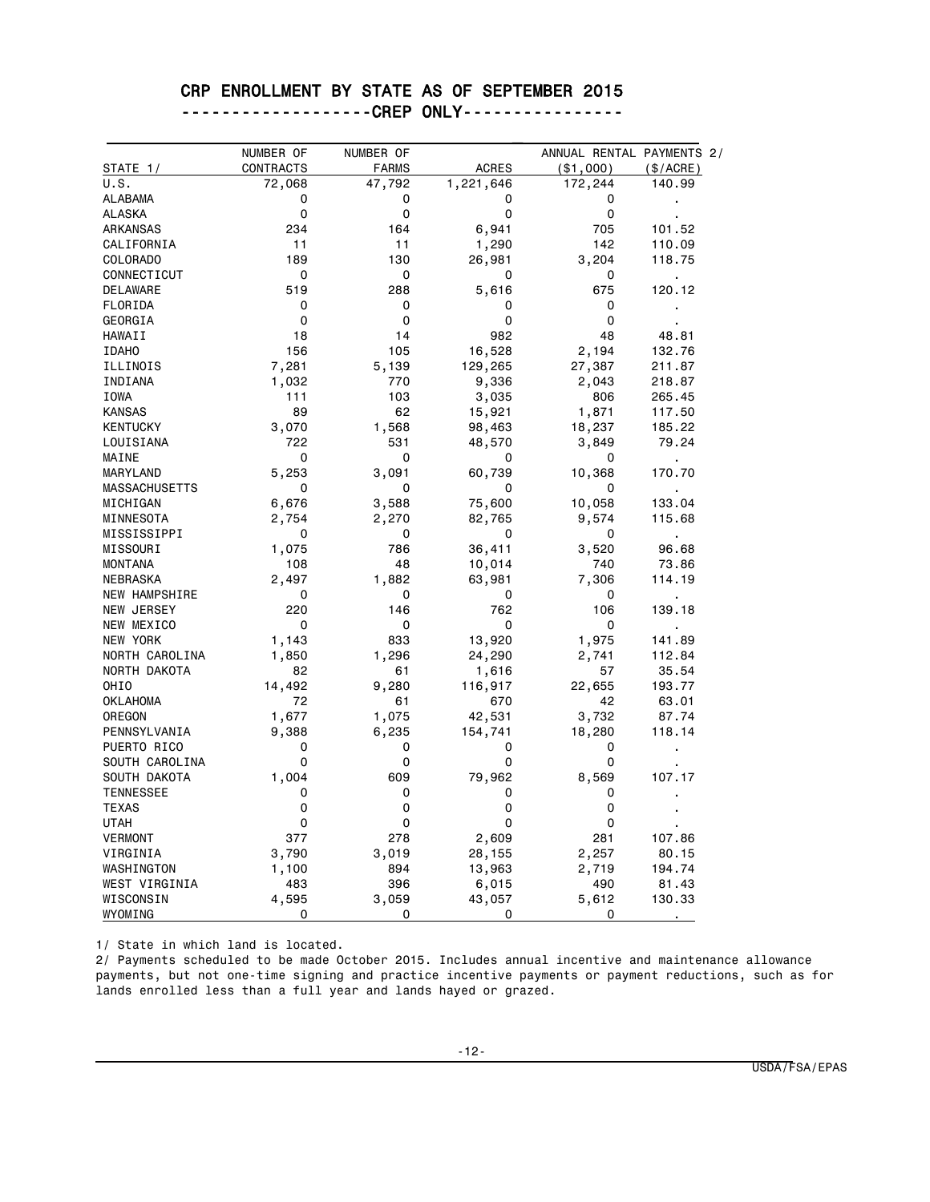# CRP ENROLLMENT BY STATE AS OF SEPTEMBER 2015

## -------------------CREP ONLY----------------

| STATE 1/ | NUMBER OF CONTRACTS | NUMBER OF FARMS | ACRES | ANNUAL RENTAL PAYMENTS 2/ ($1,000) | ($/ACRE) |
|---|---|---|---|---|---|
| U.S. | 72,068 | 47,792 | 1,221,646 | 172,244 | 140.99 |
| ALABAMA | 0 | 0 | 0 | 0 | . |
| ALASKA | 0 | 0 | 0 | 0 | . |
| ARKANSAS | 234 | 164 | 6,941 | 705 | 101.52 |
| CALIFORNIA | 11 | 11 | 1,290 | 142 | 110.09 |
| COLORADO | 189 | 130 | 26,981 | 3,204 | 118.75 |
| CONNECTICUT | 0 | 0 | 0 | 0 | . |
| DELAWARE | 519 | 288 | 5,616 | 675 | 120.12 |
| FLORIDA | 0 | 0 | 0 | 0 | . |
| GEORGIA | 0 | 0 | 0 | 0 | . |
| HAWAII | 18 | 14 | 982 | 48 | 48.81 |
| IDAHO | 156 | 105 | 16,528 | 2,194 | 132.76 |
| ILLINOIS | 7,281 | 5,139 | 129,265 | 27,387 | 211.87 |
| INDIANA | 1,032 | 770 | 9,336 | 2,043 | 218.87 |
| IOWA | 111 | 103 | 3,035 | 806 | 265.45 |
| KANSAS | 89 | 62 | 15,921 | 1,871 | 117.50 |
| KENTUCKY | 3,070 | 1,568 | 98,463 | 18,237 | 185.22 |
| LOUISIANA | 722 | 531 | 48,570 | 3,849 | 79.24 |
| MAINE | 0 | 0 | 0 | 0 | . |
| MARYLAND | 5,253 | 3,091 | 60,739 | 10,368 | 170.70 |
| MASSACHUSETTS | 0 | 0 | 0 | 0 | . |
| MICHIGAN | 6,676 | 3,588 | 75,600 | 10,058 | 133.04 |
| MINNESOTA | 2,754 | 2,270 | 82,765 | 9,574 | 115.68 |
| MISSISSIPPI | 0 | 0 | 0 | 0 | . |
| MISSOURI | 1,075 | 786 | 36,411 | 3,520 | 96.68 |
| MONTANA | 108 | 48 | 10,014 | 740 | 73.86 |
| NEBRASKA | 2,497 | 1,882 | 63,981 | 7,306 | 114.19 |
| NEW HAMPSHIRE | 0 | 0 | 0 | 0 | . |
| NEW JERSEY | 220 | 146 | 762 | 106 | 139.18 |
| NEW MEXICO | 0 | 0 | 0 | 0 | . |
| NEW YORK | 1,143 | 833 | 13,920 | 1,975 | 141.89 |
| NORTH CAROLINA | 1,850 | 1,296 | 24,290 | 2,741 | 112.84 |
| NORTH DAKOTA | 82 | 61 | 1,616 | 57 | 35.54 |
| OHIO | 14,492 | 9,280 | 116,917 | 22,655 | 193.77 |
| OKLAHOMA | 72 | 61 | 670 | 42 | 63.01 |
| OREGON | 1,677 | 1,075 | 42,531 | 3,732 | 87.74 |
| PENNSYLVANIA | 9,388 | 6,235 | 154,741 | 18,280 | 118.14 |
| PUERTO RICO | 0 | 0 | 0 | 0 | . |
| SOUTH CAROLINA | 0 | 0 | 0 | 0 | . |
| SOUTH DAKOTA | 1,004 | 609 | 79,962 | 8,569 | 107.17 |
| TENNESSEE | 0 | 0 | 0 | 0 | . |
| TEXAS | 0 | 0 | 0 | 0 | . |
| UTAH | 0 | 0 | 0 | 0 | . |
| VERMONT | 377 | 278 | 2,609 | 281 | 107.86 |
| VIRGINIA | 3,790 | 3,019 | 28,155 | 2,257 | 80.15 |
| WASHINGTON | 1,100 | 894 | 13,963 | 2,719 | 194.74 |
| WEST VIRGINIA | 483 | 396 | 6,015 | 490 | 81.43 |
| WISCONSIN | 4,595 | 3,059 | 43,057 | 5,612 | 130.33 |
| WYOMING | 0 | 0 | 0 | 0 | . |

1/ State in which land is located.

2/ Payments scheduled to be made October 2015. Includes annual incentive and maintenance allowance payments, but not one-time signing and practice incentive payments or payment reductions, such as for lands enrolled less than a full year and lands hayed or grazed.

USDA/FSA/EPAS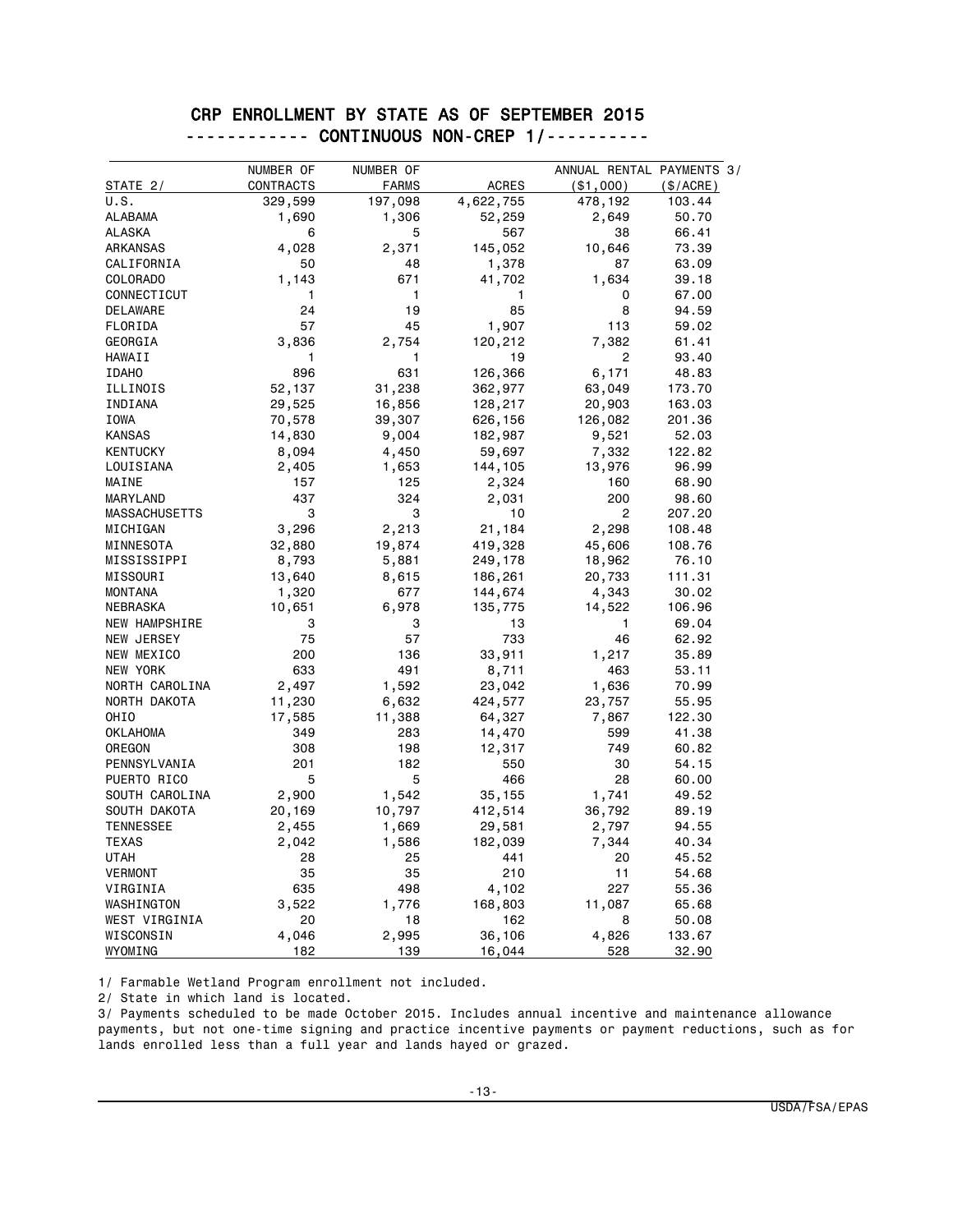## CRP ENROLLMENT BY STATE AS OF SEPTEMBER 2015

### ------------ CONTINUOUS NON-CREP 1/----------

| STATE 2/ | NUMBER OF CONTRACTS | NUMBER OF FARMS | ACRES | ANNUAL RENTAL PAYMENTS 3/ ($1,000) | ($/ACRE) |
|---|---|---|---|---|---|
| U.S. | 329,599 | 197,098 | 4,622,755 | 478,192 | 103.44 |
| ALABAMA | 1,690 | 1,306 | 52,259 | 2,649 | 50.70 |
| ALASKA | 6 | 5 | 567 | 38 | 66.41 |
| ARKANSAS | 4,028 | 2,371 | 145,052 | 10,646 | 73.39 |
| CALIFORNIA | 50 | 48 | 1,378 | 87 | 63.09 |
| COLORADO | 1,143 | 671 | 41,702 | 1,634 | 39.18 |
| CONNECTICUT | 1 | 1 | 1 | 0 | 67.00 |
| DELAWARE | 24 | 19 | 85 | 8 | 94.59 |
| FLORIDA | 57 | 45 | 1,907 | 113 | 59.02 |
| GEORGIA | 3,836 | 2,754 | 120,212 | 7,382 | 61.41 |
| HAWAII | 1 | 1 | 19 | 2 | 93.40 |
| IDAHO | 896 | 631 | 126,366 | 6,171 | 48.83 |
| ILLINOIS | 52,137 | 31,238 | 362,977 | 63,049 | 173.70 |
| INDIANA | 29,525 | 16,856 | 128,217 | 20,903 | 163.03 |
| IOWA | 70,578 | 39,307 | 626,156 | 126,082 | 201.36 |
| KANSAS | 14,830 | 9,004 | 182,987 | 9,521 | 52.03 |
| KENTUCKY | 8,094 | 4,450 | 59,697 | 7,332 | 122.82 |
| LOUISIANA | 2,405 | 1,653 | 144,105 | 13,976 | 96.99 |
| MAINE | 157 | 125 | 2,324 | 160 | 68.90 |
| MARYLAND | 437 | 324 | 2,031 | 200 | 98.60 |
| MASSACHUSETTS | 3 | 3 | 10 | 2 | 207.20 |
| MICHIGAN | 3,296 | 2,213 | 21,184 | 2,298 | 108.48 |
| MINNESOTA | 32,880 | 19,874 | 419,328 | 45,606 | 108.76 |
| MISSISSIPPI | 8,793 | 5,881 | 249,178 | 18,962 | 76.10 |
| MISSOURI | 13,640 | 8,615 | 186,261 | 20,733 | 111.31 |
| MONTANA | 1,320 | 677 | 144,674 | 4,343 | 30.02 |
| NEBRASKA | 10,651 | 6,978 | 135,775 | 14,522 | 106.96 |
| NEW HAMPSHIRE | 3 | 3 | 13 | 1 | 69.04 |
| NEW JERSEY | 75 | 57 | 733 | 46 | 62.92 |
| NEW MEXICO | 200 | 136 | 33,911 | 1,217 | 35.89 |
| NEW YORK | 633 | 491 | 8,711 | 463 | 53.11 |
| NORTH CAROLINA | 2,497 | 1,592 | 23,042 | 1,636 | 70.99 |
| NORTH DAKOTA | 11,230 | 6,632 | 424,577 | 23,757 | 55.95 |
| OHIO | 17,585 | 11,388 | 64,327 | 7,867 | 122.30 |
| OKLAHOMA | 349 | 283 | 14,470 | 599 | 41.38 |
| OREGON | 308 | 198 | 12,317 | 749 | 60.82 |
| PENNSYLVANIA | 201 | 182 | 550 | 30 | 54.15 |
| PUERTO RICO | 5 | 5 | 466 | 28 | 60.00 |
| SOUTH CAROLINA | 2,900 | 1,542 | 35,155 | 1,741 | 49.52 |
| SOUTH DAKOTA | 20,169 | 10,797 | 412,514 | 36,792 | 89.19 |
| TENNESSEE | 2,455 | 1,669 | 29,581 | 2,797 | 94.55 |
| TEXAS | 2,042 | 1,586 | 182,039 | 7,344 | 40.34 |
| UTAH | 28 | 25 | 441 | 20 | 45.52 |
| VERMONT | 35 | 35 | 210 | 11 | 54.68 |
| VIRGINIA | 635 | 498 | 4,102 | 227 | 55.36 |
| WASHINGTON | 3,522 | 1,776 | 168,803 | 11,087 | 65.68 |
| WEST VIRGINIA | 20 | 18 | 162 | 8 | 50.08 |
| WISCONSIN | 4,046 | 2,995 | 36,106 | 4,826 | 133.67 |
| WYOMING | 182 | 139 | 16,044 | 528 | 32.90 |

1/ Farmable Wetland Program enrollment not included.

2/ State in which land is located.

3/ Payments scheduled to be made October 2015. Includes annual incentive and maintenance allowance payments, but not one-time signing and practice incentive payments or payment reductions, such as for lands enrolled less than a full year and lands hayed or grazed.

USDA/FSA/EPAS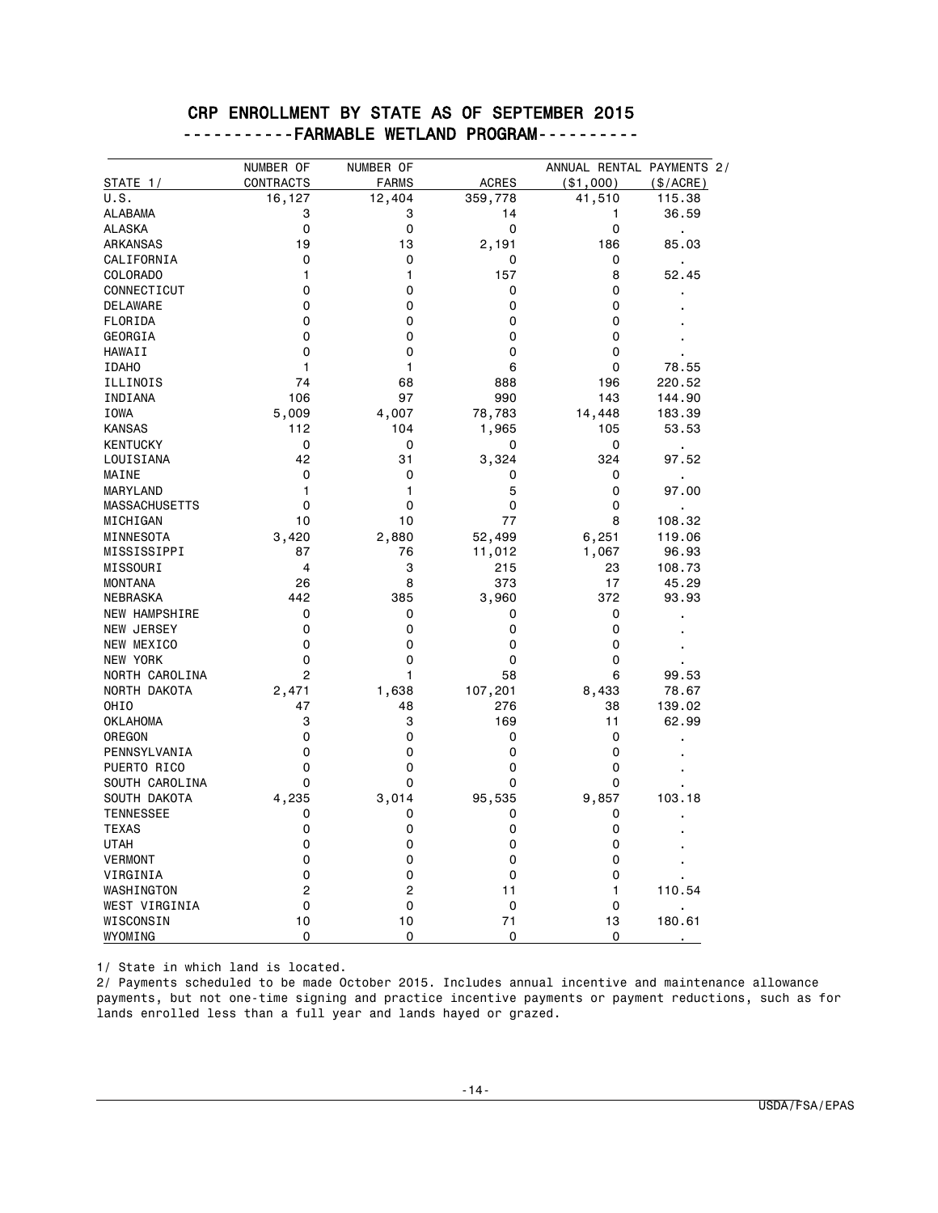# CRP ENROLLMENT BY STATE AS OF SEPTEMBER 2015

## -----------FARMABLE WETLAND PROGRAM----------

| STATE 1/ | NUMBER OF CONTRACTS | NUMBER OF FARMS | ACRES | ANNUAL RENTAL PAYMENTS 2/ ($1,000) | ($/ACRE) |
|---|---|---|---|---|---|
| U.S. | 16,127 | 12,404 | 359,778 | 41,510 | 115.38 |
| ALABAMA | 3 | 3 | 14 | 1 | 36.59 |
| ALASKA | 0 | 0 | 0 | 0 | . |
| ARKANSAS | 19 | 13 | 2,191 | 186 | 85.03 |
| CALIFORNIA | 0 | 0 | 0 | 0 | . |
| COLORADO | 1 | 1 | 157 | 8 | 52.45 |
| CONNECTICUT | 0 | 0 | 0 | 0 | . |
| DELAWARE | 0 | 0 | 0 | 0 | . |
| FLORIDA | 0 | 0 | 0 | 0 | . |
| GEORGIA | 0 | 0 | 0 | 0 | . |
| HAWAII | 0 | 0 | 0 | 0 | . |
| IDAHO | 1 | 1 | 6 | 0 | 78.55 |
| ILLINOIS | 74 | 68 | 888 | 196 | 220.52 |
| INDIANA | 106 | 97 | 990 | 143 | 144.90 |
| IOWA | 5,009 | 4,007 | 78,783 | 14,448 | 183.39 |
| KANSAS | 112 | 104 | 1,965 | 105 | 53.53 |
| KENTUCKY | 0 | 0 | 0 | 0 | . |
| LOUISIANA | 42 | 31 | 3,324 | 324 | 97.52 |
| MAINE | 0 | 0 | 0 | 0 | . |
| MARYLAND | 1 | 1 | 5 | 0 | 97.00 |
| MASSACHUSETTS | 0 | 0 | 0 | 0 | . |
| MICHIGAN | 10 | 10 | 77 | 8 | 108.32 |
| MINNESOTA | 3,420 | 2,880 | 52,499 | 6,251 | 119.06 |
| MISSISSIPPI | 87 | 76 | 11,012 | 1,067 | 96.93 |
| MISSOURI | 4 | 3 | 215 | 23 | 108.73 |
| MONTANA | 26 | 8 | 373 | 17 | 45.29 |
| NEBRASKA | 442 | 385 | 3,960 | 372 | 93.93 |
| NEW HAMPSHIRE | 0 | 0 | 0 | 0 | . |
| NEW JERSEY | 0 | 0 | 0 | 0 | . |
| NEW MEXICO | 0 | 0 | 0 | 0 | . |
| NEW YORK | 0 | 0 | 0 | 0 | . |
| NORTH CAROLINA | 2 | 1 | 58 | 6 | 99.53 |
| NORTH DAKOTA | 2,471 | 1,638 | 107,201 | 8,433 | 78.67 |
| OHIO | 47 | 48 | 276 | 38 | 139.02 |
| OKLAHOMA | 3 | 3 | 169 | 11 | 62.99 |
| OREGON | 0 | 0 | 0 | 0 | . |
| PENNSYLVANIA | 0 | 0 | 0 | 0 | . |
| PUERTO RICO | 0 | 0 | 0 | 0 | . |
| SOUTH CAROLINA | 0 | 0 | 0 | 0 | . |
| SOUTH DAKOTA | 4,235 | 3,014 | 95,535 | 9,857 | 103.18 |
| TENNESSEE | 0 | 0 | 0 | 0 | . |
| TEXAS | 0 | 0 | 0 | 0 | . |
| UTAH | 0 | 0 | 0 | 0 | . |
| VERMONT | 0 | 0 | 0 | 0 | . |
| VIRGINIA | 0 | 0 | 0 | 0 | . |
| WASHINGTON | 2 | 2 | 11 | 1 | 110.54 |
| WEST VIRGINIA | 0 | 0 | 0 | 0 | . |
| WISCONSIN | 10 | 10 | 71 | 13 | 180.61 |
| WYOMING | 0 | 0 | 0 | 0 | . |

1/ State in which land is located.

2/ Payments scheduled to be made October 2015. Includes annual incentive and maintenance allowance payments, but not one-time signing and practice incentive payments or payment reductions, such as for lands enrolled less than a full year and lands hayed or grazed.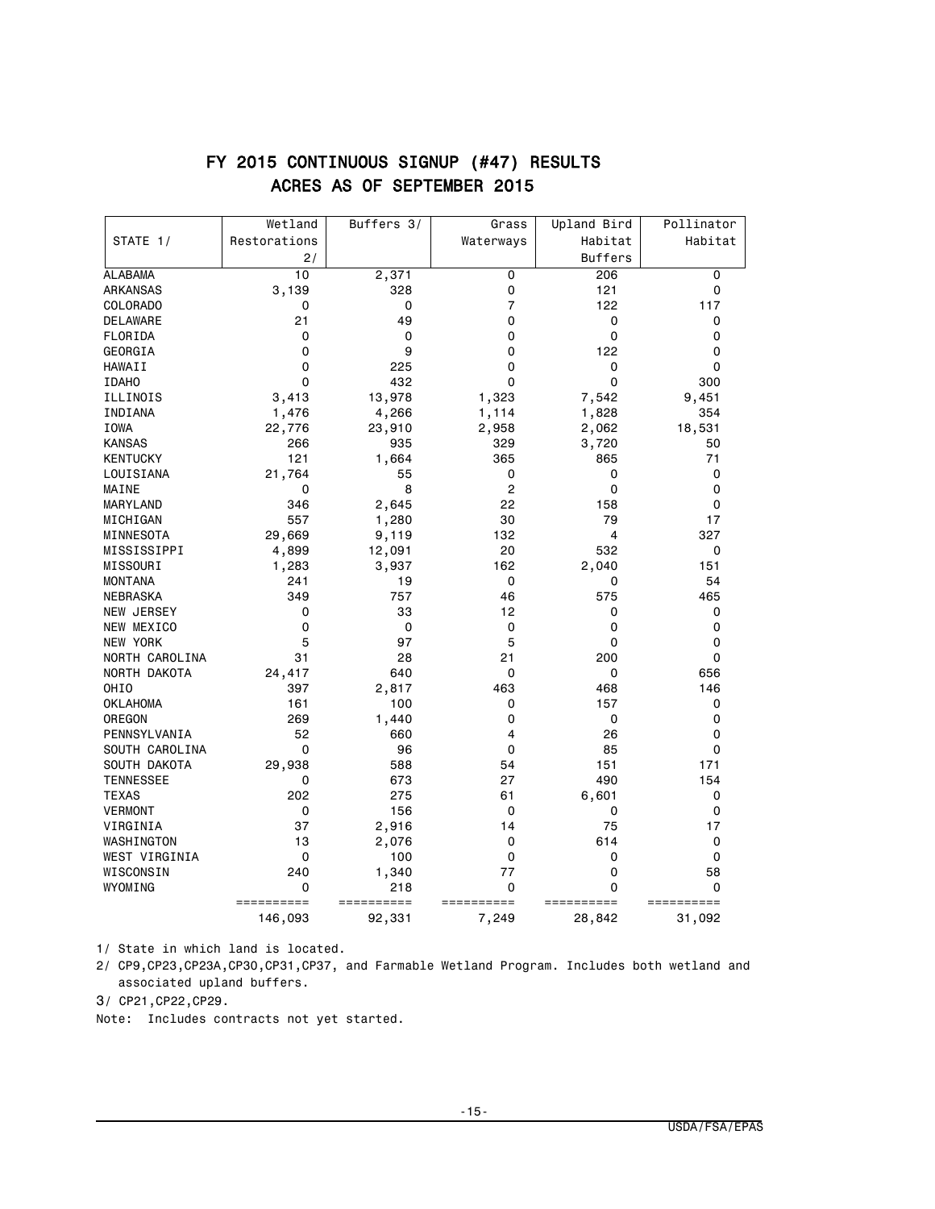# FY 2015 CONTINUOUS SIGNUP (#47) RESULTS

## ACRES AS OF SEPTEMBER 2015

| STATE 1/ | Wetland Restorations 2/ | Buffers 3/ | Grass Waterways | Upland Bird Habitat Buffers | Pollinator Habitat |
|---|---|---|---|---|---|
| ALABAMA | 10 | 2,371 | 0 | 206 | 0 |
| ARKANSAS | 3,139 | 328 | 0 | 121 | 0 |
| COLORADO | 0 | 0 | 7 | 122 | 117 |
| DELAWARE | 21 | 49 | 0 | 0 | 0 |
| FLORIDA | 0 | 0 | 0 | 0 | 0 |
| GEORGIA | 0 | 9 | 0 | 122 | 0 |
| HAWAII | 0 | 225 | 0 | 0 | 0 |
| IDAHO | 0 | 432 | 0 | 0 | 300 |
| ILLINOIS | 3,413 | 13,978 | 1,323 | 7,542 | 9,451 |
| INDIANA | 1,476 | 4,266 | 1,114 | 1,828 | 354 |
| IOWA | 22,776 | 23,910 | 2,958 | 2,062 | 18,531 |
| KANSAS | 266 | 935 | 329 | 3,720 | 50 |
| KENTUCKY | 121 | 1,664 | 365 | 865 | 71 |
| LOUISIANA | 21,764 | 55 | 0 | 0 | 0 |
| MAINE | 0 | 8 | 2 | 0 | 0 |
| MARYLAND | 346 | 2,645 | 22 | 158 | 0 |
| MICHIGAN | 557 | 1,280 | 30 | 79 | 17 |
| MINNESOTA | 29,669 | 9,119 | 132 | 4 | 327 |
| MISSISSIPPI | 4,899 | 12,091 | 20 | 532 | 0 |
| MISSOURI | 1,283 | 3,937 | 162 | 2,040 | 151 |
| MONTANA | 241 | 19 | 0 | 0 | 54 |
| NEBRASKA | 349 | 757 | 46 | 575 | 465 |
| NEW JERSEY | 0 | 33 | 12 | 0 | 0 |
| NEW MEXICO | 0 | 0 | 0 | 0 | 0 |
| NEW YORK | 5 | 97 | 5 | 0 | 0 |
| NORTH CAROLINA | 31 | 28 | 21 | 200 | 0 |
| NORTH DAKOTA | 24,417 | 640 | 0 | 0 | 656 |
| OHIO | 397 | 2,817 | 463 | 468 | 146 |
| OKLAHOMA | 161 | 100 | 0 | 157 | 0 |
| OREGON | 269 | 1,440 | 0 | 0 | 0 |
| PENNSYLVANIA | 52 | 660 | 4 | 26 | 0 |
| SOUTH CAROLINA | 0 | 96 | 0 | 85 | 0 |
| SOUTH DAKOTA | 29,938 | 588 | 54 | 151 | 171 |
| TENNESSEE | 0 | 673 | 27 | 490 | 154 |
| TEXAS | 202 | 275 | 61 | 6,601 | 0 |
| VERMONT | 0 | 156 | 0 | 0 | 0 |
| VIRGINIA | 37 | 2,916 | 14 | 75 | 17 |
| WASHINGTON | 13 | 2,076 | 0 | 614 | 0 |
| WEST VIRGINIA | 0 | 100 | 0 | 0 | 0 |
| WISCONSIN | 240 | 1,340 | 77 | 0 | 58 |
| WYOMING | 0 | 218 | 0 | 0 | 0 |
| | 146,093 | 92,331 | 7,249 | 28,842 | 31,092 |

1/ State in which land is located.

2/ CP9,CP23,CP23A,CP30,CP31,CP37, and Farmable Wetland Program. Includes both wetland and associated upland buffers.

3/ CP21,CP22,CP29.

Note: Includes contracts not yet started.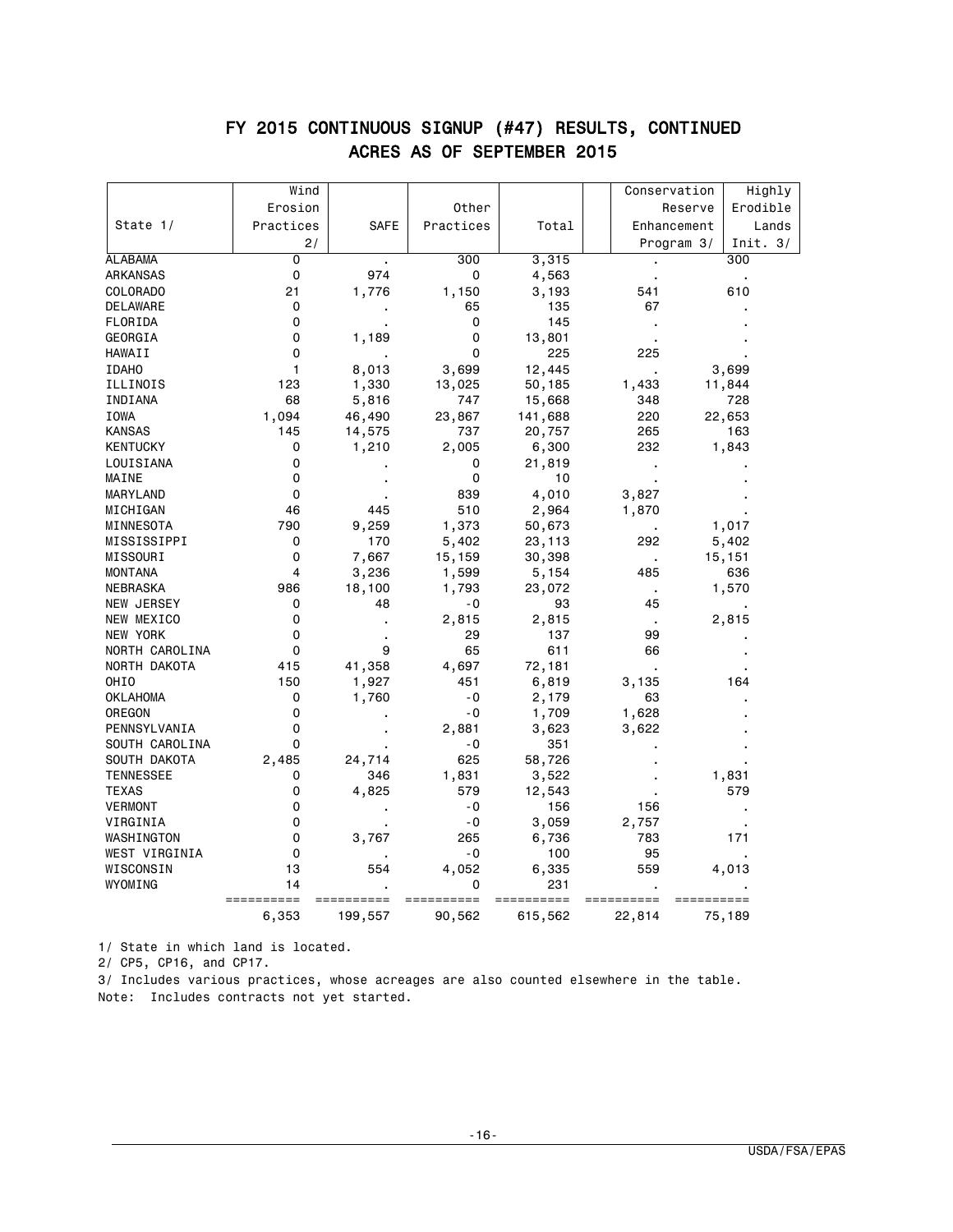## FY 2015 CONTINUOUS SIGNUP (#47) RESULTS, CONTINUED
## ACRES AS OF SEPTEMBER 2015

| State 1/ | Wind Erosion Practices 2/ | SAFE | Other Practices | Total | Conservation Reserve Enhancement Program 3/ | Highly Erodible Lands Init. 3/ |
|---|---|---|---|---|---|---|
| ALABAMA | 0 | . | 300 | 3,315 | . | 300 |
| ARKANSAS | 0 | 974 | 0 | 4,563 | . | . |
| COLORADO | 21 | 1,776 | 1,150 | 3,193 | 541 | 610 |
| DELAWARE | 0 | . | 65 | 135 | 67 | . |
| FLORIDA | 0 | . | 0 | 145 | . | . |
| GEORGIA | 0 | 1,189 | 0 | 13,801 | . | . |
| HAWAII | 0 | . | 0 | 225 | 225 | . |
| IDAHO | 1 | 8,013 | 3,699 | 12,445 | . | 3,699 |
| ILLINOIS | 123 | 1,330 | 13,025 | 50,185 | 1,433 | 11,844 |
| INDIANA | 68 | 5,816 | 747 | 15,668 | 348 | 728 |
| IOWA | 1,094 | 46,490 | 23,867 | 141,688 | 220 | 22,653 |
| KANSAS | 145 | 14,575 | 737 | 20,757 | 265 | 163 |
| KENTUCKY | 0 | 1,210 | 2,005 | 6,300 | 232 | 1,843 |
| LOUISIANA | 0 | . | 0 | 21,819 | . | . |
| MAINE | 0 | . | 0 | 10 | . | . |
| MARYLAND | 0 | . | 839 | 4,010 | 3,827 | . |
| MICHIGAN | 46 | 445 | 510 | 2,964 | 1,870 | . |
| MINNESOTA | 790 | 9,259 | 1,373 | 50,673 | . | 1,017 |
| MISSISSIPPI | 0 | 170 | 5,402 | 23,113 | 292 | 5,402 |
| MISSOURI | 0 | 7,667 | 15,159 | 30,398 | . | 15,151 |
| MONTANA | 4 | 3,236 | 1,599 | 5,154 | 485 | 636 |
| NEBRASKA | 986 | 18,100 | 1,793 | 23,072 | . | 1,570 |
| NEW JERSEY | 0 | 48 | -0 | 93 | 45 | . |
| NEW MEXICO | 0 | . | 2,815 | 2,815 | . | 2,815 |
| NEW YORK | 0 | . | 29 | 137 | 99 | . |
| NORTH CAROLINA | 0 | 9 | 65 | 611 | 66 | . |
| NORTH DAKOTA | 415 | 41,358 | 4,697 | 72,181 | . | . |
| OHIO | 150 | 1,927 | 451 | 6,819 | 3,135 | 164 |
| OKLAHOMA | 0 | 1,760 | -0 | 2,179 | 63 | . |
| OREGON | 0 | . | -0 | 1,709 | 1,628 | . |
| PENNSYLVANIA | 0 | . | 2,881 | 3,623 | 3,622 | . |
| SOUTH CAROLINA | 0 | . | -0 | 351 | . | . |
| SOUTH DAKOTA | 2,485 | 24,714 | 625 | 58,726 | . | . |
| TENNESSEE | 0 | 346 | 1,831 | 3,522 | . | 1,831 |
| TEXAS | 0 | 4,825 | 579 | 12,543 | . | 579 |
| VERMONT | 0 | . | -0 | 156 | 156 | . |
| VIRGINIA | 0 | . | -0 | 3,059 | 2,757 | . |
| WASHINGTON | 0 | 3,767 | 265 | 6,736 | 783 | 171 |
| WEST VIRGINIA | 0 | . | -0 | 100 | 95 | . |
| WISCONSIN | 13 | 554 | 4,052 | 6,335 | 559 | 4,013 |
| WYOMING | 14 | . | 0 | 231 | . | . |
| | 6,353 | 199,557 | 90,562 | 615,562 | 22,814 | 75,189 |

1/ State in which land is located.

2/ CP5, CP16, and CP17.

3/ Includes various practices, whose acreages are also counted elsewhere in the table.

Note: Includes contracts not yet started.

USDA/FSA/EPAS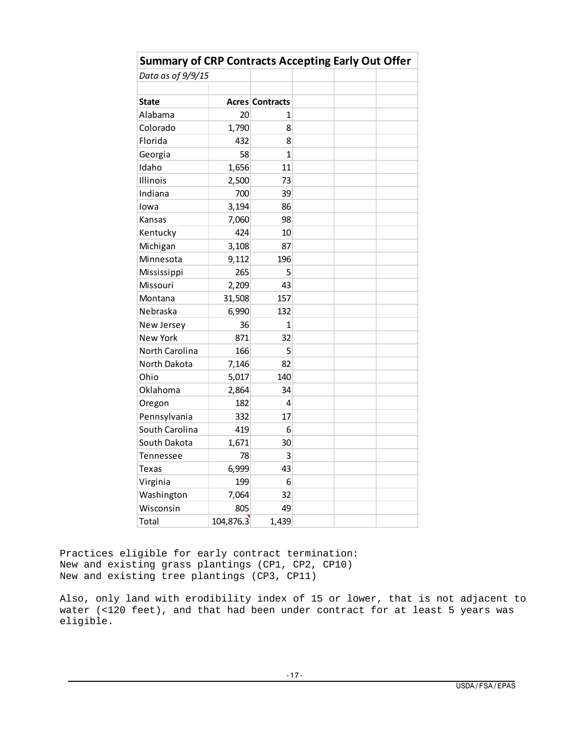## Summary of CRP Contracts Accepting Early Out Offer

*Data as of 9/9/15*

| State | Acres | Contracts |
|---|---|---|
| Alabama | 20 | 1 |
| Colorado | 1,790 | 8 |
| Florida | 432 | 8 |
| Georgia | 58 | 1 |
| Idaho | 1,656 | 11 |
| Illinois | 2,500 | 73 |
| Indiana | 700 | 39 |
| Iowa | 3,194 | 86 |
| Kansas | 7,060 | 98 |
| Kentucky | 424 | 10 |
| Michigan | 3,108 | 87 |
| Minnesota | 9,112 | 196 |
| Mississippi | 265 | 5 |
| Missouri | 2,209 | 43 |
| Montana | 31,508 | 157 |
| Nebraska | 6,990 | 132 |
| New Jersey | 36 | 1 |
| New York | 871 | 32 |
| North Carolina | 166 | 5 |
| North Dakota | 7,146 | 82 |
| Ohio | 5,017 | 140 |
| Oklahoma | 2,864 | 34 |
| Oregon | 182 | 4 |
| Pennsylvania | 332 | 17 |
| South Carolina | 419 | 6 |
| South Dakota | 1,671 | 30 |
| Tennessee | 78 | 3 |
| Texas | 6,999 | 43 |
| Virginia | 199 | 6 |
| Washington | 7,064 | 32 |
| Wisconsin | 805 | 49 |
| Total | 104,876.3 | 1,439 |

Practices eligible for early contract termination:
New and existing grass plantings (CP1, CP2, CP10)
New and existing tree plantings (CP3, CP11)

Also, only land with erodibility index of 15 or lower, that is not adjacent to water (<120 feet), and that had been under contract for at least 5 years was eligible.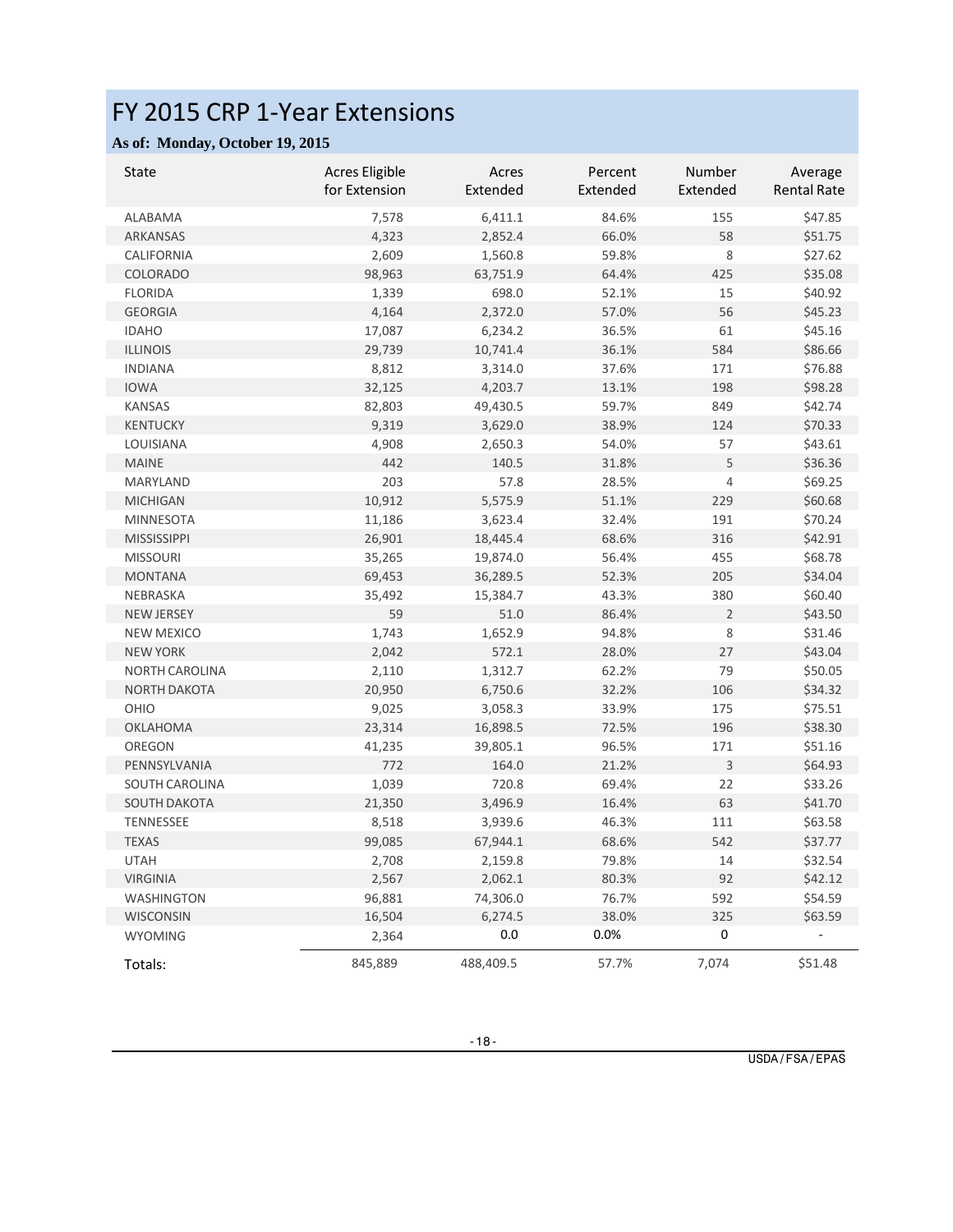# FY 2015 CRP 1-Year Extensions

**As of: Monday, October 19, 2015**

| State | Acres Eligible for Extension | Acres Extended | Percent Extended | Number Extended | Average Rental Rate |
|---|---|---|---|---|---|
| ALABAMA | 7,578 | 6,411.1 | 84.6% | 155 | $47.85 |
| ARKANSAS | 4,323 | 2,852.4 | 66.0% | 58 | $51.75 |
| CALIFORNIA | 2,609 | 1,560.8 | 59.8% | 8 | $27.62 |
| COLORADO | 98,963 | 63,751.9 | 64.4% | 425 | $35.08 |
| FLORIDA | 1,339 | 698.0 | 52.1% | 15 | $40.92 |
| GEORGIA | 4,164 | 2,372.0 | 57.0% | 56 | $45.23 |
| IDAHO | 17,087 | 6,234.2 | 36.5% | 61 | $45.16 |
| ILLINOIS | 29,739 | 10,741.4 | 36.1% | 584 | $86.66 |
| INDIANA | 8,812 | 3,314.0 | 37.6% | 171 | $76.88 |
| IOWA | 32,125 | 4,203.7 | 13.1% | 198 | $98.28 |
| KANSAS | 82,803 | 49,430.5 | 59.7% | 849 | $42.74 |
| KENTUCKY | 9,319 | 3,629.0 | 38.9% | 124 | $70.33 |
| LOUISIANA | 4,908 | 2,650.3 | 54.0% | 57 | $43.61 |
| MAINE | 442 | 140.5 | 31.8% | 5 | $36.36 |
| MARYLAND | 203 | 57.8 | 28.5% | 4 | $69.25 |
| MICHIGAN | 10,912 | 5,575.9 | 51.1% | 229 | $60.68 |
| MINNESOTA | 11,186 | 3,623.4 | 32.4% | 191 | $70.24 |
| MISSISSIPPI | 26,901 | 18,445.4 | 68.6% | 316 | $42.91 |
| MISSOURI | 35,265 | 19,874.0 | 56.4% | 455 | $68.78 |
| MONTANA | 69,453 | 36,289.5 | 52.3% | 205 | $34.04 |
| NEBRASKA | 35,492 | 15,384.7 | 43.3% | 380 | $60.40 |
| NEW JERSEY | 59 | 51.0 | 86.4% | 2 | $43.50 |
| NEW MEXICO | 1,743 | 1,652.9 | 94.8% | 8 | $31.46 |
| NEW YORK | 2,042 | 572.1 | 28.0% | 27 | $43.04 |
| NORTH CAROLINA | 2,110 | 1,312.7 | 62.2% | 79 | $50.05 |
| NORTH DAKOTA | 20,950 | 6,750.6 | 32.2% | 106 | $34.32 |
| OHIO | 9,025 | 3,058.3 | 33.9% | 175 | $75.51 |
| OKLAHOMA | 23,314 | 16,898.5 | 72.5% | 196 | $38.30 |
| OREGON | 41,235 | 39,805.1 | 96.5% | 171 | $51.16 |
| PENNSYLVANIA | 772 | 164.0 | 21.2% | 3 | $64.93 |
| SOUTH CAROLINA | 1,039 | 720.8 | 69.4% | 22 | $33.26 |
| SOUTH DAKOTA | 21,350 | 3,496.9 | 16.4% | 63 | $41.70 |
| TENNESSEE | 8,518 | 3,939.6 | 46.3% | 111 | $63.58 |
| TEXAS | 99,085 | 67,944.1 | 68.6% | 542 | $37.77 |
| UTAH | 2,708 | 2,159.8 | 79.8% | 14 | $32.54 |
| VIRGINIA | 2,567 | 2,062.1 | 80.3% | 92 | $42.12 |
| WASHINGTON | 96,881 | 74,306.0 | 76.7% | 592 | $54.59 |
| WISCONSIN | 16,504 | 6,274.5 | 38.0% | 325 | $63.59 |
| WYOMING | 2,364 | 0.0 | 0.0% | 0 | - |
| Totals: | 845,889 | 488,409.5 | 57.7% | 7,074 | $51.48 |

USDA / FSA / EPAS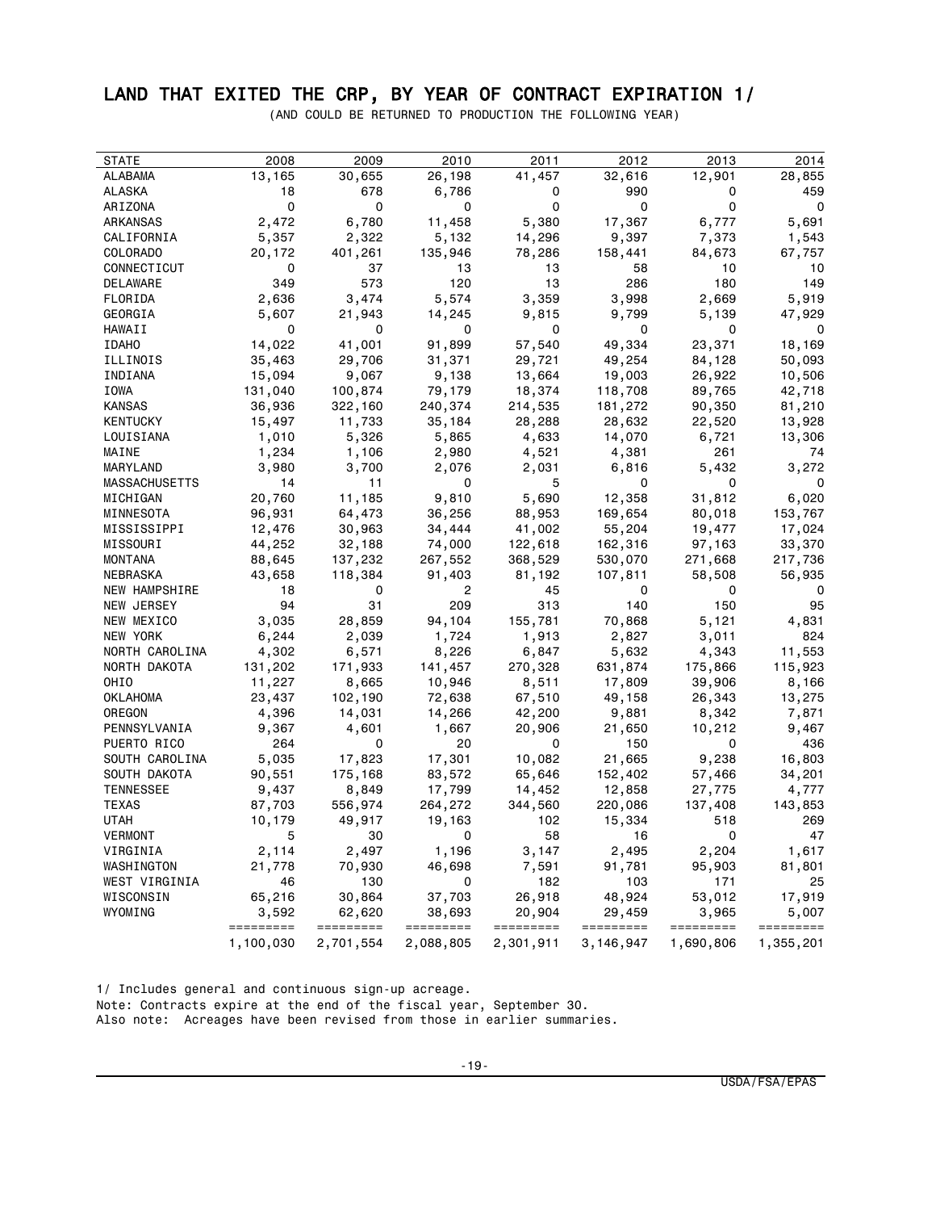# LAND THAT EXITED THE CRP, BY YEAR OF CONTRACT EXPIRATION 1/

(AND COULD BE RETURNED TO PRODUCTION THE FOLLOWING YEAR)

| STATE | 2008 | 2009 | 2010 | 2011 | 2012 | 2013 | 2014 |
|---|---|---|---|---|---|---|---|
| ALABAMA | 13,165 | 30,655 | 26,198 | 41,457 | 32,616 | 12,901 | 28,855 |
| ALASKA | 18 | 678 | 6,786 | 0 | 990 | 0 | 459 |
| ARIZONA | 0 | 0 | 0 | 0 | 0 | 0 | 0 |
| ARKANSAS | 2,472 | 6,780 | 11,458 | 5,380 | 17,367 | 6,777 | 5,691 |
| CALIFORNIA | 5,357 | 2,322 | 5,132 | 14,296 | 9,397 | 7,373 | 1,543 |
| COLORADO | 20,172 | 401,261 | 135,946 | 78,286 | 158,441 | 84,673 | 67,757 |
| CONNECTICUT | 0 | 37 | 13 | 13 | 58 | 10 | 10 |
| DELAWARE | 349 | 573 | 120 | 13 | 286 | 180 | 149 |
| FLORIDA | 2,636 | 3,474 | 5,574 | 3,359 | 3,998 | 2,669 | 5,919 |
| GEORGIA | 5,607 | 21,943 | 14,245 | 9,815 | 9,799 | 5,139 | 47,929 |
| HAWAII | 0 | 0 | 0 | 0 | 0 | 0 | 0 |
| IDAHO | 14,022 | 41,001 | 91,899 | 57,540 | 49,334 | 23,371 | 18,169 |
| ILLINOIS | 35,463 | 29,706 | 31,371 | 29,721 | 49,254 | 84,128 | 50,093 |
| INDIANA | 15,094 | 9,067 | 9,138 | 13,664 | 19,003 | 26,922 | 10,506 |
| IOWA | 131,040 | 100,874 | 79,179 | 18,374 | 118,708 | 89,765 | 42,718 |
| KANSAS | 36,936 | 322,160 | 240,374 | 214,535 | 181,272 | 90,350 | 81,210 |
| KENTUCKY | 15,497 | 11,733 | 35,184 | 28,288 | 28,632 | 22,520 | 13,928 |
| LOUISIANA | 1,010 | 5,326 | 5,865 | 4,633 | 14,070 | 6,721 | 13,306 |
| MAINE | 1,234 | 1,106 | 2,980 | 4,521 | 4,381 | 261 | 74 |
| MARYLAND | 3,980 | 3,700 | 2,076 | 2,031 | 6,816 | 5,432 | 3,272 |
| MASSACHUSETTS | 14 | 11 | 0 | 5 | 0 | 0 | 0 |
| MICHIGAN | 20,760 | 11,185 | 9,810 | 5,690 | 12,358 | 31,812 | 6,020 |
| MINNESOTA | 96,931 | 64,473 | 36,256 | 88,953 | 169,654 | 80,018 | 153,767 |
| MISSISSIPPI | 12,476 | 30,963 | 34,444 | 41,002 | 55,204 | 19,477 | 17,024 |
| MISSOURI | 44,252 | 32,188 | 74,000 | 122,618 | 162,316 | 97,163 | 33,370 |
| MONTANA | 88,645 | 137,232 | 267,552 | 368,529 | 530,070 | 271,668 | 217,736 |
| NEBRASKA | 43,658 | 118,384 | 91,403 | 81,192 | 107,811 | 58,508 | 56,935 |
| NEW HAMPSHIRE | 18 | 0 | 2 | 45 | 0 | 0 | 0 |
| NEW JERSEY | 94 | 31 | 209 | 313 | 140 | 150 | 95 |
| NEW MEXICO | 3,035 | 28,859 | 94,104 | 155,781 | 70,868 | 5,121 | 4,831 |
| NEW YORK | 6,244 | 2,039 | 1,724 | 1,913 | 2,827 | 3,011 | 824 |
| NORTH CAROLINA | 4,302 | 6,571 | 8,226 | 6,847 | 5,632 | 4,343 | 11,553 |
| NORTH DAKOTA | 131,202 | 171,933 | 141,457 | 270,328 | 631,874 | 175,866 | 115,923 |
| OHIO | 11,227 | 8,665 | 10,946 | 8,511 | 17,809 | 39,906 | 8,166 |
| OKLAHOMA | 23,437 | 102,190 | 72,638 | 67,510 | 49,158 | 26,343 | 13,275 |
| OREGON | 4,396 | 14,031 | 14,266 | 42,200 | 9,881 | 8,342 | 7,871 |
| PENNSYLVANIA | 9,367 | 4,601 | 1,667 | 20,906 | 21,650 | 10,212 | 9,467 |
| PUERTO RICO | 264 | 0 | 20 | 0 | 150 | 0 | 436 |
| SOUTH CAROLINA | 5,035 | 17,823 | 17,301 | 10,082 | 21,665 | 9,238 | 16,803 |
| SOUTH DAKOTA | 90,551 | 175,168 | 83,572 | 65,646 | 152,402 | 57,466 | 34,201 |
| TENNESSEE | 9,437 | 8,849 | 17,799 | 14,452 | 12,858 | 27,775 | 4,777 |
| TEXAS | 87,703 | 556,974 | 264,272 | 344,560 | 220,086 | 137,408 | 143,853 |
| UTAH | 10,179 | 49,917 | 19,163 | 102 | 15,334 | 518 | 269 |
| VERMONT | 5 | 30 | 0 | 58 | 16 | 0 | 47 |
| VIRGINIA | 2,114 | 2,497 | 1,196 | 3,147 | 2,495 | 2,204 | 1,617 |
| WASHINGTON | 21,778 | 70,930 | 46,698 | 7,591 | 91,781 | 95,903 | 81,801 |
| WEST VIRGINIA | 46 | 130 | 0 | 182 | 103 | 171 | 25 |
| WISCONSIN | 65,216 | 30,864 | 37,703 | 26,918 | 48,924 | 53,012 | 17,919 |
| WYOMING | 3,592 | 62,620 | 38,693 | 20,904 | 29,459 | 3,965 | 5,007 |
| | 1,100,030 | 2,701,554 | 2,088,805 | 2,301,911 | 3,146,947 | 1,690,806 | 1,355,201 |

1/ Includes general and continuous sign-up acreage.
Note: Contracts expire at the end of the fiscal year, September 30.
Also note: Acreages have been revised from those in earlier summaries.

USDA/FSA/EPAS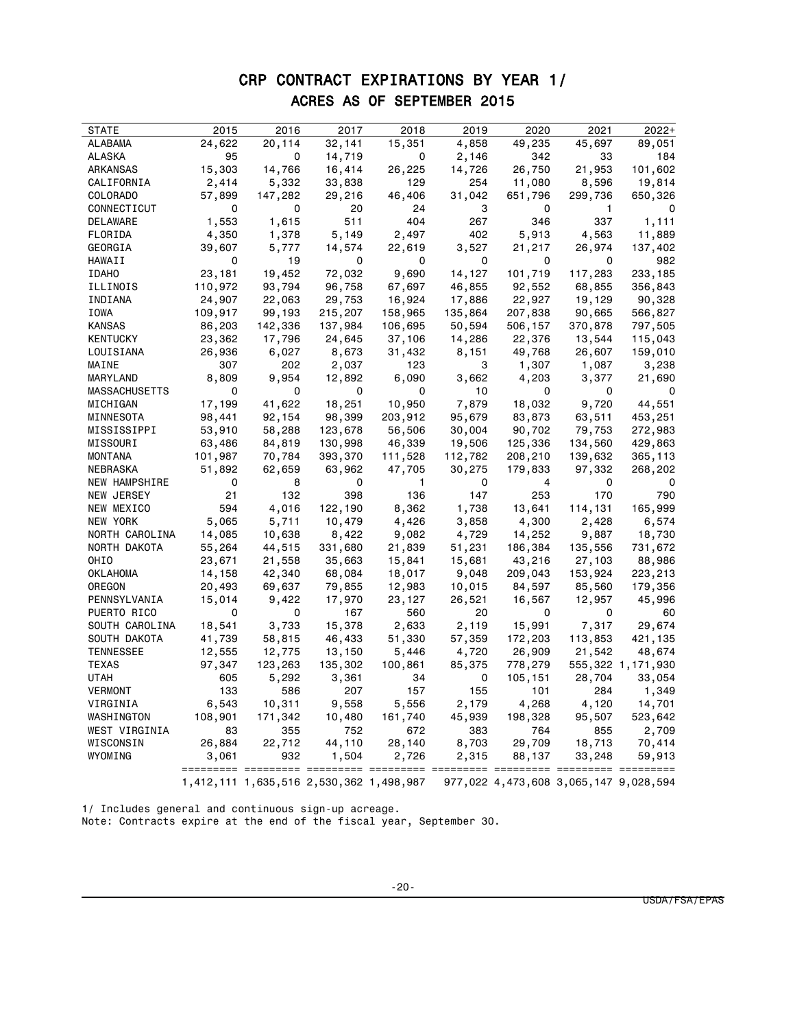# CRP CONTRACT EXPIRATIONS BY YEAR 1/

## ACRES AS OF SEPTEMBER 2015

| STATE | 2015 | 2016 | 2017 | 2018 | 2019 | 2020 | 2021 | 2022+ |
|---|---|---|---|---|---|---|---|---|
| ALABAMA | 24,622 | 20,114 | 32,141 | 15,351 | 4,858 | 49,235 | 45,697 | 89,051 |
| ALASKA | 95 | 0 | 14,719 | 0 | 2,146 | 342 | 33 | 184 |
| ARKANSAS | 15,303 | 14,766 | 16,414 | 26,225 | 14,726 | 26,750 | 21,953 | 101,602 |
| CALIFORNIA | 2,414 | 5,332 | 33,838 | 129 | 254 | 11,080 | 8,596 | 19,814 |
| COLORADO | 57,899 | 147,282 | 29,216 | 46,406 | 31,042 | 651,796 | 299,736 | 650,326 |
| CONNECTICUT | 0 | 0 | 20 | 24 | 3 | 0 | 1 | 0 |
| DELAWARE | 1,553 | 1,615 | 511 | 404 | 267 | 346 | 337 | 1,111 |
| FLORIDA | 4,350 | 1,378 | 5,149 | 2,497 | 402 | 5,913 | 4,563 | 11,889 |
| GEORGIA | 39,607 | 5,777 | 14,574 | 22,619 | 3,527 | 21,217 | 26,974 | 137,402 |
| HAWAII | 0 | 19 | 0 | 0 | 0 | 0 | 0 | 982 |
| IDAHO | 23,181 | 19,452 | 72,032 | 9,690 | 14,127 | 101,719 | 117,283 | 233,185 |
| ILLINOIS | 110,972 | 93,794 | 96,758 | 67,697 | 46,855 | 92,552 | 68,855 | 356,843 |
| INDIANA | 24,907 | 22,063 | 29,753 | 16,924 | 17,886 | 22,927 | 19,129 | 90,328 |
| IOWA | 109,917 | 99,193 | 215,207 | 158,965 | 135,864 | 207,838 | 90,665 | 566,827 |
| KANSAS | 86,203 | 142,336 | 137,984 | 106,695 | 50,594 | 506,157 | 370,878 | 797,505 |
| KENTUCKY | 23,362 | 17,796 | 24,645 | 37,106 | 14,286 | 22,376 | 13,544 | 115,043 |
| LOUISIANA | 26,936 | 6,027 | 8,673 | 31,432 | 8,151 | 49,768 | 26,607 | 159,010 |
| MAINE | 307 | 202 | 2,037 | 123 | 3 | 1,307 | 1,087 | 3,238 |
| MARYLAND | 8,809 | 9,954 | 12,892 | 6,090 | 3,662 | 4,203 | 3,377 | 21,690 |
| MASSACHUSETTS | 0 | 0 | 0 | 0 | 10 | 0 | 0 | 0 |
| MICHIGAN | 17,199 | 41,622 | 18,251 | 10,950 | 7,879 | 18,032 | 9,720 | 44,551 |
| MINNESOTA | 98,441 | 92,154 | 98,399 | 203,912 | 95,679 | 83,873 | 63,511 | 453,251 |
| MISSISSIPPI | 53,910 | 58,288 | 123,678 | 56,506 | 30,004 | 90,702 | 79,753 | 272,983 |
| MISSOURI | 63,486 | 84,819 | 130,998 | 46,339 | 19,506 | 125,336 | 134,560 | 429,863 |
| MONTANA | 101,987 | 70,784 | 393,370 | 111,528 | 112,782 | 208,210 | 139,632 | 365,113 |
| NEBRASKA | 51,892 | 62,659 | 63,962 | 47,705 | 30,275 | 179,833 | 97,332 | 268,202 |
| NEW HAMPSHIRE | 0 | 8 | 0 | 1 | 0 | 4 | 0 | 0 |
| NEW JERSEY | 21 | 132 | 398 | 136 | 147 | 253 | 170 | 790 |
| NEW MEXICO | 594 | 4,016 | 122,190 | 8,362 | 1,738 | 13,641 | 114,131 | 165,999 |
| NEW YORK | 5,065 | 5,711 | 10,479 | 4,426 | 3,858 | 4,300 | 2,428 | 6,574 |
| NORTH CAROLINA | 14,085 | 10,638 | 8,422 | 9,082 | 4,729 | 14,252 | 9,887 | 18,730 |
| NORTH DAKOTA | 55,264 | 44,515 | 331,680 | 21,839 | 51,231 | 186,384 | 135,556 | 731,672 |
| OHIO | 23,671 | 21,558 | 35,663 | 15,841 | 15,681 | 43,216 | 27,103 | 88,986 |
| OKLAHOMA | 14,158 | 42,340 | 68,084 | 18,017 | 9,048 | 209,043 | 153,924 | 223,213 |
| OREGON | 20,493 | 69,637 | 79,855 | 12,983 | 10,015 | 84,597 | 85,560 | 179,356 |
| PENNSYLVANIA | 15,014 | 9,422 | 17,970 | 23,127 | 26,521 | 16,567 | 12,957 | 45,996 |
| PUERTO RICO | 0 | 0 | 167 | 560 | 20 | 0 | 0 | 60 |
| SOUTH CAROLINA | 18,541 | 3,733 | 15,378 | 2,633 | 2,119 | 15,991 | 7,317 | 29,674 |
| SOUTH DAKOTA | 41,739 | 58,815 | 46,433 | 51,330 | 57,359 | 172,203 | 113,853 | 421,135 |
| TENNESSEE | 12,555 | 12,775 | 13,150 | 5,446 | 4,720 | 26,909 | 21,542 | 48,674 |
| TEXAS | 97,347 | 123,263 | 135,302 | 100,861 | 85,375 | 778,279 | 555,322 | 1,171,930 |
| UTAH | 605 | 5,292 | 3,361 | 34 | 0 | 105,151 | 28,704 | 33,054 |
| VERMONT | 133 | 586 | 207 | 157 | 155 | 101 | 284 | 1,349 |
| VIRGINIA | 6,543 | 10,311 | 9,558 | 5,556 | 2,179 | 4,268 | 4,120 | 14,701 |
| WASHINGTON | 108,901 | 171,342 | 10,480 | 161,740 | 45,939 | 198,328 | 95,507 | 523,642 |
| WEST VIRGINIA | 83 | 355 | 752 | 672 | 383 | 764 | 855 | 2,709 |
| WISCONSIN | 26,884 | 22,712 | 44,110 | 28,140 | 8,703 | 29,709 | 18,713 | 70,414 |
| WYOMING | 3,061 | 932 | 1,504 | 2,726 | 2,315 | 88,137 | 33,248 | 59,913 |
| | 1,412,111 | 1,635,516 | 2,530,362 | 1,498,987 | 977,022 | 4,473,608 | 3,065,147 | 9,028,594 |

1/ Includes general and continuous sign-up acreage.
Note: Contracts expire at the end of the fiscal year, September 30.

USDA/FSA/EPAS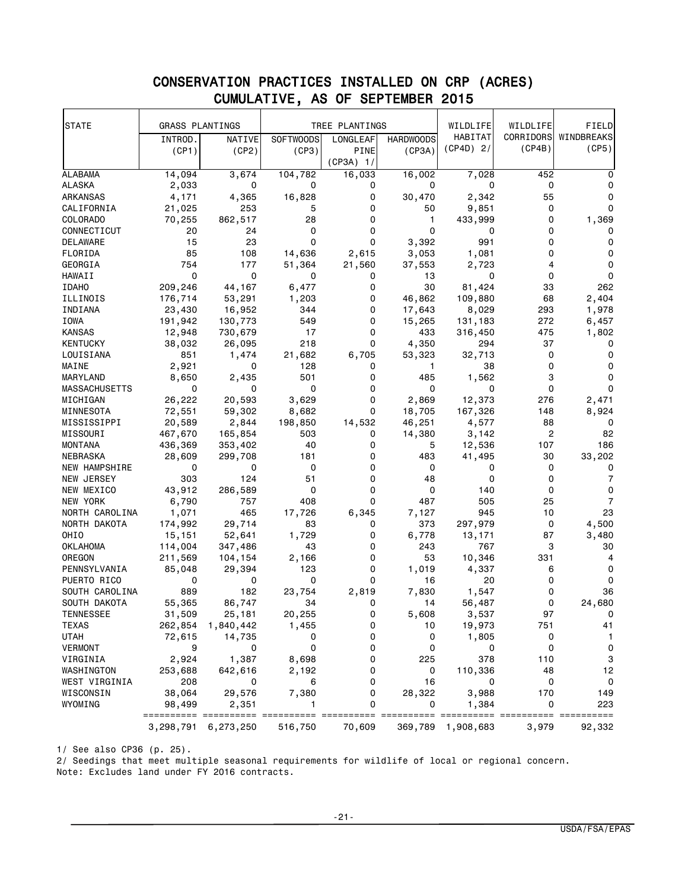# CONSERVATION PRACTICES INSTALLED ON CRP (ACRES)
## CUMULATIVE, AS OF SEPTEMBER 2015

| STATE | GRASS PLANTINGS | | TREE PLANTINGS | | | WILDLIFE HABITAT (CP4D) 2/ | WILDLIFE CORRIDORS (CP4B) | FIELD WINDBREAKS (CP5) |
|---|---|---|---|---|---|---|---|---|
| | INTROD. (CP1) | NATIVE (CP2) | SOFTWOODS (CP3) | LONGLEAF PINE (CP3A) 1/ | HARDWOODS (CP3A) | | | |
| ALABAMA | 14,094 | 3,674 | 104,782 | 16,033 | 16,002 | 7,028 | 452 | 0 |
| ALASKA | 2,033 | 0 | 0 | 0 | 0 | 0 | 0 | 0 |
| ARKANSAS | 4,171 | 4,365 | 16,828 | 0 | 30,470 | 2,342 | 55 | 0 |
| CALIFORNIA | 21,025 | 253 | 5 | 0 | 50 | 9,851 | 0 | 0 |
| COLORADO | 70,255 | 862,517 | 28 | 0 | 1 | 433,999 | 0 | 1,369 |
| CONNECTICUT | 20 | 24 | 0 | 0 | 0 | 0 | 0 | 0 |
| DELAWARE | 15 | 23 | 0 | 0 | 3,392 | 991 | 0 | 0 |
| FLORIDA | 85 | 108 | 14,636 | 2,615 | 3,053 | 1,081 | 0 | 0 |
| GEORGIA | 754 | 177 | 51,364 | 21,560 | 37,553 | 2,723 | 4 | 0 |
| HAWAII | 0 | 0 | 0 | 0 | 13 | 0 | 0 | 0 |
| IDAHO | 209,246 | 44,167 | 6,477 | 0 | 30 | 81,424 | 33 | 262 |
| ILLINOIS | 176,714 | 53,291 | 1,203 | 0 | 46,862 | 109,880 | 68 | 2,404 |
| INDIANA | 23,430 | 16,952 | 344 | 0 | 17,643 | 8,029 | 293 | 1,978 |
| IOWA | 191,942 | 130,773 | 549 | 0 | 15,265 | 131,183 | 272 | 6,457 |
| KANSAS | 12,948 | 730,679 | 17 | 0 | 433 | 316,450 | 475 | 1,802 |
| KENTUCKY | 38,032 | 26,095 | 218 | 0 | 4,350 | 294 | 37 | 0 |
| LOUISIANA | 851 | 1,474 | 21,682 | 6,705 | 53,323 | 32,713 | 0 | 0 |
| MAINE | 2,921 | 0 | 128 | 0 | 1 | 38 | 0 | 0 |
| MARYLAND | 8,650 | 2,435 | 501 | 0 | 485 | 1,562 | 3 | 0 |
| MASSACHUSETTS | 0 | 0 | 0 | 0 | 0 | 0 | 0 | 0 |
| MICHIGAN | 26,222 | 20,593 | 3,629 | 0 | 2,869 | 12,373 | 276 | 2,471 |
| MINNESOTA | 72,551 | 59,302 | 8,682 | 0 | 18,705 | 167,326 | 148 | 8,924 |
| MISSISSIPPI | 20,589 | 2,844 | 198,850 | 14,532 | 46,251 | 4,577 | 88 | 0 |
| MISSOURI | 467,670 | 165,854 | 503 | 0 | 14,380 | 3,142 | 2 | 82 |
| MONTANA | 436,369 | 353,402 | 40 | 0 | 5 | 12,536 | 107 | 186 |
| NEBRASKA | 28,609 | 299,708 | 181 | 0 | 483 | 41,495 | 30 | 33,202 |
| NEW HAMPSHIRE | 0 | 0 | 0 | 0 | 0 | 0 | 0 | 0 |
| NEW JERSEY | 303 | 124 | 51 | 0 | 48 | 0 | 0 | 7 |
| NEW MEXICO | 43,912 | 286,589 | 0 | 0 | 0 | 140 | 0 | 0 |
| NEW YORK | 6,790 | 757 | 408 | 0 | 487 | 505 | 25 | 7 |
| NORTH CAROLINA | 1,071 | 465 | 17,726 | 6,345 | 7,127 | 945 | 10 | 23 |
| NORTH DAKOTA | 174,992 | 29,714 | 83 | 0 | 373 | 297,979 | 0 | 4,500 |
| OHIO | 15,151 | 52,641 | 1,729 | 0 | 6,778 | 13,171 | 87 | 3,480 |
| OKLAHOMA | 114,004 | 347,486 | 43 | 0 | 243 | 767 | 3 | 30 |
| OREGON | 211,569 | 104,154 | 2,166 | 0 | 53 | 10,346 | 331 | 4 |
| PENNSYLVANIA | 85,048 | 29,394 | 123 | 0 | 1,019 | 4,337 | 6 | 0 |
| PUERTO RICO | 0 | 0 | 0 | 0 | 16 | 20 | 0 | 0 |
| SOUTH CAROLINA | 889 | 182 | 23,754 | 2,819 | 7,830 | 1,547 | 0 | 36 |
| SOUTH DAKOTA | 55,365 | 86,747 | 34 | 0 | 14 | 56,487 | 0 | 24,680 |
| TENNESSEE | 31,509 | 25,181 | 20,255 | 0 | 5,608 | 3,537 | 97 | 0 |
| TEXAS | 262,854 | 1,840,442 | 1,455 | 0 | 10 | 19,973 | 751 | 41 |
| UTAH | 72,615 | 14,735 | 0 | 0 | 0 | 1,805 | 0 | 1 |
| VERMONT | 9 | 0 | 0 | 0 | 0 | 0 | 0 | 0 |
| VIRGINIA | 2,924 | 1,387 | 8,698 | 0 | 225 | 378 | 110 | 3 |
| WASHINGTON | 253,688 | 642,616 | 2,192 | 0 | 0 | 110,336 | 48 | 12 |
| WEST VIRGINIA | 208 | 0 | 6 | 0 | 16 | 0 | 0 | 0 |
| WISCONSIN | 38,064 | 29,576 | 7,380 | 0 | 28,322 | 3,988 | 170 | 149 |
| WYOMING | 98,499 | 2,351 | 1 | 0 | 0 | 1,384 | 0 | 223 |
| | 3,298,791 | 6,273,250 | 516,750 | 70,609 | 369,789 | 1,908,683 | 3,979 | 92,332 |

1/ See also CP36 (p. 25).
2/ Seedings that meet multiple seasonal requirements for wildlife of local or regional concern.
Note: Excludes land under FY 2016 contracts.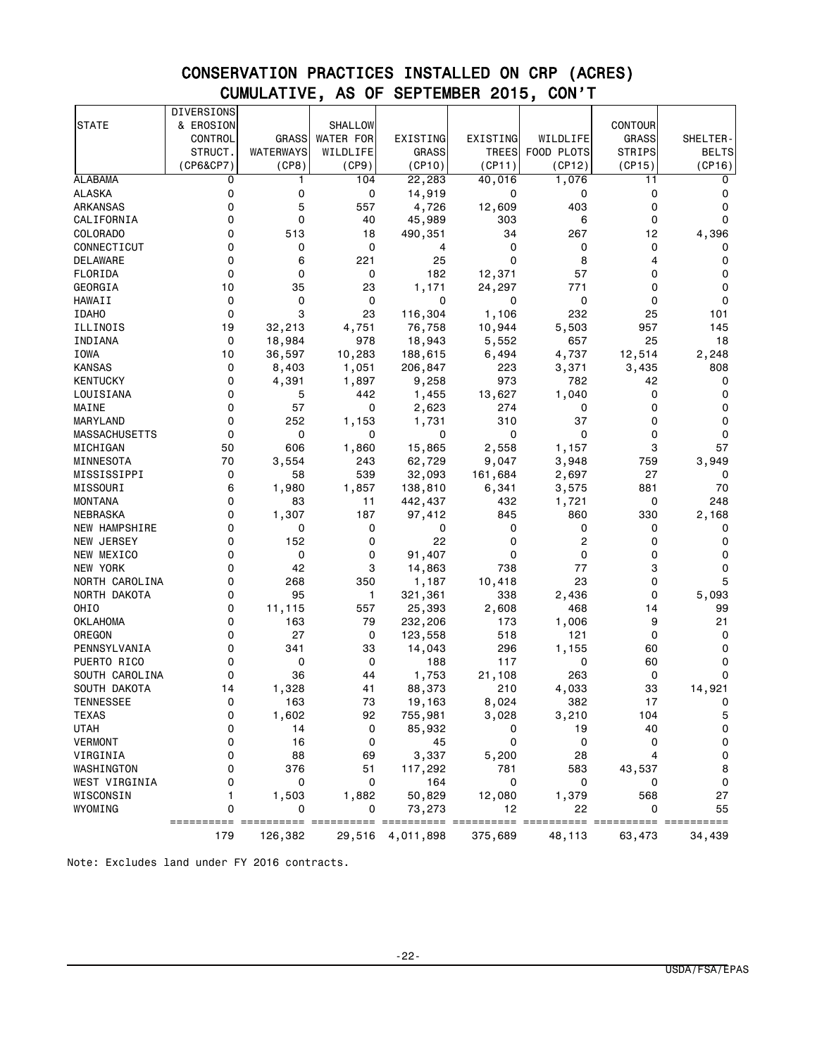# CONSERVATION PRACTICES INSTALLED ON CRP (ACRES)
## CUMULATIVE, AS OF SEPTEMBER 2015, CON'T

| STATE | DIVERSIONS & EROSION CONTROL STRUCT. (CP6&CP7) | GRASS WATERWAYS (CP8) | SHALLOW WATER FOR WILDLIFE (CP9) | EXISTING GRASS (CP10) | EXISTING TREES (CP11) | WILDLIFE FOOD PLOTS (CP12) | CONTOUR GRASS STRIPS (CP15) | SHELTER-BELTS (CP16) |
|---|---|---|---|---|---|---|---|---|
| ALABAMA | 0 | 1 | 104 | 22,283 | 40,016 | 1,076 | 11 | 0 |
| ALASKA | 0 | 0 | 0 | 14,919 | 0 | 0 | 0 | 0 |
| ARKANSAS | 0 | 5 | 557 | 4,726 | 12,609 | 403 | 0 | 0 |
| CALIFORNIA | 0 | 0 | 40 | 45,989 | 303 | 6 | 0 | 0 |
| COLORADO | 0 | 513 | 18 | 490,351 | 34 | 267 | 12 | 4,396 |
| CONNECTICUT | 0 | 0 | 0 | 4 | 0 | 0 | 0 | 0 |
| DELAWARE | 0 | 6 | 221 | 25 | 0 | 8 | 4 | 0 |
| FLORIDA | 0 | 0 | 0 | 182 | 12,371 | 57 | 0 | 0 |
| GEORGIA | 10 | 35 | 23 | 1,171 | 24,297 | 771 | 0 | 0 |
| HAWAII | 0 | 0 | 0 | 0 | 0 | 0 | 0 | 0 |
| IDAHO | 0 | 3 | 23 | 116,304 | 1,106 | 232 | 25 | 101 |
| ILLINOIS | 19 | 32,213 | 4,751 | 76,758 | 10,944 | 5,503 | 957 | 145 |
| INDIANA | 0 | 18,984 | 978 | 18,943 | 5,552 | 657 | 25 | 18 |
| IOWA | 10 | 36,597 | 10,283 | 188,615 | 6,494 | 4,737 | 12,514 | 2,248 |
| KANSAS | 0 | 8,403 | 1,051 | 206,847 | 223 | 3,371 | 3,435 | 808 |
| KENTUCKY | 0 | 4,391 | 1,897 | 9,258 | 973 | 782 | 42 | 0 |
| LOUISIANA | 0 | 5 | 442 | 1,455 | 13,627 | 1,040 | 0 | 0 |
| MAINE | 0 | 57 | 0 | 2,623 | 274 | 0 | 0 | 0 |
| MARYLAND | 0 | 252 | 1,153 | 1,731 | 310 | 37 | 0 | 0 |
| MASSACHUSETTS | 0 | 0 | 0 | 0 | 0 | 0 | 0 | 0 |
| MICHIGAN | 50 | 606 | 1,860 | 15,865 | 2,558 | 1,157 | 3 | 57 |
| MINNESOTA | 70 | 3,554 | 243 | 62,729 | 9,047 | 3,948 | 759 | 3,949 |
| MISSISSIPPI | 0 | 58 | 539 | 32,093 | 161,684 | 2,697 | 27 | 0 |
| MISSOURI | 6 | 1,980 | 1,857 | 138,810 | 6,341 | 3,575 | 881 | 70 |
| MONTANA | 0 | 83 | 11 | 442,437 | 432 | 1,721 | 0 | 248 |
| NEBRASKA | 0 | 1,307 | 187 | 97,412 | 845 | 860 | 330 | 2,168 |
| NEW HAMPSHIRE | 0 | 0 | 0 | 0 | 0 | 0 | 0 | 0 |
| NEW JERSEY | 0 | 152 | 0 | 22 | 0 | 2 | 0 | 0 |
| NEW MEXICO | 0 | 0 | 0 | 91,407 | 0 | 0 | 0 | 0 |
| NEW YORK | 0 | 42 | 3 | 14,863 | 738 | 77 | 3 | 0 |
| NORTH CAROLINA | 0 | 268 | 350 | 1,187 | 10,418 | 23 | 0 | 5 |
| NORTH DAKOTA | 0 | 95 | 1 | 321,361 | 338 | 2,436 | 0 | 5,093 |
| OHIO | 0 | 11,115 | 557 | 25,393 | 2,608 | 468 | 14 | 99 |
| OKLAHOMA | 0 | 163 | 79 | 232,206 | 173 | 1,006 | 9 | 21 |
| OREGON | 0 | 27 | 0 | 123,558 | 518 | 121 | 0 | 0 |
| PENNSYLVANIA | 0 | 341 | 33 | 14,043 | 296 | 1,155 | 60 | 0 |
| PUERTO RICO | 0 | 0 | 0 | 188 | 117 | 0 | 60 | 0 |
| SOUTH CAROLINA | 0 | 36 | 44 | 1,753 | 21,108 | 263 | 0 | 0 |
| SOUTH DAKOTA | 14 | 1,328 | 41 | 88,373 | 210 | 4,033 | 33 | 14,921 |
| TENNESSEE | 0 | 163 | 73 | 19,163 | 8,024 | 382 | 17 | 0 |
| TEXAS | 0 | 1,602 | 92 | 755,981 | 3,028 | 3,210 | 104 | 5 |
| UTAH | 0 | 14 | 0 | 85,932 | 0 | 19 | 40 | 0 |
| VERMONT | 0 | 16 | 0 | 45 | 0 | 0 | 0 | 0 |
| VIRGINIA | 0 | 88 | 69 | 3,337 | 5,200 | 28 | 4 | 0 |
| WASHINGTON | 0 | 376 | 51 | 117,292 | 781 | 583 | 43,537 | 8 |
| WEST VIRGINIA | 0 | 0 | 0 | 164 | 0 | 0 | 0 | 0 |
| WISCONSIN | 1 | 1,503 | 1,882 | 50,829 | 12,080 | 1,379 | 568 | 27 |
| WYOMING | 0 | 0 | 0 | 73,273 | 12 | 22 | 0 | 55 |
| | 179 | 126,382 | 29,516 | 4,011,898 | 375,689 | 48,113 | 63,473 | 34,439 |

Note: Excludes land under FY 2016 contracts.

USDA/FSA/EPAS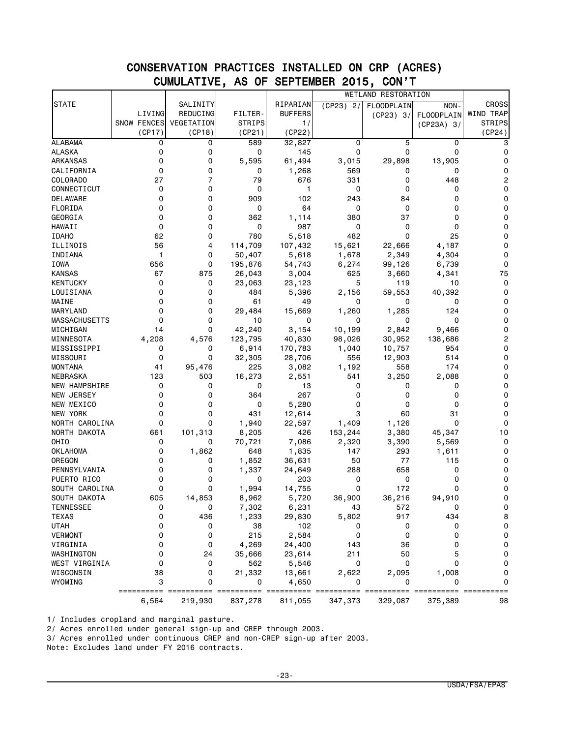# CONSERVATION PRACTICES INSTALLED ON CRP (ACRES)
## CUMULATIVE, AS OF SEPTEMBER 2015, CON'T

| STATE | LIVING SNOW FENCES (CP17) | SALINITY REDUCING VEGETATION (CP18) | FILTER-STRIPS (CP21) | RIPARIAN BUFFERS 1/ (CP22) | WETLAND RESTORATION (CP23) 2/ | | | CROSS WIND TRAP STRIPS (CP24) |
|---|---|---|---|---|---|---|---|---|
| | | | | | (CP23) 2/ | FLOODPLAIN (CP23) 3/ | NON-FLOODPLAIN (CP23A) 3/ | |
| ALABAMA | 0 | 0 | 589 | 32,827 | 0 | 5 | 0 | 3 |
| ALASKA | 0 | 0 | 0 | 145 | 0 | 0 | 0 | 0 |
| ARKANSAS | 0 | 0 | 5,595 | 61,494 | 3,015 | 29,898 | 13,905 | 0 |
| CALIFORNIA | 0 | 0 | 0 | 1,268 | 569 | 0 | 0 | 0 |
| COLORADO | 27 | 7 | 79 | 676 | 331 | 0 | 448 | 2 |
| CONNECTICUT | 0 | 0 | 0 | 1 | 0 | 0 | 0 | 0 |
| DELAWARE | 0 | 0 | 909 | 102 | 243 | 84 | 0 | 0 |
| FLORIDA | 0 | 0 | 0 | 64 | 0 | 0 | 0 | 0 |
| GEORGIA | 0 | 0 | 362 | 1,114 | 380 | 37 | 0 | 0 |
| HAWAII | 0 | 0 | 0 | 987 | 0 | 0 | 0 | 0 |
| IDAHO | 62 | 0 | 780 | 5,518 | 482 | 0 | 25 | 0 |
| ILLINOIS | 56 | 4 | 114,709 | 107,432 | 15,621 | 22,666 | 4,187 | 0 |
| INDIANA | 1 | 0 | 50,407 | 5,618 | 1,678 | 2,349 | 4,304 | 0 |
| IOWA | 656 | 0 | 195,876 | 54,743 | 6,274 | 99,126 | 6,739 | 0 |
| KANSAS | 67 | 875 | 26,043 | 3,004 | 625 | 3,660 | 4,341 | 75 |
| KENTUCKY | 0 | 0 | 23,063 | 23,123 | 5 | 119 | 10 | 0 |
| LOUISIANA | 0 | 0 | 484 | 5,396 | 2,156 | 59,553 | 40,392 | 0 |
| MAINE | 0 | 0 | 61 | 49 | 0 | 0 | 0 | 0 |
| MARYLAND | 0 | 0 | 29,484 | 15,669 | 1,260 | 1,285 | 124 | 0 |
| MASSACHUSETTS | 0 | 0 | 10 | 0 | 0 | 0 | 0 | 0 |
| MICHIGAN | 14 | 0 | 42,240 | 3,154 | 10,199 | 2,842 | 9,466 | 0 |
| MINNESOTA | 4,208 | 4,576 | 123,795 | 40,830 | 98,026 | 30,952 | 138,686 | 2 |
| MISSISSIPPI | 0 | 0 | 6,914 | 170,783 | 1,040 | 10,757 | 954 | 0 |
| MISSOURI | 0 | 0 | 32,305 | 28,706 | 556 | 12,903 | 514 | 0 |
| MONTANA | 41 | 95,476 | 225 | 3,082 | 1,192 | 558 | 174 | 0 |
| NEBRASKA | 123 | 503 | 16,273 | 2,551 | 541 | 3,250 | 2,088 | 0 |
| NEW HAMPSHIRE | 0 | 0 | 0 | 13 | 0 | 0 | 0 | 0 |
| NEW JERSEY | 0 | 0 | 364 | 267 | 0 | 0 | 0 | 0 |
| NEW MEXICO | 0 | 0 | 0 | 5,280 | 0 | 0 | 0 | 0 |
| NEW YORK | 0 | 0 | 431 | 12,614 | 3 | 60 | 31 | 0 |
| NORTH CAROLINA | 0 | 0 | 1,940 | 22,597 | 1,409 | 1,126 | 0 | 0 |
| NORTH DAKOTA | 661 | 101,313 | 8,205 | 426 | 153,244 | 3,380 | 45,347 | 10 |
| OHIO | 0 | 0 | 70,721 | 7,086 | 2,320 | 3,390 | 5,569 | 0 |
| OKLAHOMA | 0 | 1,862 | 648 | 1,835 | 147 | 293 | 1,611 | 0 |
| OREGON | 0 | 0 | 1,852 | 36,631 | 50 | 77 | 115 | 0 |
| PENNSYLVANIA | 0 | 0 | 1,337 | 24,649 | 288 | 658 | 0 | 0 |
| PUERTO RICO | 0 | 0 | 0 | 203 | 0 | 0 | 0 | 0 |
| SOUTH CAROLINA | 0 | 0 | 1,994 | 14,755 | 0 | 172 | 0 | 0 |
| SOUTH DAKOTA | 605 | 14,853 | 8,962 | 5,720 | 36,900 | 36,216 | 94,910 | 0 |
| TENNESSEE | 0 | 0 | 7,302 | 6,231 | 43 | 572 | 0 | 0 |
| TEXAS | 0 | 436 | 1,233 | 29,830 | 5,802 | 917 | 434 | 8 |
| UTAH | 0 | 0 | 38 | 102 | 0 | 0 | 0 | 0 |
| VERMONT | 0 | 0 | 215 | 2,584 | 0 | 0 | 0 | 0 |
| VIRGINIA | 0 | 0 | 4,269 | 24,400 | 143 | 36 | 0 | 0 |
| WASHINGTON | 0 | 24 | 35,666 | 23,614 | 211 | 50 | 5 | 0 |
| WEST VIRGINIA | 0 | 0 | 562 | 5,546 | 0 | 0 | 0 | 0 |
| WISCONSIN | 38 | 0 | 21,332 | 13,661 | 2,622 | 2,095 | 1,008 | 0 |
| WYOMING | 3 | 0 | 0 | 4,650 | 0 | 0 | 0 | 0 |
| | 6,564 | 219,930 | 837,278 | 811,055 | 347,373 | 329,087 | 375,389 | 98 |

1/ Includes cropland and marginal pasture.
2/ Acres enrolled under general sign-up and CREP through 2003.
3/ Acres enrolled under continuous CREP and non-CREP sign-up after 2003.
Note: Excludes land under FY 2016 contracts.

USDA/FSA/EPAS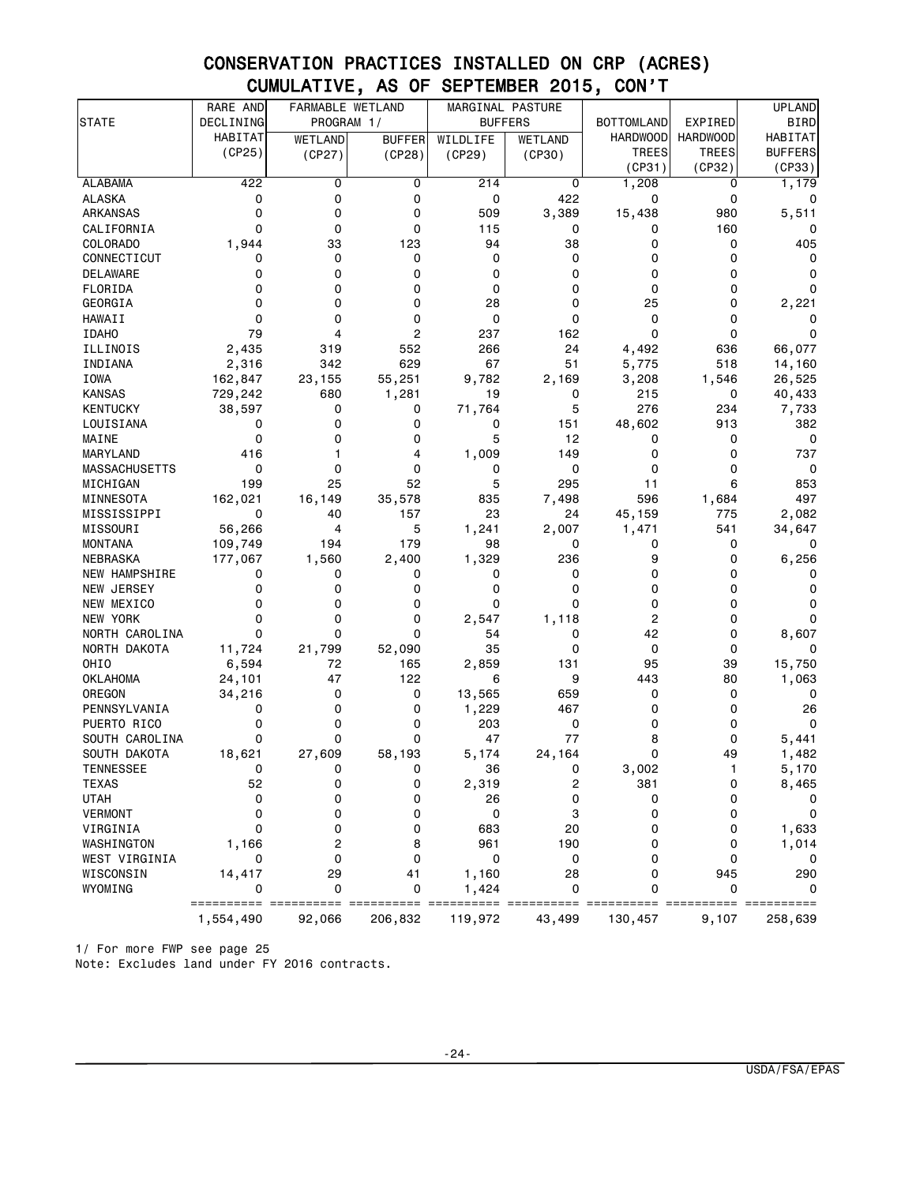## CONSERVATION PRACTICES INSTALLED ON CRP (ACRES)
## CUMULATIVE, AS OF SEPTEMBER 2015, CON'T

| STATE | RARE AND DECLINING HABITAT (CP25) | FARMABLE WETLAND PROGRAM 1/ | | MARGINAL PASTURE BUFFERS | | BOTTOMLAND HARDWOOD TREES (CP31) | EXPIRED HARDWOOD TREES (CP32) | UPLAND BIRD HABITAT BUFFERS (CP33) |
|---|---|---|---|---|---|---|---|---|
| | | WETLAND (CP27) | BUFFER (CP28) | WILDLIFE (CP29) | WETLAND (CP30) | | | |
| ALABAMA | 422 | 0 | 0 | 214 | 0 | 1,208 | 0 | 1,179 |
| ALASKA | 0 | 0 | 0 | 0 | 422 | 0 | 0 | 0 |
| ARKANSAS | 0 | 0 | 0 | 509 | 3,389 | 15,438 | 980 | 5,511 |
| CALIFORNIA | 0 | 0 | 0 | 115 | 0 | 0 | 160 | 0 |
| COLORADO | 1,944 | 33 | 123 | 94 | 38 | 0 | 0 | 405 |
| CONNECTICUT | 0 | 0 | 0 | 0 | 0 | 0 | 0 | 0 |
| DELAWARE | 0 | 0 | 0 | 0 | 0 | 0 | 0 | 0 |
| FLORIDA | 0 | 0 | 0 | 0 | 0 | 0 | 0 | 0 |
| GEORGIA | 0 | 0 | 0 | 28 | 0 | 25 | 0 | 2,221 |
| HAWAII | 0 | 0 | 0 | 0 | 0 | 0 | 0 | 0 |
| IDAHO | 79 | 4 | 2 | 237 | 162 | 0 | 0 | 0 |
| ILLINOIS | 2,435 | 319 | 552 | 266 | 24 | 4,492 | 636 | 66,077 |
| INDIANA | 2,316 | 342 | 629 | 67 | 51 | 5,775 | 518 | 14,160 |
| IOWA | 162,847 | 23,155 | 55,251 | 9,782 | 2,169 | 3,208 | 1,546 | 26,525 |
| KANSAS | 729,242 | 680 | 1,281 | 19 | 0 | 215 | 0 | 40,433 |
| KENTUCKY | 38,597 | 0 | 0 | 71,764 | 5 | 276 | 234 | 7,733 |
| LOUISIANA | 0 | 0 | 0 | 0 | 151 | 48,602 | 913 | 382 |
| MAINE | 0 | 0 | 0 | 5 | 12 | 0 | 0 | 0 |
| MARYLAND | 416 | 1 | 4 | 1,009 | 149 | 0 | 0 | 737 |
| MASSACHUSETTS | 0 | 0 | 0 | 0 | 0 | 0 | 0 | 0 |
| MICHIGAN | 199 | 25 | 52 | 5 | 295 | 11 | 6 | 853 |
| MINNESOTA | 162,021 | 16,149 | 35,578 | 835 | 7,498 | 596 | 1,684 | 497 |
| MISSISSIPPI | 0 | 40 | 157 | 23 | 24 | 45,159 | 775 | 2,082 |
| MISSOURI | 56,266 | 4 | 5 | 1,241 | 2,007 | 1,471 | 541 | 34,647 |
| MONTANA | 109,749 | 194 | 179 | 98 | 0 | 0 | 0 | 0 |
| NEBRASKA | 177,067 | 1,560 | 2,400 | 1,329 | 236 | 9 | 0 | 6,256 |
| NEW HAMPSHIRE | 0 | 0 | 0 | 0 | 0 | 0 | 0 | 0 |
| NEW JERSEY | 0 | 0 | 0 | 0 | 0 | 0 | 0 | 0 |
| NEW MEXICO | 0 | 0 | 0 | 0 | 0 | 0 | 0 | 0 |
| NEW YORK | 0 | 0 | 0 | 2,547 | 1,118 | 2 | 0 | 0 |
| NORTH CAROLINA | 0 | 0 | 0 | 54 | 0 | 42 | 0 | 8,607 |
| NORTH DAKOTA | 11,724 | 21,799 | 52,090 | 35 | 0 | 0 | 0 | 0 |
| OHIO | 6,594 | 72 | 165 | 2,859 | 131 | 95 | 39 | 15,750 |
| OKLAHOMA | 24,101 | 47 | 122 | 6 | 9 | 443 | 80 | 1,063 |
| OREGON | 34,216 | 0 | 0 | 13,565 | 659 | 0 | 0 | 0 |
| PENNSYLVANIA | 0 | 0 | 0 | 1,229 | 467 | 0 | 0 | 26 |
| PUERTO RICO | 0 | 0 | 0 | 203 | 0 | 0 | 0 | 0 |
| SOUTH CAROLINA | 0 | 0 | 0 | 47 | 77 | 8 | 0 | 5,441 |
| SOUTH DAKOTA | 18,621 | 27,609 | 58,193 | 5,174 | 24,164 | 0 | 49 | 1,482 |
| TENNESSEE | 0 | 0 | 0 | 36 | 0 | 3,002 | 1 | 5,170 |
| TEXAS | 52 | 0 | 0 | 2,319 | 2 | 381 | 0 | 8,465 |
| UTAH | 0 | 0 | 0 | 26 | 0 | 0 | 0 | 0 |
| VERMONT | 0 | 0 | 0 | 0 | 3 | 0 | 0 | 0 |
| VIRGINIA | 0 | 0 | 0 | 683 | 20 | 0 | 0 | 1,633 |
| WASHINGTON | 1,166 | 2 | 8 | 961 | 190 | 0 | 0 | 1,014 |
| WEST VIRGINIA | 0 | 0 | 0 | 0 | 0 | 0 | 0 | 0 |
| WISCONSIN | 14,417 | 29 | 41 | 1,160 | 28 | 0 | 945 | 290 |
| WYOMING | 0 | 0 | 0 | 1,424 | 0 | 0 | 0 | 0 |
| | 1,554,490 | 92,066 | 206,832 | 119,972 | 43,499 | 130,457 | 9,107 | 258,639 |

1/ For more FWP see page 25
Note: Excludes land under FY 2016 contracts.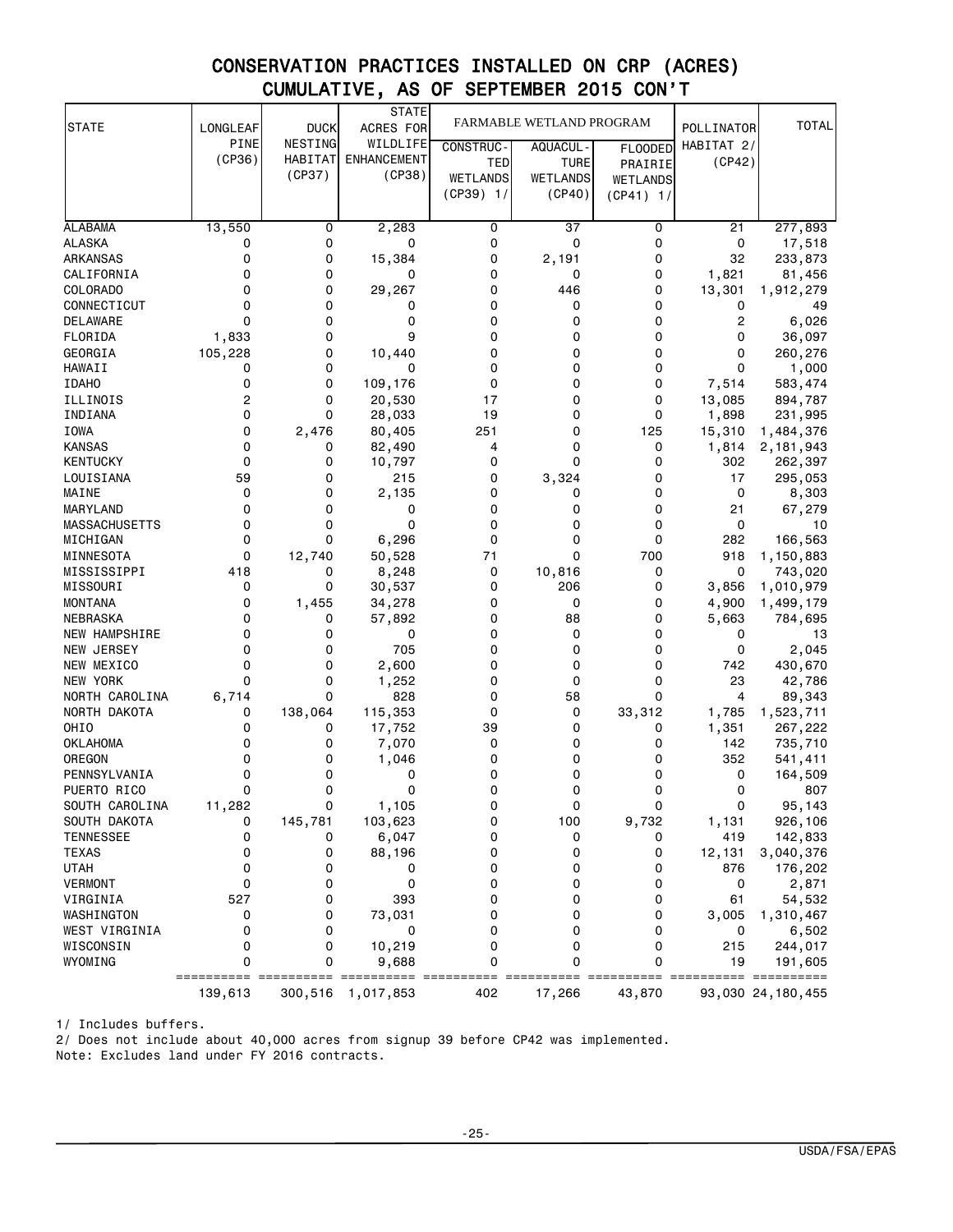# CONSERVATION PRACTICES INSTALLED ON CRP (ACRES)
## CUMULATIVE, AS OF SEPTEMBER 2015 CON'T

| STATE | LONGLEAF PINE (CP36) | DUCK NESTING HABITAT (CP37) | STATE ACRES FOR WILDLIFE ENHANCEMENT (CP38) | FARMABLE WETLAND PROGRAM | | | POLLINATOR HABITAT 2/ (CP42) | TOTAL |
|---|---|---|---|---|---|---|---|---|
| | | | | CONSTRUCTED WETLANDS (CP39) 1/ | AQUACULTURE WETLANDS (CP40) | FLOODED PRAIRIE WETLANDS (CP41) 1/ | | |
| ALABAMA | 13,550 | 0 | 2,283 | 0 | 37 | 0 | 21 | 277,893 |
| ALASKA | 0 | 0 | 0 | 0 | 0 | 0 | 0 | 17,518 |
| ARKANSAS | 0 | 0 | 15,384 | 0 | 2,191 | 0 | 32 | 233,873 |
| CALIFORNIA | 0 | 0 | 0 | 0 | 0 | 0 | 1,821 | 81,456 |
| COLORADO | 0 | 0 | 29,267 | 0 | 446 | 0 | 13,301 | 1,912,279 |
| CONNECTICUT | 0 | 0 | 0 | 0 | 0 | 0 | 0 | 49 |
| DELAWARE | 0 | 0 | 0 | 0 | 0 | 0 | 2 | 6,026 |
| FLORIDA | 1,833 | 0 | 9 | 0 | 0 | 0 | 0 | 36,097 |
| GEORGIA | 105,228 | 0 | 10,440 | 0 | 0 | 0 | 0 | 260,276 |
| HAWAII | 0 | 0 | 0 | 0 | 0 | 0 | 0 | 1,000 |
| IDAHO | 0 | 0 | 109,176 | 0 | 0 | 0 | 7,514 | 583,474 |
| ILLINOIS | 2 | 0 | 20,530 | 17 | 0 | 0 | 13,085 | 894,787 |
| INDIANA | 0 | 0 | 28,033 | 19 | 0 | 0 | 1,898 | 231,995 |
| IOWA | 0 | 2,476 | 80,405 | 251 | 0 | 125 | 15,310 | 1,484,376 |
| KANSAS | 0 | 0 | 82,490 | 4 | 0 | 0 | 1,814 | 2,181,943 |
| KENTUCKY | 0 | 0 | 10,797 | 0 | 0 | 0 | 302 | 262,397 |
| LOUISIANA | 59 | 0 | 215 | 0 | 3,324 | 0 | 17 | 295,053 |
| MAINE | 0 | 0 | 2,135 | 0 | 0 | 0 | 0 | 8,303 |
| MARYLAND | 0 | 0 | 0 | 0 | 0 | 0 | 21 | 67,279 |
| MASSACHUSETTS | 0 | 0 | 0 | 0 | 0 | 0 | 0 | 10 |
| MICHIGAN | 0 | 0 | 6,296 | 0 | 0 | 0 | 282 | 166,563 |
| MINNESOTA | 0 | 12,740 | 50,528 | 71 | 0 | 700 | 918 | 1,150,883 |
| MISSISSIPPI | 418 | 0 | 8,248 | 0 | 10,816 | 0 | 0 | 743,020 |
| MISSOURI | 0 | 0 | 30,537 | 0 | 206 | 0 | 3,856 | 1,010,979 |
| MONTANA | 0 | 1,455 | 34,278 | 0 | 0 | 0 | 4,900 | 1,499,179 |
| NEBRASKA | 0 | 0 | 57,892 | 0 | 88 | 0 | 5,663 | 784,695 |
| NEW HAMPSHIRE | 0 | 0 | 0 | 0 | 0 | 0 | 0 | 13 |
| NEW JERSEY | 0 | 0 | 705 | 0 | 0 | 0 | 0 | 2,045 |
| NEW MEXICO | 0 | 0 | 2,600 | 0 | 0 | 0 | 742 | 430,670 |
| NEW YORK | 0 | 0 | 1,252 | 0 | 0 | 0 | 23 | 42,786 |
| NORTH CAROLINA | 6,714 | 0 | 828 | 0 | 58 | 0 | 4 | 89,343 |
| NORTH DAKOTA | 0 | 138,064 | 115,353 | 0 | 0 | 33,312 | 1,785 | 1,523,711 |
| OHIO | 0 | 0 | 17,752 | 39 | 0 | 0 | 1,351 | 267,222 |
| OKLAHOMA | 0 | 0 | 7,070 | 0 | 0 | 0 | 142 | 735,710 |
| OREGON | 0 | 0 | 1,046 | 0 | 0 | 0 | 352 | 541,411 |
| PENNSYLVANIA | 0 | 0 | 0 | 0 | 0 | 0 | 0 | 164,509 |
| PUERTO RICO | 0 | 0 | 0 | 0 | 0 | 0 | 0 | 807 |
| SOUTH CAROLINA | 11,282 | 0 | 1,105 | 0 | 0 | 0 | 0 | 95,143 |
| SOUTH DAKOTA | 0 | 145,781 | 103,623 | 0 | 100 | 9,732 | 1,131 | 926,106 |
| TENNESSEE | 0 | 0 | 6,047 | 0 | 0 | 0 | 419 | 142,833 |
| TEXAS | 0 | 0 | 88,196 | 0 | 0 | 0 | 12,131 | 3,040,376 |
| UTAH | 0 | 0 | 0 | 0 | 0 | 0 | 876 | 176,202 |
| VERMONT | 0 | 0 | 0 | 0 | 0 | 0 | 0 | 2,871 |
| VIRGINIA | 527 | 0 | 393 | 0 | 0 | 0 | 61 | 54,532 |
| WASHINGTON | 0 | 0 | 73,031 | 0 | 0 | 0 | 3,005 | 1,310,467 |
| WEST VIRGINIA | 0 | 0 | 0 | 0 | 0 | 0 | 0 | 6,502 |
| WISCONSIN | 0 | 0 | 10,219 | 0 | 0 | 0 | 215 | 244,017 |
| WYOMING | 0 | 0 | 9,688 | 0 | 0 | 0 | 19 | 191,605 |
| | 139,613 | 300,516 | 1,017,853 | 402 | 17,266 | 43,870 | 93,030 | 24,180,455 |

1/ Includes buffers.
2/ Does not include about 40,000 acres from signup 39 before CP42 was implemented.
Note: Excludes land under FY 2016 contracts.

USDA/FSA/EPAS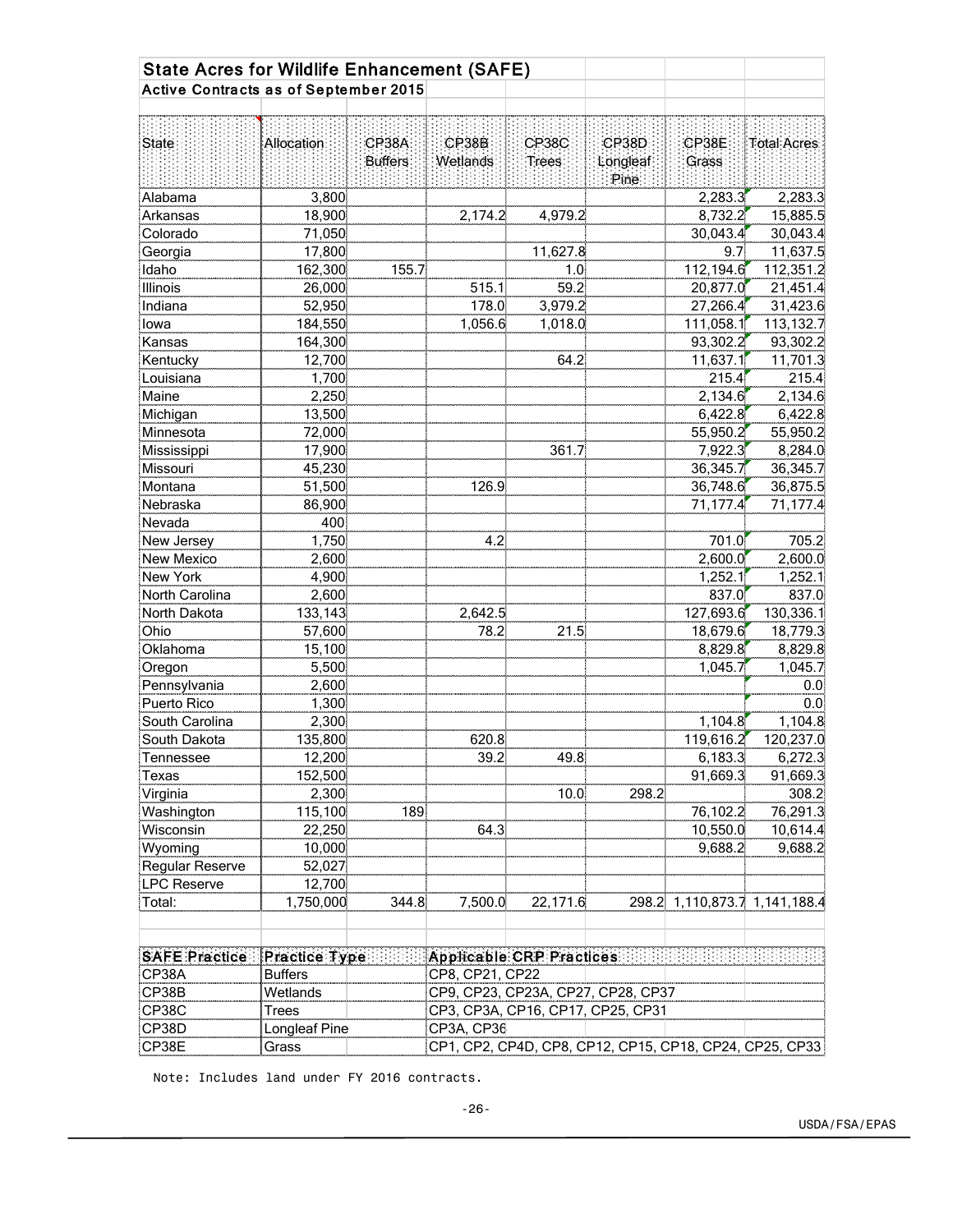## State Acres for Wildlife Enhancement (SAFE)

### Active Contracts as of September 2015

| State | Allocation | CP38A Buffers | CP38B Wetlands | CP38C Trees | CP38D Longleaf Pine | CP38E Grass | Total Acres |
|---|---|---|---|---|---|---|---|
| Alabama | 3,800 | | | | | 2,283.3 | 2,283.3 |
| Arkansas | 18,900 | | 2,174.2 | 4,979.2 | | 8,732.2 | 15,885.5 |
| Colorado | 71,050 | | | | | 30,043.4 | 30,043.4 |
| Georgia | 17,800 | | | 11,627.8 | | 9.7 | 11,637.5 |
| Idaho | 162,300 | 155.7 | | 1.0 | | 112,194.6 | 112,351.2 |
| Illinois | 26,000 | | 515.1 | 59.2 | | 20,877.0 | 21,451.4 |
| Indiana | 52,950 | | 178.0 | 3,979.2 | | 27,266.4 | 31,423.6 |
| Iowa | 184,550 | | 1,056.6 | 1,018.0 | | 111,058.1 | 113,132.7 |
| Kansas | 164,300 | | | | | 93,302.2 | 93,302.2 |
| Kentucky | 12,700 | | | 64.2 | | 11,637.1 | 11,701.3 |
| Louisiana | 1,700 | | | | | 215.4 | 215.4 |
| Maine | 2,250 | | | | | 2,134.6 | 2,134.6 |
| Michigan | 13,500 | | | | | 6,422.8 | 6,422.8 |
| Minnesota | 72,000 | | | | | 55,950.2 | 55,950.2 |
| Mississippi | 17,900 | | | 361.7 | | 7,922.3 | 8,284.0 |
| Missouri | 45,230 | | | | | 36,345.7 | 36,345.7 |
| Montana | 51,500 | | 126.9 | | | 36,748.6 | 36,875.5 |
| Nebraska | 86,900 | | | | | 71,177.4 | 71,177.4 |
| Nevada | 400 | | | | | | |
| New Jersey | 1,750 | | 4.2 | | | 701.0 | 705.2 |
| New Mexico | 2,600 | | | | | 2,600.0 | 2,600.0 |
| New York | 4,900 | | | | | 1,252.1 | 1,252.1 |
| North Carolina | 2,600 | | | | | 837.0 | 837.0 |
| North Dakota | 133,143 | | 2,642.5 | | | 127,693.6 | 130,336.1 |
| Ohio | 57,600 | | 78.2 | 21.5 | | 18,679.6 | 18,779.3 |
| Oklahoma | 15,100 | | | | | 8,829.8 | 8,829.8 |
| Oregon | 5,500 | | | | | 1,045.7 | 1,045.7 |
| Pennsylvania | 2,600 | | | | | | 0.0 |
| Puerto Rico | 1,300 | | | | | | 0.0 |
| South Carolina | 2,300 | | | | | 1,104.8 | 1,104.8 |
| South Dakota | 135,800 | | 620.8 | | | 119,616.2 | 120,237.0 |
| Tennessee | 12,200 | | 39.2 | 49.8 | | 6,183.3 | 6,272.3 |
| Texas | 152,500 | | | | | 91,669.3 | 91,669.3 |
| Virginia | 2,300 | | | 10.0 | 298.2 | | 308.2 |
| Washington | 115,100 | 189 | | | | 76,102.2 | 76,291.3 |
| Wisconsin | 22,250 | | 64.3 | | | 10,550.0 | 10,614.4 |
| Wyoming | 10,000 | | | | | 9,688.2 | 9,688.2 |
| Regular Reserve | 52,027 | | | | | | |
| LPC Reserve | 12,700 | | | | | | |
| Total: | 1,750,000 | 344.8 | 7,500.0 | 22,171.6 | 298.2 | 1,110,873.7 | 1,141,188.4 |

| SAFE Practice | Practice Type | Applicable CRP Practices |
|---|---|---|
| CP38A | Buffers | CP8, CP21, CP22 |
| CP38B | Wetlands | CP9, CP23, CP23A, CP27, CP28, CP37 |
| CP38C | Trees | CP3, CP3A, CP16, CP17, CP25, CP31 |
| CP38D | Longleaf Pine | CP3A, CP36 |
| CP38E | Grass | CP1, CP2, CP4D, CP8, CP12, CP15, CP18, CP24, CP25, CP33 |

Note: Includes land under FY 2016 contracts.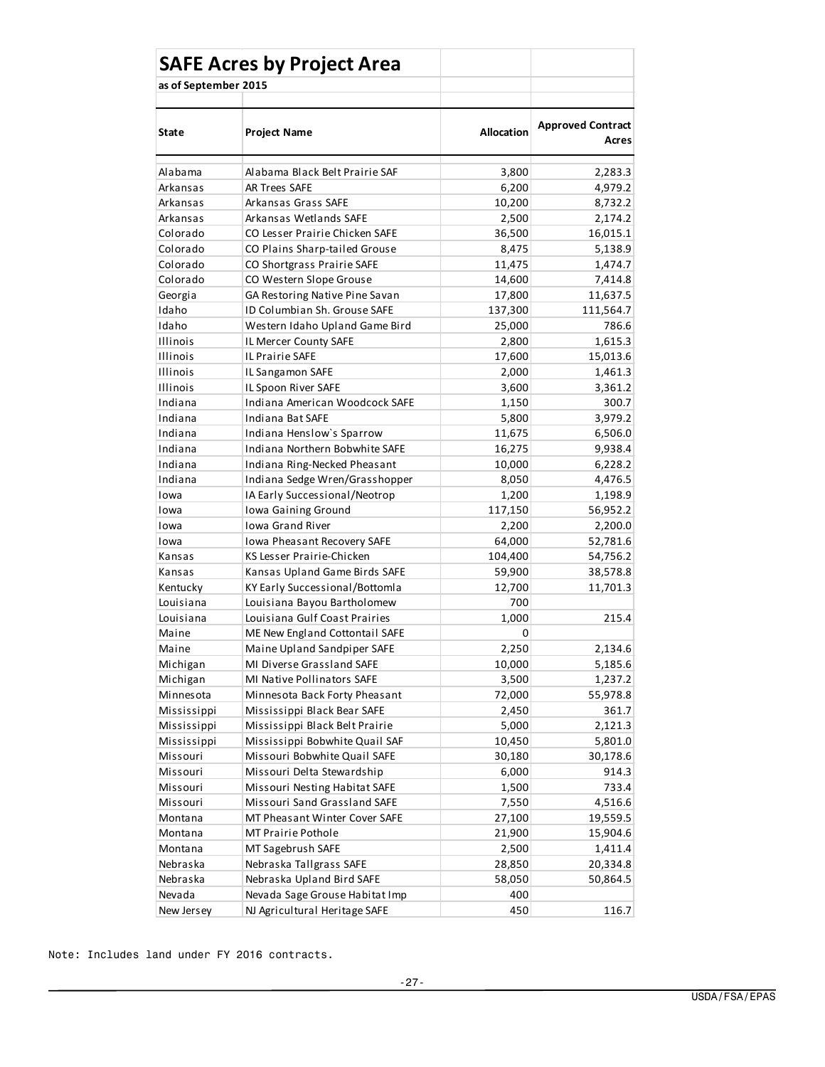## SAFE Acres by Project Area

**as of September 2015**

| State | Project Name | Allocation | Approved Contract Acres |
|---|---|---|---|
| Alabama | Alabama Black Belt Prairie SAF | 3,800 | 2,283.3 |
| Arkansas | AR Trees SAFE | 6,200 | 4,979.2 |
| Arkansas | Arkansas Grass SAFE | 10,200 | 8,732.2 |
| Arkansas | Arkansas Wetlands SAFE | 2,500 | 2,174.2 |
| Colorado | CO Lesser Prairie Chicken SAFE | 36,500 | 16,015.1 |
| Colorado | CO Plains Sharp-tailed Grouse | 8,475 | 5,138.9 |
| Colorado | CO Shortgrass Prairie SAFE | 11,475 | 1,474.7 |
| Colorado | CO Western Slope Grouse | 14,600 | 7,414.8 |
| Georgia | GA Restoring Native Pine Savan | 17,800 | 11,637.5 |
| Idaho | ID Columbian Sh. Grouse SAFE | 137,300 | 111,564.7 |
| Idaho | Western Idaho Upland Game Bird | 25,000 | 786.6 |
| Illinois | IL Mercer County SAFE | 2,800 | 1,615.3 |
| Illinois | IL Prairie SAFE | 17,600 | 15,013.6 |
| Illinois | IL Sangamon SAFE | 2,000 | 1,461.3 |
| Illinois | IL Spoon River SAFE | 3,600 | 3,361.2 |
| Indiana | Indiana American Woodcock SAFE | 1,150 | 300.7 |
| Indiana | Indiana Bat SAFE | 5,800 | 3,979.2 |
| Indiana | Indiana Henslow`s Sparrow | 11,675 | 6,506.0 |
| Indiana | Indiana Northern Bobwhite SAFE | 16,275 | 9,938.4 |
| Indiana | Indiana Ring-Necked Pheasant | 10,000 | 6,228.2 |
| Indiana | Indiana Sedge Wren/Grasshopper | 8,050 | 4,476.5 |
| Iowa | IA Early Successional/Neotrop | 1,200 | 1,198.9 |
| Iowa | Iowa Gaining Ground | 117,150 | 56,952.2 |
| Iowa | Iowa Grand River | 2,200 | 2,200.0 |
| Iowa | Iowa Pheasant Recovery SAFE | 64,000 | 52,781.6 |
| Kansas | KS Lesser Prairie-Chicken | 104,400 | 54,756.2 |
| Kansas | Kansas Upland Game Birds SAFE | 59,900 | 38,578.8 |
| Kentucky | KY Early Successional/Bottomla | 12,700 | 11,701.3 |
| Louisiana | Louisiana Bayou Bartholomew | 700 | |
| Louisiana | Louisiana Gulf Coast Prairies | 1,000 | 215.4 |
| Maine | ME New England Cottontail SAFE | 0 | |
| Maine | Maine Upland Sandpiper SAFE | 2,250 | 2,134.6 |
| Michigan | MI Diverse Grassland SAFE | 10,000 | 5,185.6 |
| Michigan | MI Native Pollinators SAFE | 3,500 | 1,237.2 |
| Minnesota | Minnesota Back Forty Pheasant | 72,000 | 55,978.8 |
| Mississippi | Mississippi Black Bear SAFE | 2,450 | 361.7 |
| Mississippi | Mississippi Black Belt Prairie | 5,000 | 2,121.3 |
| Mississippi | Mississippi Bobwhite Quail SAF | 10,450 | 5,801.0 |
| Missouri | Missouri Bobwhite Quail SAFE | 30,180 | 30,178.6 |
| Missouri | Missouri Delta Stewardship | 6,000 | 914.3 |
| Missouri | Missouri Nesting Habitat SAFE | 1,500 | 733.4 |
| Missouri | Missouri Sand Grassland SAFE | 7,550 | 4,516.6 |
| Montana | MT Pheasant Winter Cover SAFE | 27,100 | 19,559.5 |
| Montana | MT Prairie Pothole | 21,900 | 15,904.6 |
| Montana | MT Sagebrush SAFE | 2,500 | 1,411.4 |
| Nebraska | Nebraska Tallgrass SAFE | 28,850 | 20,334.8 |
| Nebraska | Nebraska Upland Bird SAFE | 58,050 | 50,864.5 |
| Nevada | Nevada Sage Grouse Habitat Imp | 400 | |
| New Jersey | NJ Agricultural Heritage SAFE | 450 | 116.7 |

Note: Includes land under FY 2016 contracts.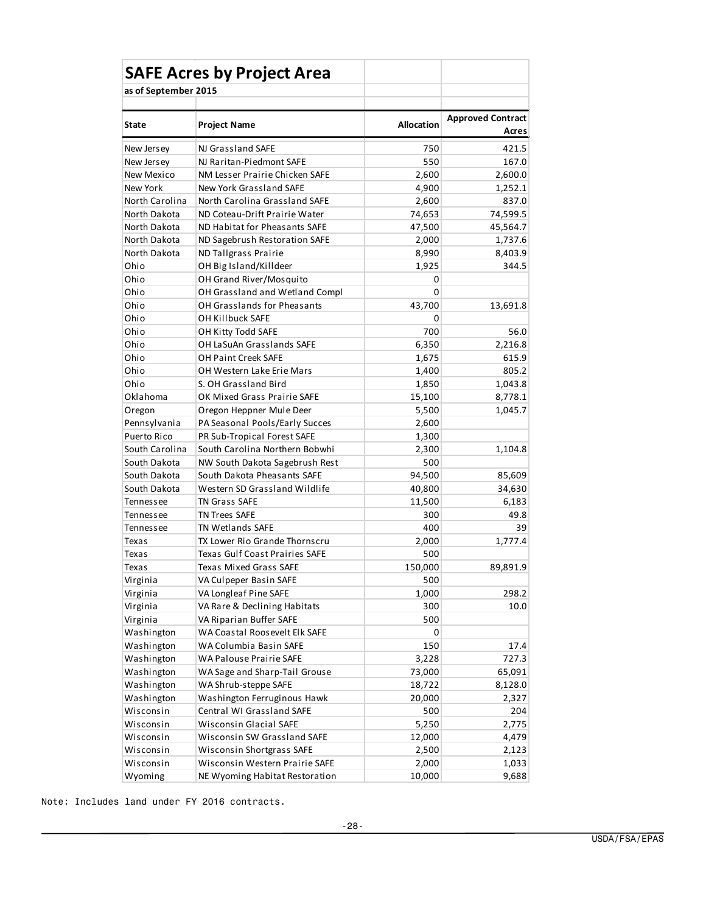## SAFE Acres by Project Area

**as of September 2015**

| State | Project Name | Allocation | Approved Contract Acres |
|---|---|---|---|
| New Jersey | NJ Grassland SAFE | 750 | 421.5 |
| New Jersey | NJ Raritan-Piedmont SAFE | 550 | 167.0 |
| New Mexico | NM Lesser Prairie Chicken SAFE | 2,600 | 2,600.0 |
| New York | New York Grassland SAFE | 4,900 | 1,252.1 |
| North Carolina | North Carolina Grassland SAFE | 2,600 | 837.0 |
| North Dakota | ND Coteau-Drift Prairie Water | 74,653 | 74,599.5 |
| North Dakota | ND Habitat for Pheasants SAFE | 47,500 | 45,564.7 |
| North Dakota | ND Sagebrush Restoration SAFE | 2,000 | 1,737.6 |
| North Dakota | ND Tallgrass Prairie | 8,990 | 8,403.9 |
| Ohio | OH Big Island/Killdeer | 1,925 | 344.5 |
| Ohio | OH Grand River/Mosquito | 0 | |
| Ohio | OH Grassland and Wetland Compl | 0 | |
| Ohio | OH Grasslands for Pheasants | 43,700 | 13,691.8 |
| Ohio | OH Killbuck SAFE | 0 | |
| Ohio | OH Kitty Todd SAFE | 700 | 56.0 |
| Ohio | OH LaSuAn Grasslands SAFE | 6,350 | 2,216.8 |
| Ohio | OH Paint Creek SAFE | 1,675 | 615.9 |
| Ohio | OH Western Lake Erie Mars | 1,400 | 805.2 |
| Ohio | S. OH Grassland Bird | 1,850 | 1,043.8 |
| Oklahoma | OK Mixed Grass Prairie SAFE | 15,100 | 8,778.1 |
| Oregon | Oregon Heppner Mule Deer | 5,500 | 1,045.7 |
| Pennsylvania | PA Seasonal Pools/Early Succes | 2,600 | |
| Puerto Rico | PR Sub-Tropical Forest SAFE | 1,300 | |
| South Carolina | South Carolina Northern Bobwhi | 2,300 | 1,104.8 |
| South Dakota | NW South Dakota Sagebrush Rest | 500 | |
| South Dakota | South Dakota Pheasants SAFE | 94,500 | 85,609 |
| South Dakota | Western SD Grassland Wildlife | 40,800 | 34,630 |
| Tennessee | TN Grass SAFE | 11,500 | 6,183 |
| Tennessee | TN Trees SAFE | 300 | 49.8 |
| Tennessee | TN Wetlands SAFE | 400 | 39 |
| Texas | TX Lower Rio Grande Thornscru | 2,000 | 1,777.4 |
| Texas | Texas Gulf Coast Prairies SAFE | 500 | |
| Texas | Texas Mixed Grass SAFE | 150,000 | 89,891.9 |
| Virginia | VA Culpeper Basin SAFE | 500 | |
| Virginia | VA Longleaf Pine SAFE | 1,000 | 298.2 |
| Virginia | VA Rare & Declining Habitats | 300 | 10.0 |
| Virginia | VA Riparian Buffer SAFE | 500 | |
| Washington | WA Coastal Roosevelt Elk SAFE | 0 | |
| Washington | WA Columbia Basin SAFE | 150 | 17.4 |
| Washington | WA Palouse Prairie SAFE | 3,228 | 727.3 |
| Washington | WA Sage and Sharp-Tail Grouse | 73,000 | 65,091 |
| Washington | WA Shrub-steppe SAFE | 18,722 | 8,128.0 |
| Washington | Washington Ferruginous Hawk | 20,000 | 2,327 |
| Wisconsin | Central WI Grassland SAFE | 500 | 204 |
| Wisconsin | Wisconsin Glacial SAFE | 5,250 | 2,775 |
| Wisconsin | Wisconsin SW Grassland SAFE | 12,000 | 4,479 |
| Wisconsin | Wisconsin Shortgrass SAFE | 2,500 | 2,123 |
| Wisconsin | Wisconsin Western Prairie SAFE | 2,000 | 1,033 |
| Wyoming | NE Wyoming Habitat Restoration | 10,000 | 9,688 |

Note: Includes land under FY 2016 contracts.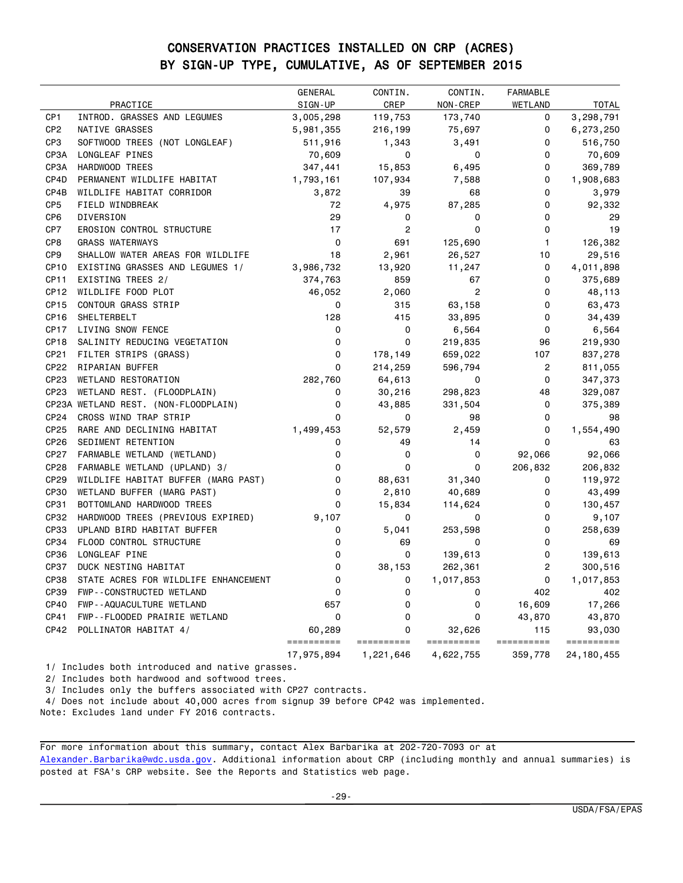# CONSERVATION PRACTICES INSTALLED ON CRP (ACRES) BY SIGN-UP TYPE, CUMULATIVE, AS OF SEPTEMBER 2015

| | PRACTICE | GENERAL SIGN-UP | CONTIN. CREP | CONTIN. NON-CREP | FARMABLE WETLAND | TOTAL |
|---|---|---|---|---|---|---|
| CP1 | INTROD. GRASSES AND LEGUMES | 3,005,298 | 119,753 | 173,740 | 0 | 3,298,791 |
| CP2 | NATIVE GRASSES | 5,981,355 | 216,199 | 75,697 | 0 | 6,273,250 |
| CP3 | SOFTWOOD TREES (NOT LONGLEAF) | 511,916 | 1,343 | 3,491 | 0 | 516,750 |
| CP3A | LONGLEAF PINES | 70,609 | 0 | 0 | 0 | 70,609 |
| CP3A | HARDWOOD TREES | 347,441 | 15,853 | 6,495 | 0 | 369,789 |
| CP4D | PERMANENT WILDLIFE HABITAT | 1,793,161 | 107,934 | 7,588 | 0 | 1,908,683 |
| CP4B | WILDLIFE HABITAT CORRIDOR | 3,872 | 39 | 68 | 0 | 3,979 |
| CP5 | FIELD WINDBREAK | 72 | 4,975 | 87,285 | 0 | 92,332 |
| CP6 | DIVERSION | 29 | 0 | 0 | 0 | 29 |
| CP7 | EROSION CONTROL STRUCTURE | 17 | 2 | 0 | 0 | 19 |
| CP8 | GRASS WATERWAYS | 0 | 691 | 125,690 | 1 | 126,382 |
| CP9 | SHALLOW WATER AREAS FOR WILDLIFE | 18 | 2,961 | 26,527 | 10 | 29,516 |
| CP10 | EXISTING GRASSES AND LEGUMES 1/ | 3,986,732 | 13,920 | 11,247 | 0 | 4,011,898 |
| CP11 | EXISTING TREES 2/ | 374,763 | 859 | 67 | 0 | 375,689 |
| CP12 | WILDLIFE FOOD PLOT | 46,052 | 2,060 | 2 | 0 | 48,113 |
| CP15 | CONTOUR GRASS STRIP | 0 | 315 | 63,158 | 0 | 63,473 |
| CP16 | SHELTERBELT | 128 | 415 | 33,895 | 0 | 34,439 |
| CP17 | LIVING SNOW FENCE | 0 | 0 | 6,564 | 0 | 6,564 |
| CP18 | SALINITY REDUCING VEGETATION | 0 | 0 | 219,835 | 96 | 219,930 |
| CP21 | FILTER STRIPS (GRASS) | 0 | 178,149 | 659,022 | 107 | 837,278 |
| CP22 | RIPARIAN BUFFER | 0 | 214,259 | 596,794 | 2 | 811,055 |
| CP23 | WETLAND RESTORATION | 282,760 | 64,613 | 0 | 0 | 347,373 |
| CP23 | WETLAND REST. (FLOODPLAIN) | 0 | 30,216 | 298,823 | 48 | 329,087 |
| CP23A | WETLAND REST. (NON-FLOODPLAIN) | 0 | 43,885 | 331,504 | 0 | 375,389 |
| CP24 | CROSS WIND TRAP STRIP | 0 | 0 | 98 | 0 | 98 |
| CP25 | RARE AND DECLINING HABITAT | 1,499,453 | 52,579 | 2,459 | 0 | 1,554,490 |
| CP26 | SEDIMENT RETENTION | 0 | 49 | 14 | 0 | 63 |
| CP27 | FARMABLE WETLAND (WETLAND) | 0 | 0 | 0 | 92,066 | 92,066 |
| CP28 | FARMABLE WETLAND (UPLAND) 3/ | 0 | 0 | 0 | 206,832 | 206,832 |
| CP29 | WILDLIFE HABITAT BUFFER (MARG PAST) | 0 | 88,631 | 31,340 | 0 | 119,972 |
| CP30 | WETLAND BUFFER (MARG PAST) | 0 | 2,810 | 40,689 | 0 | 43,499 |
| CP31 | BOTTOMLAND HARDWOOD TREES | 0 | 15,834 | 114,624 | 0 | 130,457 |
| CP32 | HARDWOOD TREES (PREVIOUS EXPIRED) | 9,107 | 0 | 0 | 0 | 9,107 |
| CP33 | UPLAND BIRD HABITAT BUFFER | 0 | 5,041 | 253,598 | 0 | 258,639 |
| CP34 | FLOOD CONTROL STRUCTURE | 0 | 69 | 0 | 0 | 69 |
| CP36 | LONGLEAF PINE | 0 | 0 | 139,613 | 0 | 139,613 |
| CP37 | DUCK NESTING HABITAT | 0 | 38,153 | 262,361 | 2 | 300,516 |
| CP38 | STATE ACRES FOR WILDLIFE ENHANCEMENT | 0 | 0 | 1,017,853 | 0 | 1,017,853 |
| CP39 | FWP--CONSTRUCTED WETLAND | 0 | 0 | 0 | 402 | 402 |
| CP40 | FWP--AQUACULTURE WETLAND | 657 | 0 | 0 | 16,609 | 17,266 |
| CP41 | FWP--FLOODED PRAIRIE WETLAND | 0 | 0 | 0 | 43,870 | 43,870 |
| CP42 | POLLINATOR HABITAT 4/ | 60,289 | 0 | 32,626 | 115 | 93,030 |
| | | 17,975,894 | 1,221,646 | 4,622,755 | 359,778 | 24,180,455 |

1/ Includes both introduced and native grasses.

2/ Includes both hardwood and softwood trees.

3/ Includes only the buffers associated with CP27 contracts.

4/ Does not include about 40,000 acres from signup 39 before CP42 was implemented.

Note: Excludes land under FY 2016 contracts.

For more information about this summary, contact Alex Barbarika at 202-720-7093 or at Alexander.Barbarika@wdc.usda.gov. Additional information about CRP (including monthly and annual summaries) is posted at FSA's CRP website. See the Reports and Statistics web page.

USDA/FSA/EPAS